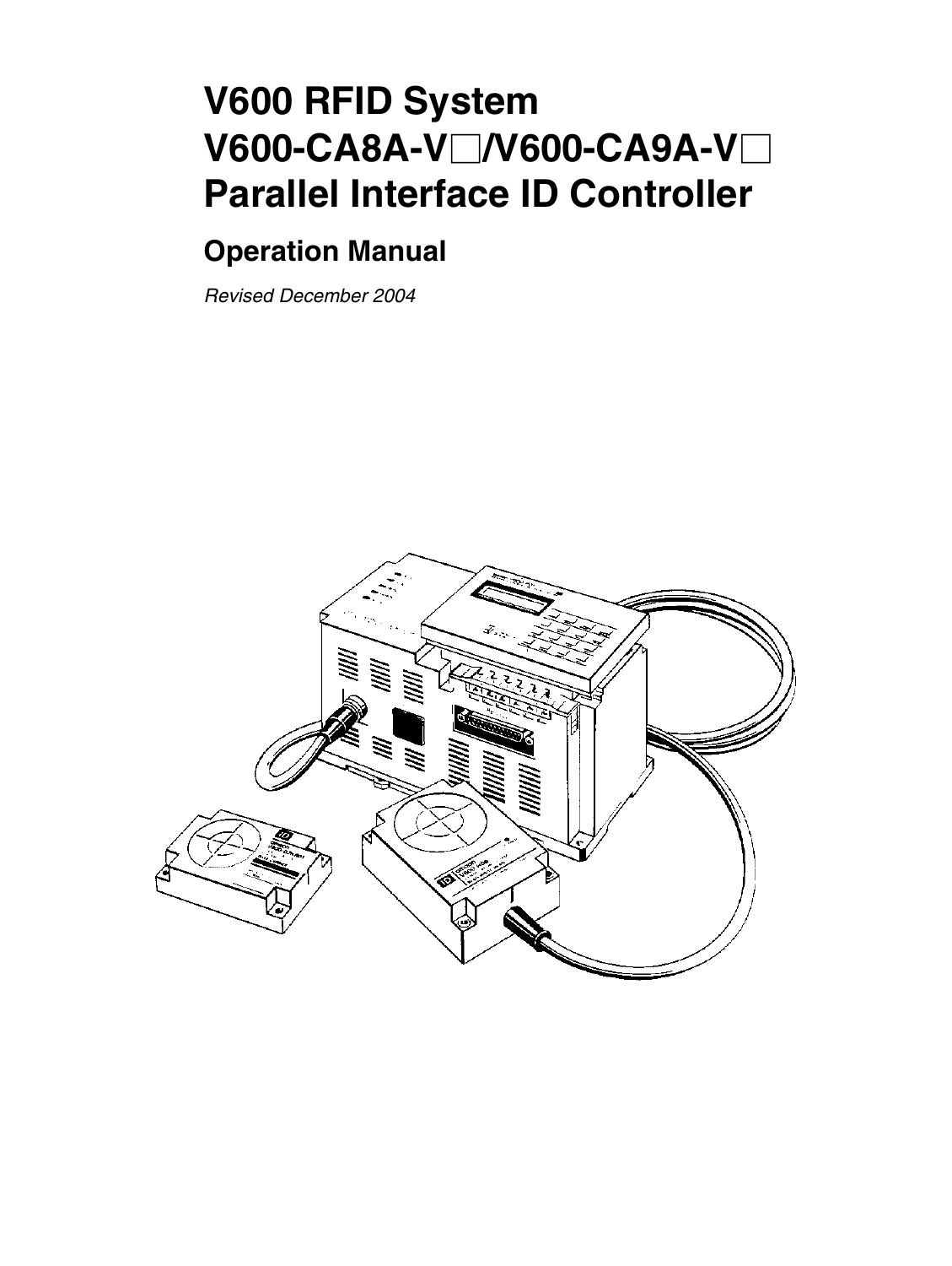# V600 RFID System
# V600-CA8A-V□/V600-CA9A-V□
# Parallel Interface ID Controller

## Operation Manual

*Revised December 2004*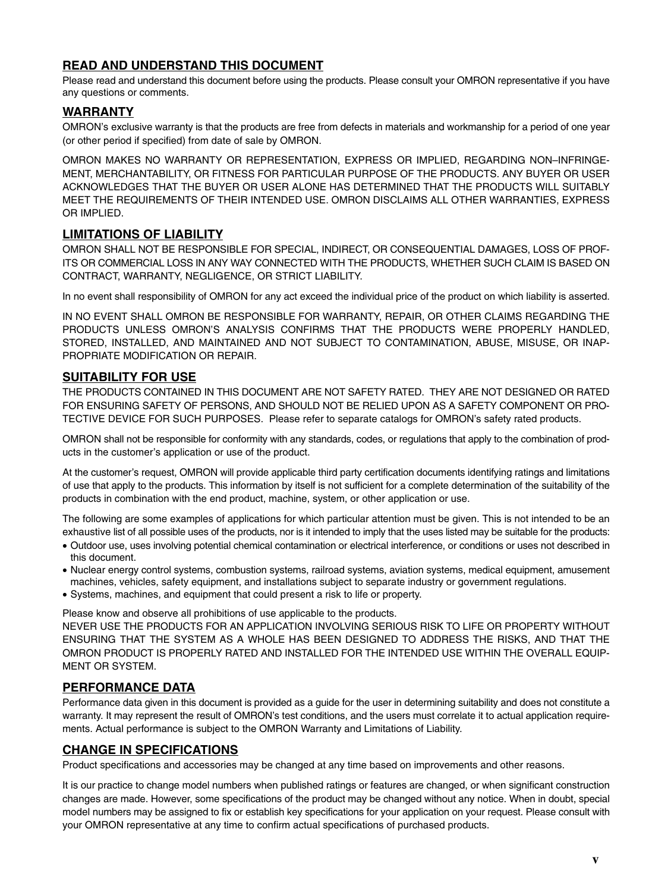## READ AND UNDERSTAND THIS DOCUMENT

Please read and understand this document before using the products. Please consult your OMRON representative if you have any questions or comments.

## WARRANTY

OMRON's exclusive warranty is that the products are free from defects in materials and workmanship for a period of one year (or other period if specified) from date of sale by OMRON.

OMRON MAKES NO WARRANTY OR REPRESENTATION, EXPRESS OR IMPLIED, REGARDING NON–INFRINGEMENT, MERCHANTABILITY, OR FITNESS FOR PARTICULAR PURPOSE OF THE PRODUCTS. ANY BUYER OR USER ACKNOWLEDGES THAT THE BUYER OR USER ALONE HAS DETERMINED THAT THE PRODUCTS WILL SUITABLY MEET THE REQUIREMENTS OF THEIR INTENDED USE. OMRON DISCLAIMS ALL OTHER WARRANTIES, EXPRESS OR IMPLIED.

## LIMITATIONS OF LIABILITY

OMRON SHALL NOT BE RESPONSIBLE FOR SPECIAL, INDIRECT, OR CONSEQUENTIAL DAMAGES, LOSS OF PROFITS OR COMMERCIAL LOSS IN ANY WAY CONNECTED WITH THE PRODUCTS, WHETHER SUCH CLAIM IS BASED ON CONTRACT, WARRANTY, NEGLIGENCE, OR STRICT LIABILITY.

In no event shall responsibility of OMRON for any act exceed the individual price of the product on which liability is asserted.

IN NO EVENT SHALL OMRON BE RESPONSIBLE FOR WARRANTY, REPAIR, OR OTHER CLAIMS REGARDING THE PRODUCTS UNLESS OMRON'S ANALYSIS CONFIRMS THAT THE PRODUCTS WERE PROPERLY HANDLED, STORED, INSTALLED, AND MAINTAINED AND NOT SUBJECT TO CONTAMINATION, ABUSE, MISUSE, OR INAPPROPRIATE MODIFICATION OR REPAIR.

## SUITABILITY FOR USE

THE PRODUCTS CONTAINED IN THIS DOCUMENT ARE NOT SAFETY RATED. THEY ARE NOT DESIGNED OR RATED FOR ENSURING SAFETY OF PERSONS, AND SHOULD NOT BE RELIED UPON AS A SAFETY COMPONENT OR PROTECTIVE DEVICE FOR SUCH PURPOSES. Please refer to separate catalogs for OMRON's safety rated products.

OMRON shall not be responsible for conformity with any standards, codes, or regulations that apply to the combination of products in the customer's application or use of the product.

At the customer's request, OMRON will provide applicable third party certification documents identifying ratings and limitations of use that apply to the products. This information by itself is not sufficient for a complete determination of the suitability of the products in combination with the end product, machine, system, or other application or use.

The following are some examples of applications for which particular attention must be given. This is not intended to be an exhaustive list of all possible uses of the products, nor is it intended to imply that the uses listed may be suitable for the products:

- Outdoor use, uses involving potential chemical contamination or electrical interference, or conditions or uses not described in this document.
- Nuclear energy control systems, combustion systems, railroad systems, aviation systems, medical equipment, amusement machines, vehicles, safety equipment, and installations subject to separate industry or government regulations.
- Systems, machines, and equipment that could present a risk to life or property.

Please know and observe all prohibitions of use applicable to the products.

NEVER USE THE PRODUCTS FOR AN APPLICATION INVOLVING SERIOUS RISK TO LIFE OR PROPERTY WITHOUT ENSURING THAT THE SYSTEM AS A WHOLE HAS BEEN DESIGNED TO ADDRESS THE RISKS, AND THAT THE OMRON PRODUCT IS PROPERLY RATED AND INSTALLED FOR THE INTENDED USE WITHIN THE OVERALL EQUIPMENT OR SYSTEM.

## PERFORMANCE DATA

Performance data given in this document is provided as a guide for the user in determining suitability and does not constitute a warranty. It may represent the result of OMRON's test conditions, and the users must correlate it to actual application requirements. Actual performance is subject to the OMRON Warranty and Limitations of Liability.

## CHANGE IN SPECIFICATIONS

Product specifications and accessories may be changed at any time based on improvements and other reasons.

It is our practice to change model numbers when published ratings or features are changed, or when significant construction changes are made. However, some specifications of the product may be changed without any notice. When in doubt, special model numbers may be assigned to fix or establish key specifications for your application on your request. Please consult with your OMRON representative at any time to confirm actual specifications of purchased products.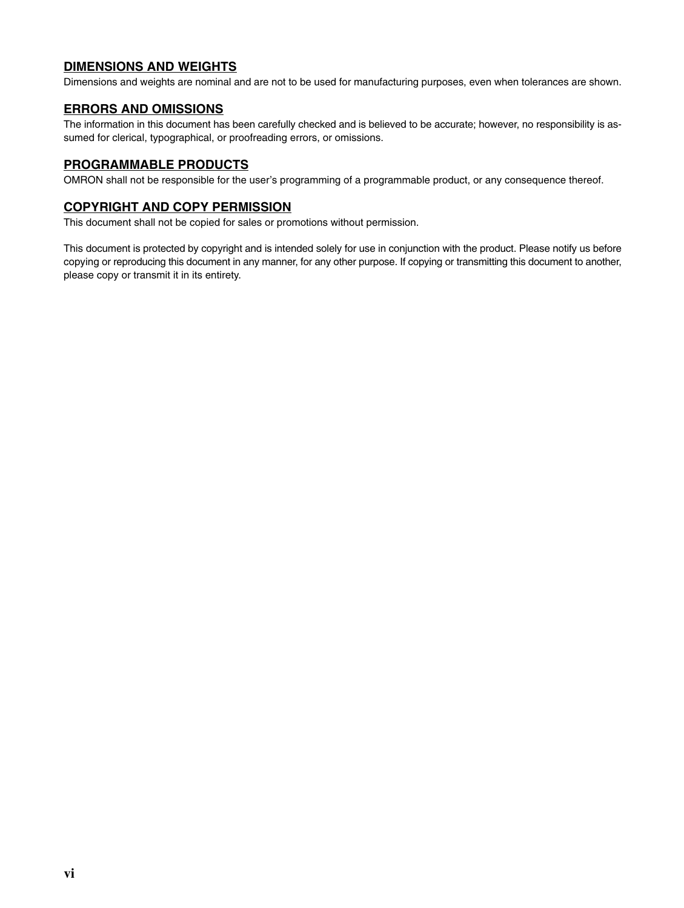## DIMENSIONS AND WEIGHTS

Dimensions and weights are nominal and are not to be used for manufacturing purposes, even when tolerances are shown.

## ERRORS AND OMISSIONS

The information in this document has been carefully checked and is believed to be accurate; however, no responsibility is assumed for clerical, typographical, or proofreading errors, or omissions.

## PROGRAMMABLE PRODUCTS

OMRON shall not be responsible for the user's programming of a programmable product, or any consequence thereof.

## COPYRIGHT AND COPY PERMISSION

This document shall not be copied for sales or promotions without permission.

This document is protected by copyright and is intended solely for use in conjunction with the product. Please notify us before copying or reproducing this document in any manner, for any other purpose. If copying or transmitting this document to another, please copy or transmit it in its entirety.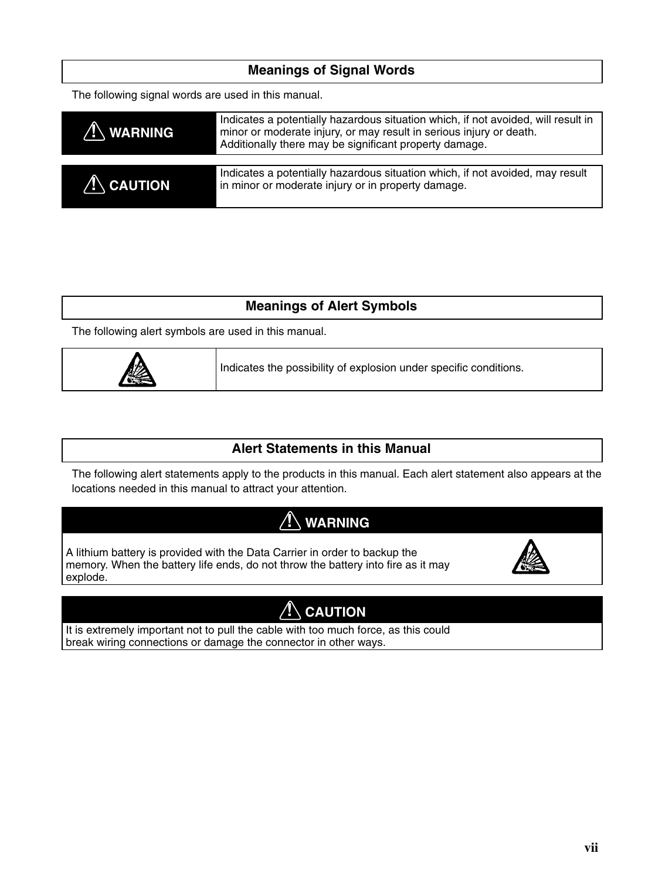## Meanings of Signal Words

The following signal words are used in this manual.

| | |
|---|---|
| **⚠ WARNING** | Indicates a potentially hazardous situation which, if not avoided, will result in minor or moderate injury, or may result in serious injury or death. Additionally there may be significant property damage. |

| | |
|---|---|
| **⚠ CAUTION** | Indicates a potentially hazardous situation which, if not avoided, may result in minor or moderate injury or in property damage. |

## Meanings of Alert Symbols

The following alert symbols are used in this manual.

| | |
|---|---|
| | Indicates the possibility of explosion under specific conditions. |

## Alert Statements in this Manual

The following alert statements apply to the products in this manual. Each alert statement also appears at the locations needed in this manual to attract your attention.

**⚠ WARNING**

A lithium battery is provided with the Data Carrier in order to backup the memory. When the battery life ends, do not throw the battery into fire as it may explode.

**⚠ CAUTION**

It is extremely important not to pull the cable with too much force, as this could break wiring connections or damage the connector in other ways.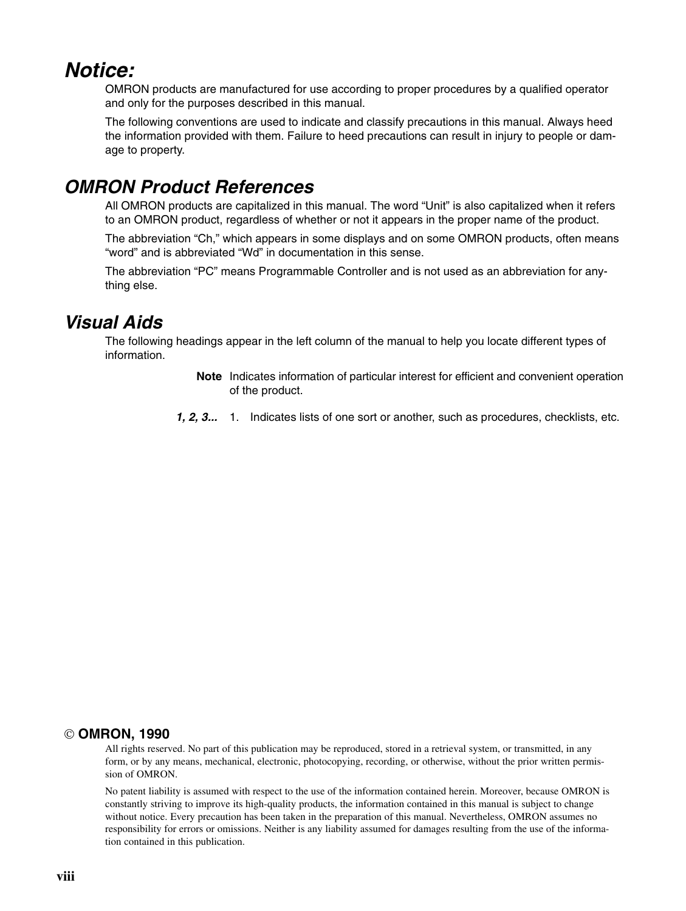## *Notice:*

OMRON products are manufactured for use according to proper procedures by a qualified operator and only for the purposes described in this manual.

The following conventions are used to indicate and classify precautions in this manual. Always heed the information provided with them. Failure to heed precautions can result in injury to people or damage to property.

## *OMRON Product References*

All OMRON products are capitalized in this manual. The word "Unit" is also capitalized when it refers to an OMRON product, regardless of whether or not it appears in the proper name of the product.

The abbreviation "Ch," which appears in some displays and on some OMRON products, often means "word" and is abbreviated "Wd" in documentation in this sense.

The abbreviation "PC" means Programmable Controller and is not used as an abbreviation for anything else.

## *Visual Aids*

The following headings appear in the left column of the manual to help you locate different types of information.

**Note** Indicates information of particular interest for efficient and convenient operation of the product.

***1, 2, 3...*** 1. Indicates lists of one sort or another, such as procedures, checklists, etc.

**© OMRON, 1990**

All rights reserved. No part of this publication may be reproduced, stored in a retrieval system, or transmitted, in any form, or by any means, mechanical, electronic, photocopying, recording, or otherwise, without the prior written permission of OMRON.

No patent liability is assumed with respect to the use of the information contained herein. Moreover, because OMRON is constantly striving to improve its high-quality products, the information contained in this manual is subject to change without notice. Every precaution has been taken in the preparation of this manual. Nevertheless, OMRON assumes no responsibility for errors or omissions. Neither is any liability assumed for damages resulting from the use of the information contained in this publication.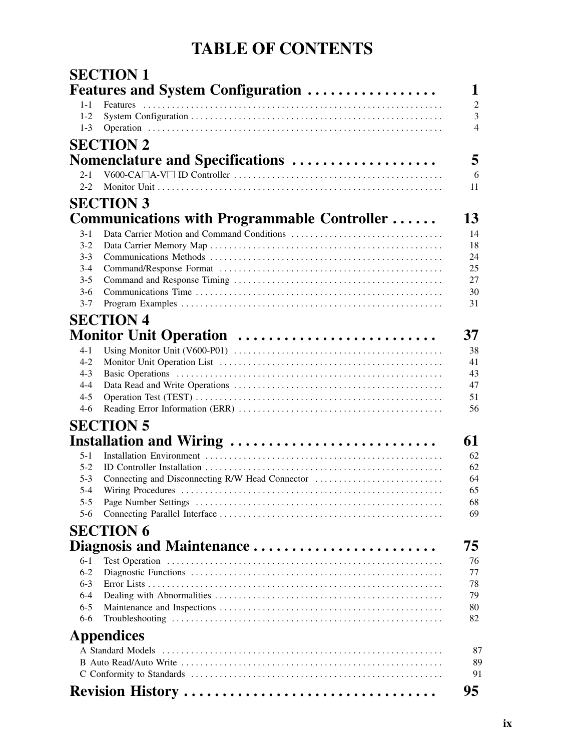# TABLE OF CONTENTS

## SECTION 1 Features and System Configuration ................. 1

1-1 Features ............ 2
1-2 System Configuration ............ 3
1-3 Operation ............ 4

## SECTION 2 Nomenclature and Specifications ................... 5

2-1 V600-CA□A-V□ ID Controller ............ 6
2-2 Monitor Unit ............ 11

## SECTION 3 Communications with Programmable Controller ...... 13

3-1 Data Carrier Motion and Command Conditions ............ 14
3-2 Data Carrier Memory Map ............ 18
3-3 Communications Methods ............ 24
3-4 Command/Response Format ............ 25
3-5 Command and Response Timing ............ 27
3-6 Communications Time ............ 30
3-7 Program Examples ............ 31

## SECTION 4 Monitor Unit Operation ......................... 37

4-1 Using Monitor Unit (V600-P01) ............ 38
4-2 Monitor Unit Operation List ............ 41
4-3 Basic Operations ............ 43
4-4 Data Read and Write Operations ............ 47
4-5 Operation Test (TEST) ............ 51
4-6 Reading Error Information (ERR) ............ 56

## SECTION 5 Installation and Wiring .......................... 61

5-1 Installation Environment ............ 62
5-2 ID Controller Installation ............ 62
5-3 Connecting and Disconnecting R/W Head Connector ............ 64
5-4 Wiring Procedures ............ 65
5-5 Page Number Settings ............ 68
5-6 Connecting Parallel Interface ............ 69

## SECTION 6 Diagnosis and Maintenance ....................... 75

6-1 Test Operation ............ 76
6-2 Diagnostic Functions ............ 77
6-3 Error Lists ............ 78
6-4 Dealing with Abnormalities ............ 79
6-5 Maintenance and Inspections ............ 80
6-6 Troubleshooting ............ 82

## Appendices

A Standard Models ............ 87
B Auto Read/Auto Write ............ 89
C Conformity to Standards ............ 91

## Revision History ................................ 95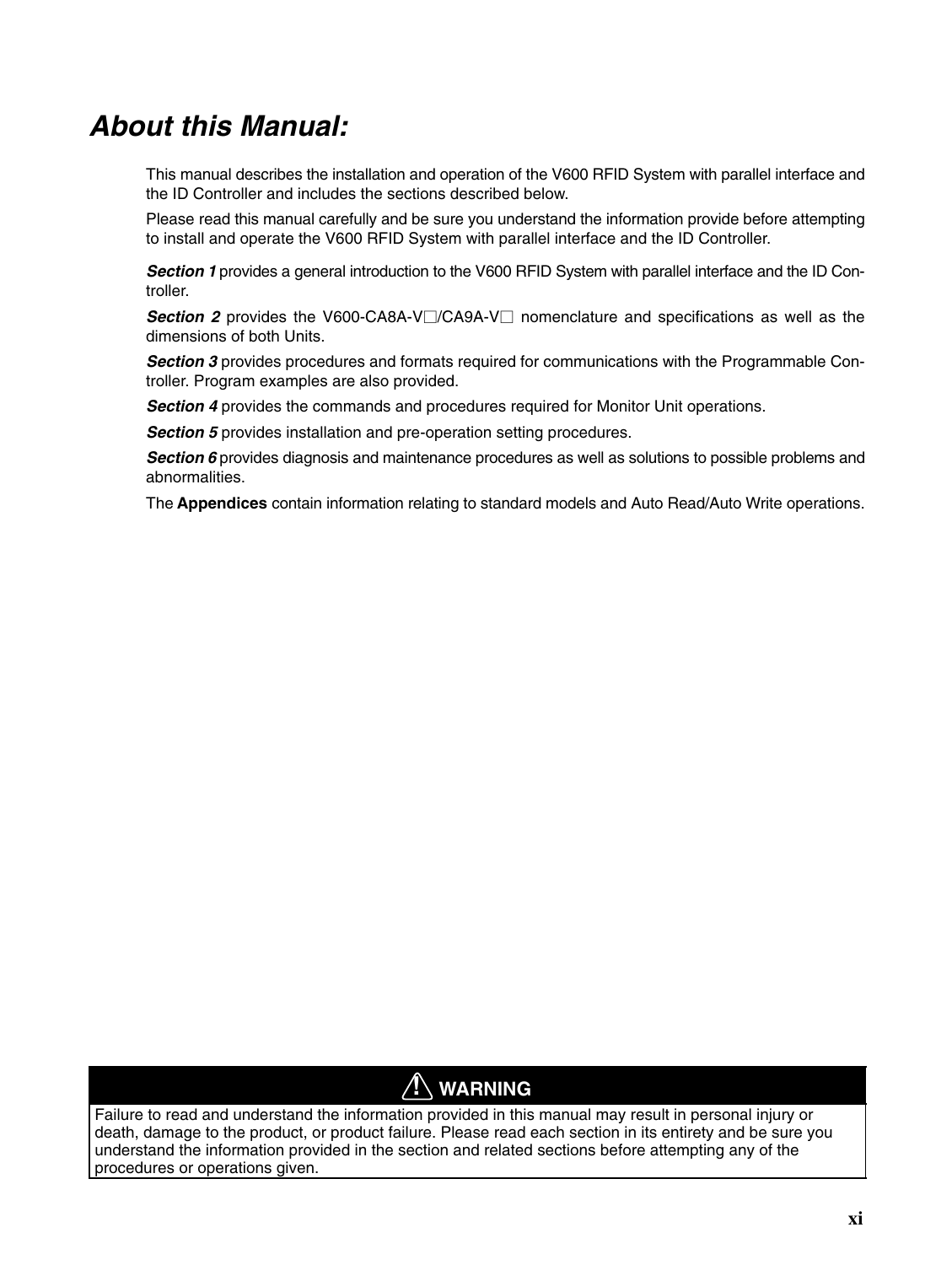# About this Manual:

This manual describes the installation and operation of the V600 RFID System with parallel interface and the ID Controller and includes the sections described below.

Please read this manual carefully and be sure you understand the information provide before attempting to install and operate the V600 RFID System with parallel interface and the ID Controller.

***Section 1*** provides a general introduction to the V600 RFID System with parallel interface and the ID Controller.

***Section 2*** provides the V600-CA8A-V□/CA9A-V□ nomenclature and specifications as well as the dimensions of both Units.

***Section 3*** provides procedures and formats required for communications with the Programmable Controller. Program examples are also provided.

***Section 4*** provides the commands and procedures required for Monitor Unit operations.

***Section 5*** provides installation and pre-operation setting procedures.

***Section 6*** provides diagnosis and maintenance procedures as well as solutions to possible problems and abnormalities.

The **Appendices** contain information relating to standard models and Auto Read/Auto Write operations.

| ! WARNING |
| --- |
| Failure to read and understand the information provided in this manual may result in personal injury or death, damage to the product, or product failure. Please read each section in its entirety and be sure you understand the information provided in the section and related sections before attempting any of the procedures or operations given. |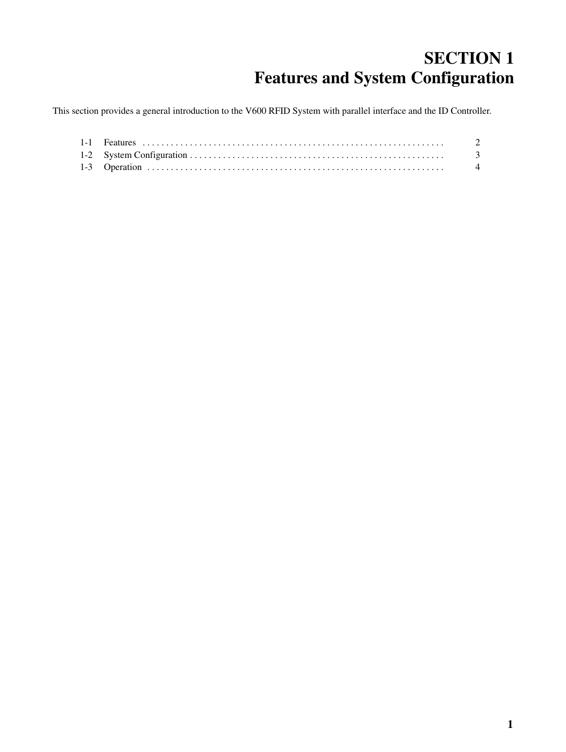# SECTION 1
# Features and System Configuration

This section provides a general introduction to the V600 RFID System with parallel interface and the ID Controller.

1-1 Features . . . . . . . . . . . . . . . . . . . . . . . . . . . . . . . . . . . . . . . . . . . . . . . . . . . . . . . . . . . . . . . . 2

1-2 System Configuration . . . . . . . . . . . . . . . . . . . . . . . . . . . . . . . . . . . . . . . . . . . . . . . . . . . . . . 3

1-3 Operation . . . . . . . . . . . . . . . . . . . . . . . . . . . . . . . . . . . . . . . . . . . . . . . . . . . . . . . . . . . . . . . . 4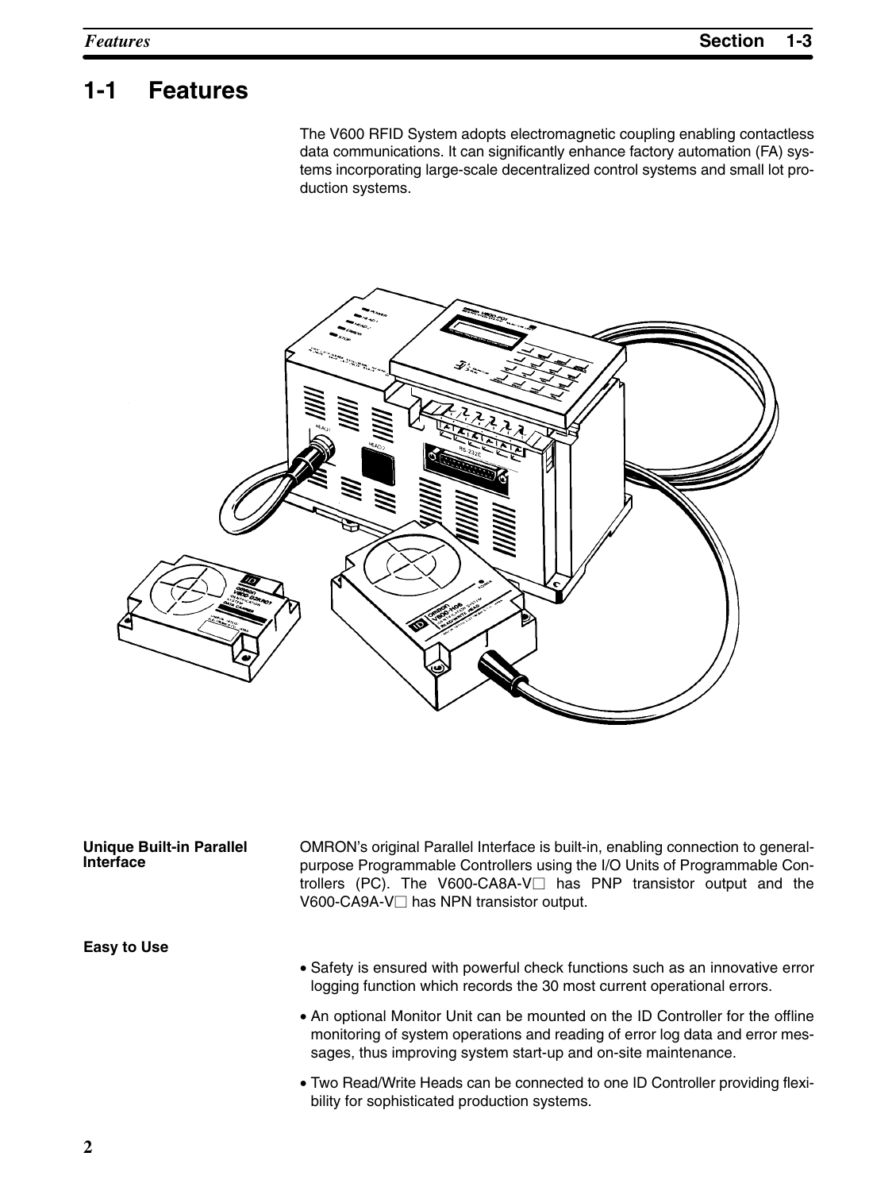## 1-1 Features

The V600 RFID System adopts electromagnetic coupling enabling contactless data communications. It can significantly enhance factory automation (FA) systems incorporating large-scale decentralized control systems and small lot production systems.

**Unique Built-in Parallel Interface**

OMRON's original Parallel Interface is built-in, enabling connection to general-purpose Programmable Controllers using the I/O Units of Programmable Controllers (PC). The V600-CA8A-V□ has PNP transistor output and the V600-CA9A-V□ has NPN transistor output.

**Easy to Use**

- Safety is ensured with powerful check functions such as an innovative error logging function which records the 30 most current operational errors.
- An optional Monitor Unit can be mounted on the ID Controller for the offline monitoring of system operations and reading of error log data and error messages, thus improving system start-up and on-site maintenance.
- Two Read/Write Heads can be connected to one ID Controller providing flexibility for sophisticated production systems.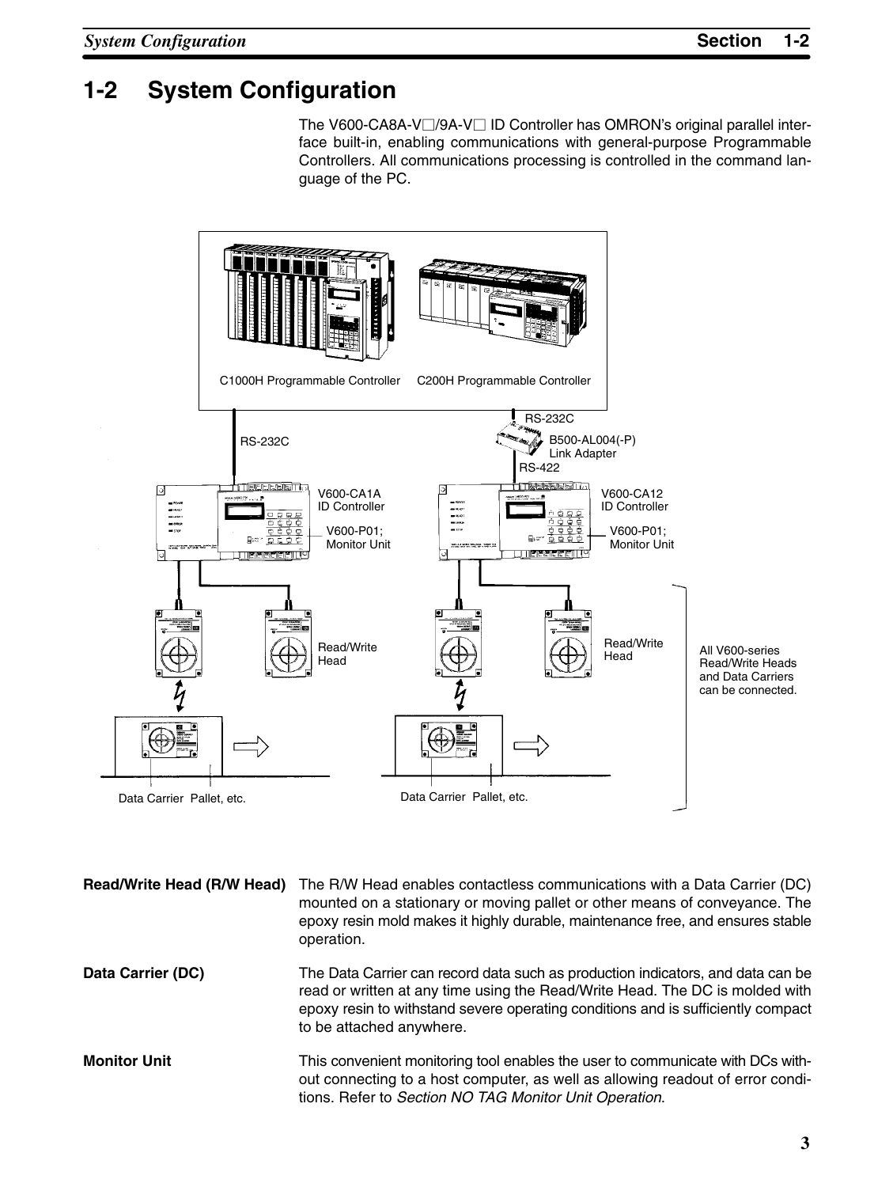# 1-2 System Configuration

The V600-CA8A-V□/9A-V□ ID Controller has OMRON's original parallel interface built-in, enabling communications with general-purpose Programmable Controllers. All communications processing is controlled in the command language of the PC.

C1000H Programmable Controller

C200H Programmable Controller

RS-232C

RS-232C

B500-AL004(-P) Link Adapter

RS-422

V600-CA1A ID Controller

V600-P01; Monitor Unit

V600-CA12 ID Controller

V600-P01; Monitor Unit

Read/Write Head

Read/Write Head

All V600-series Read/Write Heads and Data Carriers can be connected.

Data Carrier Pallet, etc.

Data Carrier Pallet, etc.

**Read/Write Head (R/W Head)** The R/W Head enables contactless communications with a Data Carrier (DC) mounted on a stationary or moving pallet or other means of conveyance. The epoxy resin mold makes it highly durable, maintenance free, and ensures stable operation.

**Data Carrier (DC)** The Data Carrier can record data such as production indicators, and data can be read or written at any time using the Read/Write Head. The DC is molded with epoxy resin to withstand severe operating conditions and is sufficiently compact to be attached anywhere.

**Monitor Unit** This convenient monitoring tool enables the user to communicate with DCs without connecting to a host computer, as well as allowing readout of error conditions. Refer to *Section NO TAG Monitor Unit Operation*.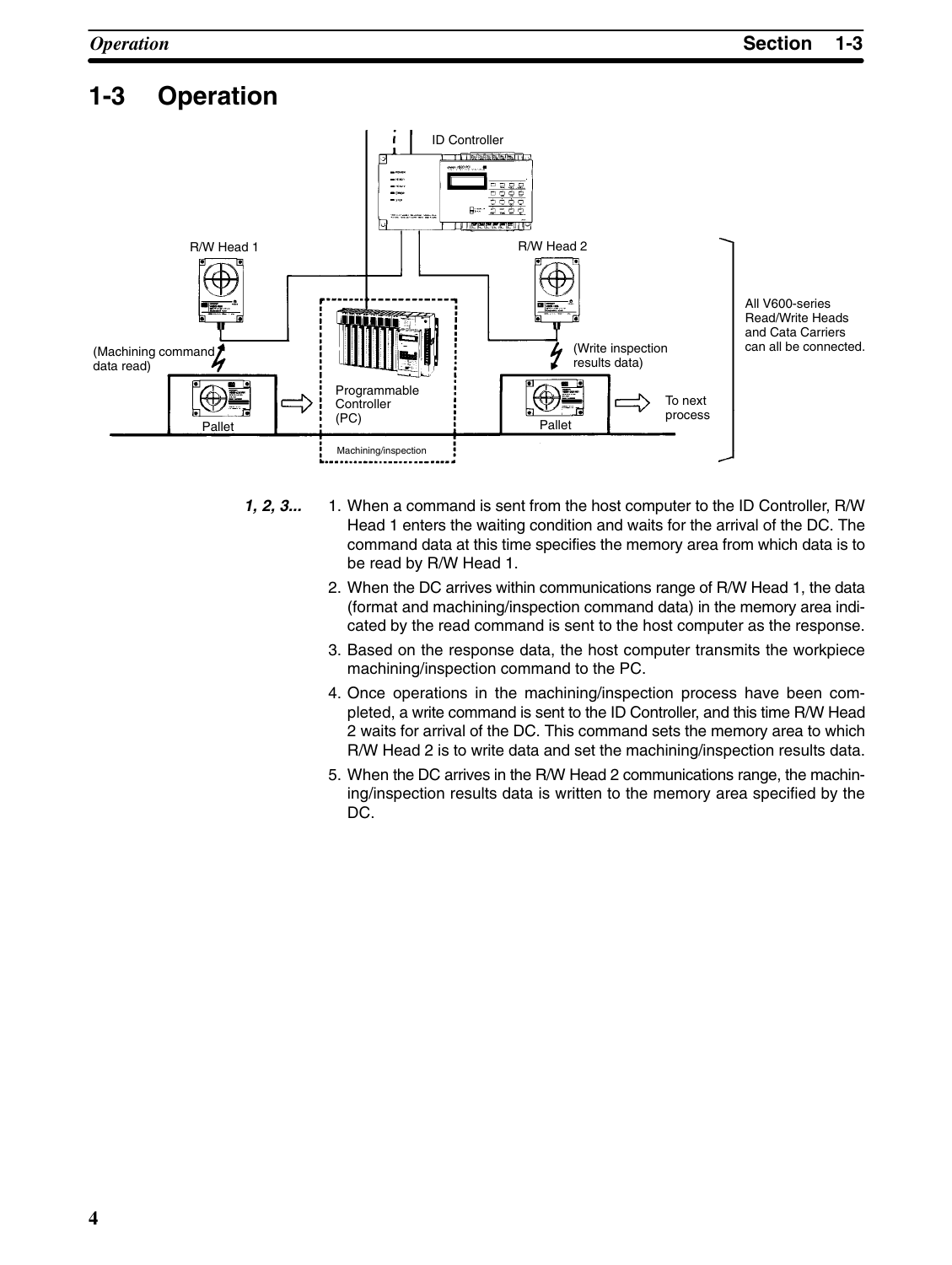# 1-3 Operation

ID Controller

R/W Head 1

R/W Head 2

All V600-series Read/Write Heads and Cata Carriers can all be connected.

(Machining command data read)

(Write inspection results data)

Programmable Controller (PC)

Pallet

Pallet

To next process

Machining/inspection

*1, 2, 3...*

1. When a command is sent from the host computer to the ID Controller, R/W Head 1 enters the waiting condition and waits for the arrival of the DC. The command data at this time specifies the memory area from which data is to be read by R/W Head 1.
2. When the DC arrives within communications range of R/W Head 1, the data (format and machining/inspection command data) in the memory area indicated by the read command is sent to the host computer as the response.
3. Based on the response data, the host computer transmits the workpiece machining/inspection command to the PC.
4. Once operations in the machining/inspection process have been completed, a write command is sent to the ID Controller, and this time R/W Head 2 waits for arrival of the DC. This command sets the memory area to which R/W Head 2 is to write data and set the machining/inspection results data.
5. When the DC arrives in the R/W Head 2 communications range, the machining/inspection results data is written to the memory area specified by the DC.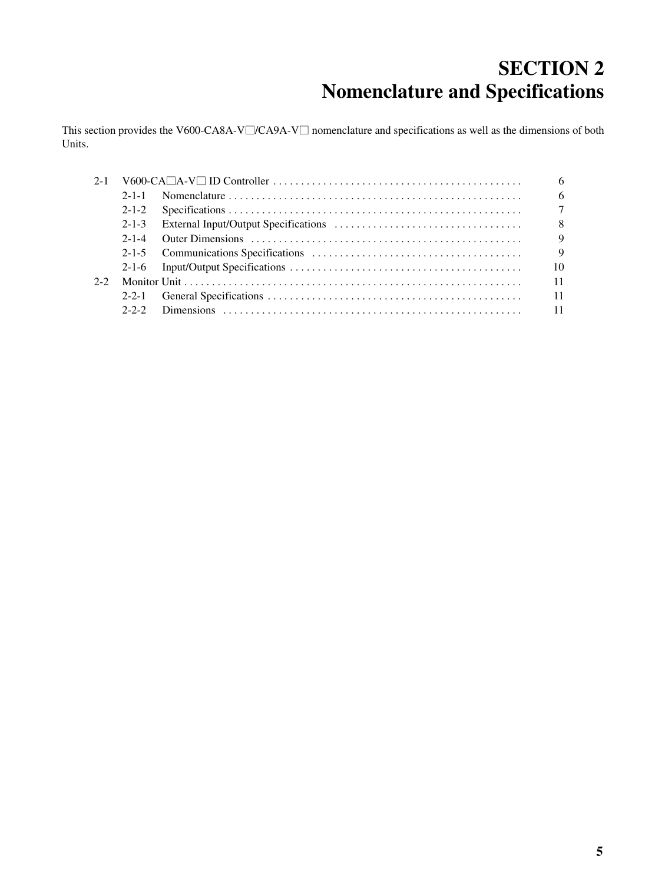# SECTION 2
# Nomenclature and Specifications

This section provides the V600-CA8A-V□/CA9A-V□ nomenclature and specifications as well as the dimensions of both Units.

| | | | |
|---|---|---|---|
| 2-1 | V600-CA□A-V□ ID Controller | | 6 |
| | 2-1-1 | Nomenclature | 6 |
| | 2-1-2 | Specifications | 7 |
| | 2-1-3 | External Input/Output Specifications | 8 |
| | 2-1-4 | Outer Dimensions | 9 |
| | 2-1-5 | Communications Specifications | 9 |
| | 2-1-6 | Input/Output Specifications | 10 |
| 2-2 | Monitor Unit | | 11 |
| | 2-2-1 | General Specifications | 11 |
| | 2-2-2 | Dimensions | 11 |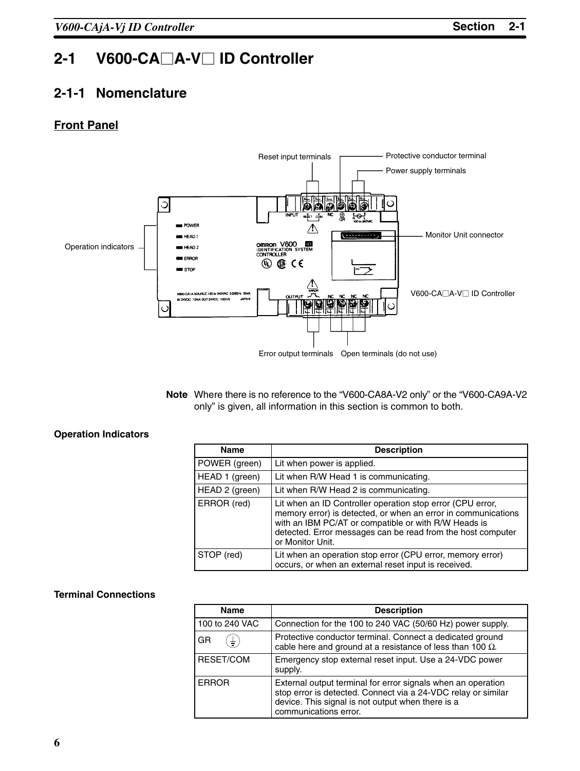## 2-1 V600-CA□A-V□ ID Controller

### 2-1-1 Nomenclature

#### Front Panel

Reset input terminals

Protective conductor terminal

Power supply terminals

Monitor Unit connector

Operation indicators

V600-CA□A-V□ ID Controller

Error output terminals

Open terminals (do not use)

**Note** Where there is no reference to the "V600-CA8A-V2 only" or the "V600-CA9A-V2 only" is given, all information in this section is common to both.

**Operation Indicators**

| Name | Description |
|---|---|
| POWER (green) | Lit when power is applied. |
| HEAD 1 (green) | Lit when R/W Head 1 is communicating. |
| HEAD 2 (green) | Lit when R/W Head 2 is communicating. |
| ERROR (red) | Lit when an ID Controller operation stop error (CPU error, memory error) is detected, or when an error in communications with an IBM PC/AT or compatible or with R/W Heads is detected. Error messages can be read from the host computer or Monitor Unit. |
| STOP (red) | Lit when an operation stop error (CPU error, memory error) occurs, or when an external reset input is received. |

**Terminal Connections**

| Name | Description |
|---|---|
| 100 to 240 VAC | Connection for the 100 to 240 VAC (50/60 Hz) power supply. |
| GR ⏚ | Protective conductor terminal. Connect a dedicated ground cable here and ground at a resistance of less than 100 Ω. |
| RESET/COM | Emergency stop external reset input. Use a 24-VDC power supply. |
| ERROR | External output terminal for error signals when an operation stop error is detected. Connect via a 24-VDC relay or similar device. This signal is not output when there is a communications error. |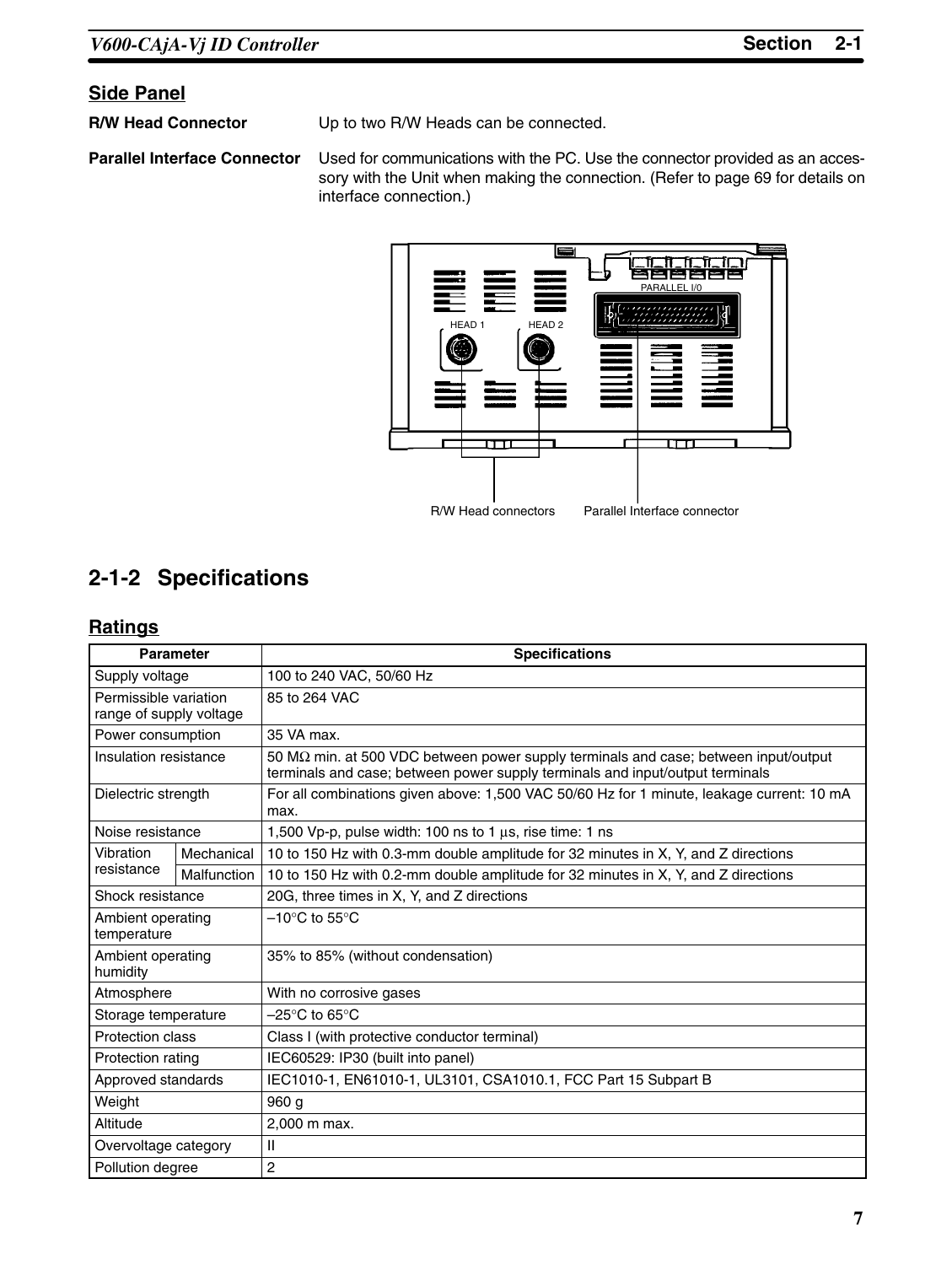## Side Panel

**R/W Head Connector**

Up to two R/W Heads can be connected.

**Parallel Interface Connector**

Used for communications with the PC. Use the connector provided as an accessory with the Unit when making the connection. (Refer to page 69 for details on interface connection.)

R/W Head connectors    Parallel Interface connector

## 2-1-2 Specifications

### Ratings

| Parameter | | Specifications |
|---|---|---|
| Supply voltage | | 100 to 240 VAC, 50/60 Hz |
| Permissible variation range of supply voltage | | 85 to 264 VAC |
| Power consumption | | 35 VA max. |
| Insulation resistance | | 50 MΩ min. at 500 VDC between power supply terminals and case; between input/output terminals and case; between power supply terminals and input/output terminals |
| Dielectric strength | | For all combinations given above: 1,500 VAC 50/60 Hz for 1 minute, leakage current: 10 mA max. |
| Noise resistance | | 1,500 Vp-p, pulse width: 100 ns to 1 µs, rise time: 1 ns |
| Vibration resistance | Mechanical | 10 to 150 Hz with 0.3-mm double amplitude for 32 minutes in X, Y, and Z directions |
| | Malfunction | 10 to 150 Hz with 0.2-mm double amplitude for 32 minutes in X, Y, and Z directions |
| Shock resistance | | 20G, three times in X, Y, and Z directions |
| Ambient operating temperature | | –10°C to 55°C |
| Ambient operating humidity | | 35% to 85% (without condensation) |
| Atmosphere | | With no corrosive gases |
| Storage temperature | | –25°C to 65°C |
| Protection class | | Class I (with protective conductor terminal) |
| Protection rating | | IEC60529: IP30 (built into panel) |
| Approved standards | | IEC1010-1, EN61010-1, UL3101, CSA1010.1, FCC Part 15 Subpart B |
| Weight | | 960 g |
| Altitude | | 2,000 m max. |
| Overvoltage category | | II |
| Pollution degree | | 2 |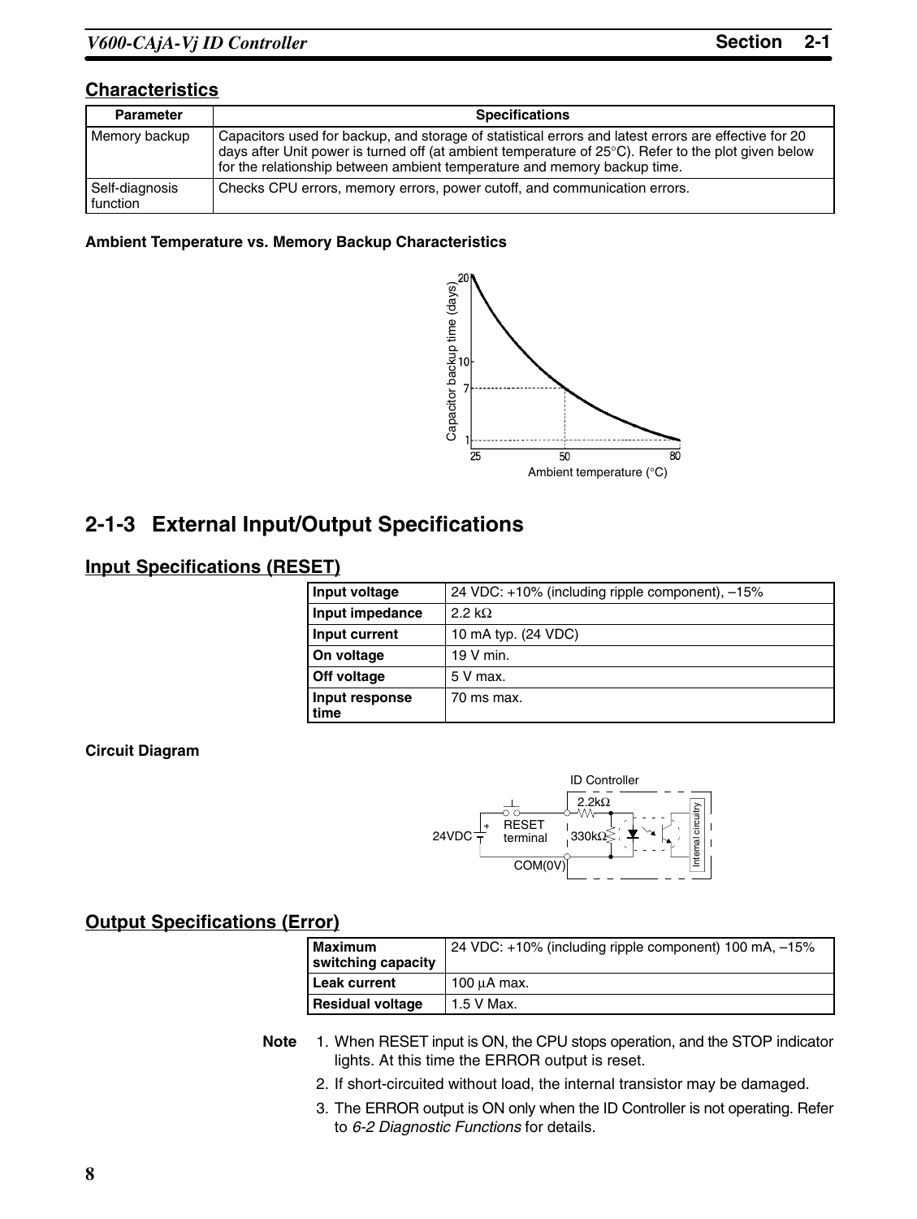## Characteristics

| Parameter | Specifications |
|---|---|
| Memory backup | Capacitors used for backup, and storage of statistical errors and latest errors are effective for 20 days after Unit power is turned off (at ambient temperature of 25°C). Refer to the plot given below for the relationship between ambient temperature and memory backup time. |
| Self-diagnosis function | Checks CPU errors, memory errors, power cutoff, and communication errors. |

**Ambient Temperature vs. Memory Backup Characteristics**

# 2-1-3 External Input/Output Specifications

## Input Specifications (RESET)

| | |
|---|---|
| **Input voltage** | 24 VDC: +10% (including ripple component), –15% |
| **Input impedance** | 2.2 kΩ |
| **Input current** | 10 mA typ. (24 VDC) |
| **On voltage** | 19 V min. |
| **Off voltage** | 5 V max. |
| **Input response time** | 70 ms max. |

**Circuit Diagram**

## Output Specifications (Error)

| | |
|---|---|
| **Maximum switching capacity** | 24 VDC: +10% (including ripple component) 100 mA, –15% |
| **Leak current** | 100 μA max. |
| **Residual voltage** | 1.5 V Max. |

**Note**
1. When RESET input is ON, the CPU stops operation, and the STOP indicator lights. At this time the ERROR output is reset.
2. If short-circuited without load, the internal transistor may be damaged.
3. The ERROR output is ON only when the ID Controller is not operating. Refer to *6-2 Diagnostic Functions* for details.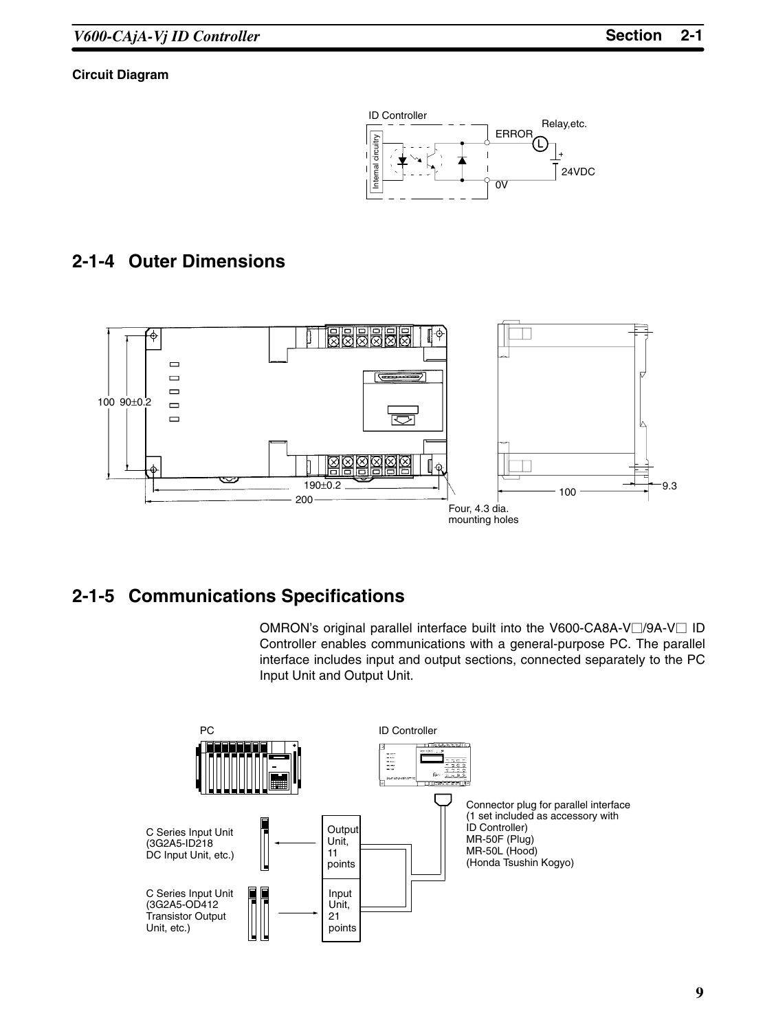**Circuit Diagram**

ID Controller

Internal circuitry

ERROR

Relay,etc.

24VDC

0V

## 2-1-4 Outer Dimensions

100 90±0.2

190±0.2

200

Four, 4.3 dia. mounting holes

100

9.3

## 2-1-5 Communications Specifications

OMRON's original parallel interface built into the V600-CA8A-V□/9A-V□ ID Controller enables communications with a general-purpose PC. The parallel interface includes input and output sections, connected separately to the PC Input Unit and Output Unit.

PC

ID Controller

Connector plug for parallel interface (1 set included as accessory with ID Controller)
MR-50F (Plug)
MR-50L (Hood)
(Honda Tsushin Kogyo)

C Series Input Unit (3G2A5-ID218 DC Input Unit, etc.)

Output Unit, 11 points

C Series Input Unit (3G2A5-OD412 Transistor Output Unit, etc.)

Input Unit, 21 points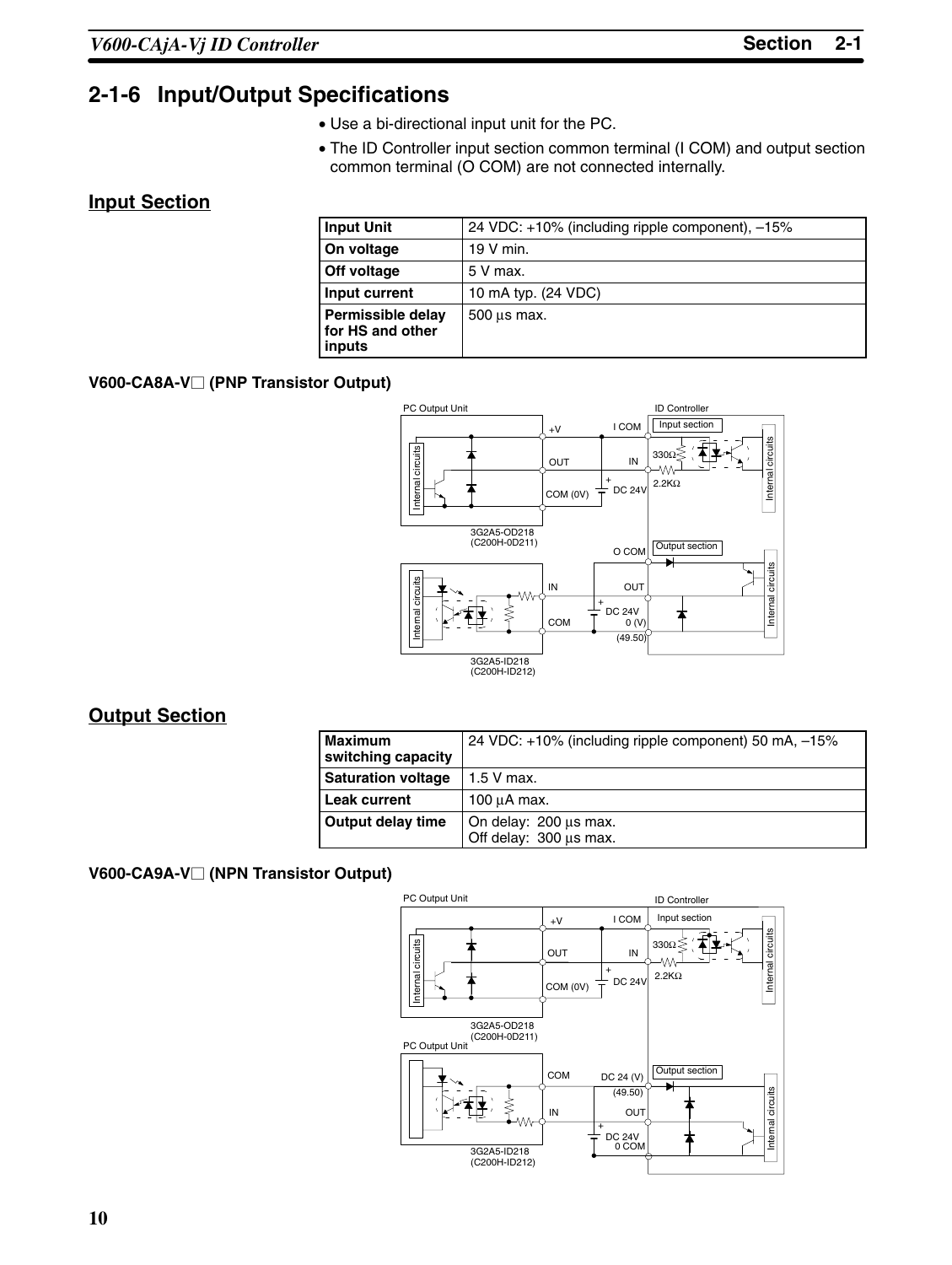## 2-1-6 Input/Output Specifications

- Use a bi-directional input unit for the PC.
- The ID Controller input section common terminal (I COM) and output section common terminal (O COM) are not connected internally.

### Input Section

| Input Unit | 24 VDC: +10% (including ripple component), –15% |
|---|---|
| On voltage | 19 V min. |
| Off voltage | 5 V max. |
| Input current | 10 mA typ. (24 VDC) |
| Permissible delay for HS and other inputs | 500 µs max. |

#### V600-CA8A-V□ (PNP Transistor Output)

### Output Section

| Maximum switching capacity | 24 VDC: +10% (including ripple component) 50 mA, –15% |
|---|---|
| Saturation voltage | 1.5 V max. |
| Leak current | 100 µA max. |
| Output delay time | On delay: 200 µs max.<br>Off delay: 300 µs max. |

#### V600-CA9A-V□ (NPN Transistor Output)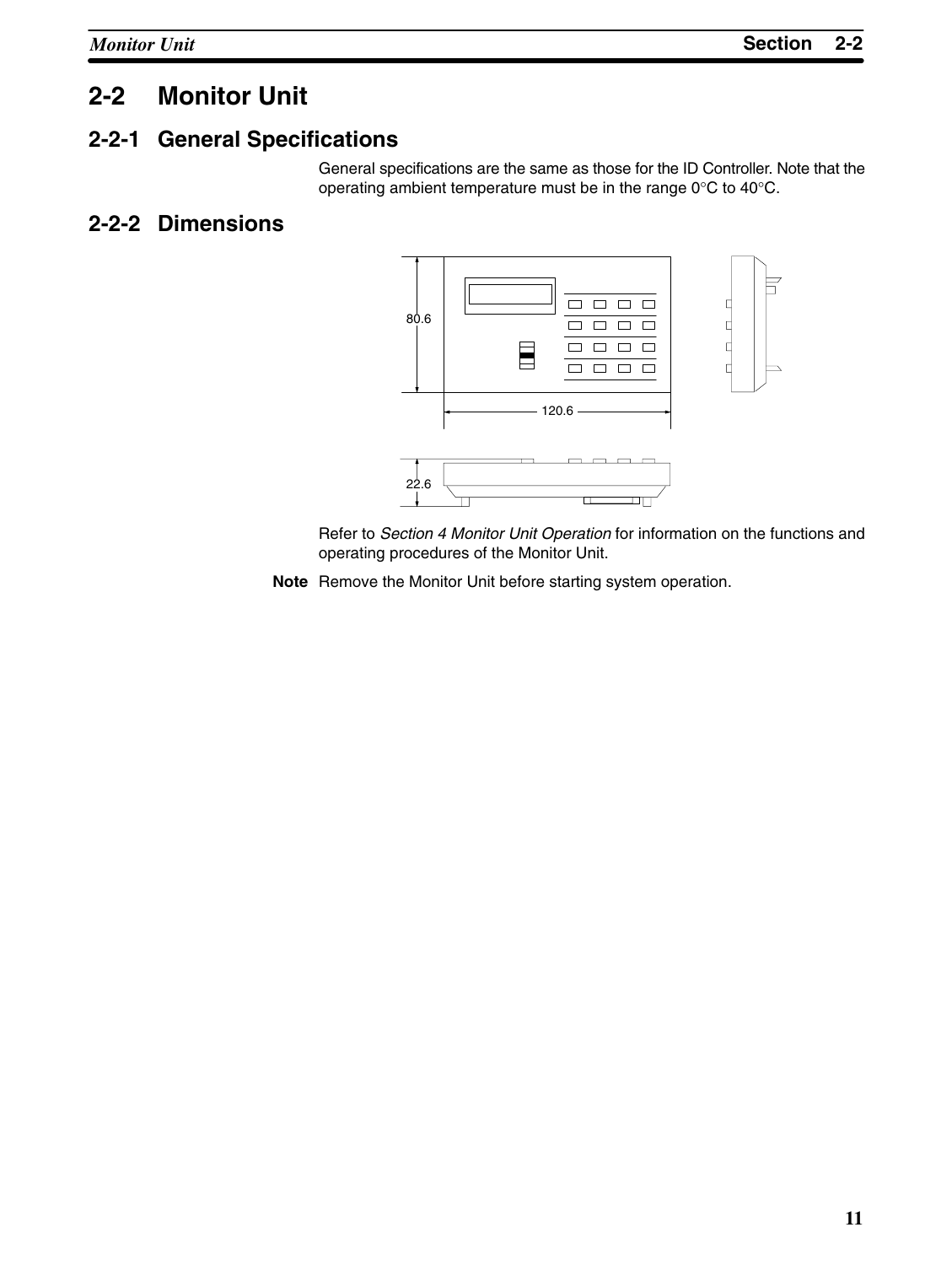## 2-2 Monitor Unit

### 2-2-1 General Specifications

General specifications are the same as those for the ID Controller. Note that the operating ambient temperature must be in the range 0°C to 40°C.

### 2-2-2 Dimensions

80.6

120.6

22.6

Refer to *Section 4 Monitor Unit Operation* for information on the functions and operating procedures of the Monitor Unit.

**Note** Remove the Monitor Unit before starting system operation.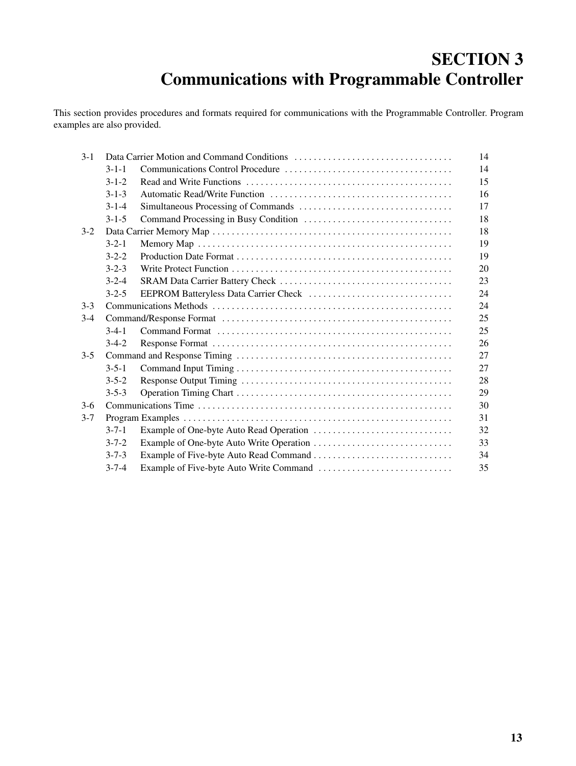# SECTION 3
# Communications with Programmable Controller

This section provides procedures and formats required for communications with the Programmable Controller. Program examples are also provided.

| | | | |
|---|---|---|---|
| 3-1 | Data Carrier Motion and Command Conditions | | 14 |
| | 3-1-1 | Communications Control Procedure | 14 |
| | 3-1-2 | Read and Write Functions | 15 |
| | 3-1-3 | Automatic Read/Write Function | 16 |
| | 3-1-4 | Simultaneous Processing of Commands | 17 |
| | 3-1-5 | Command Processing in Busy Condition | 18 |
| 3-2 | Data Carrier Memory Map | | 18 |
| | 3-2-1 | Memory Map | 19 |
| | 3-2-2 | Production Date Format | 19 |
| | 3-2-3 | Write Protect Function | 20 |
| | 3-2-4 | SRAM Data Carrier Battery Check | 23 |
| | 3-2-5 | EEPROM Batteryless Data Carrier Check | 24 |
| 3-3 | Communications Methods | | 24 |
| 3-4 | Command/Response Format | | 25 |
| | 3-4-1 | Command Format | 25 |
| | 3-4-2 | Response Format | 26 |
| 3-5 | Command and Response Timing | | 27 |
| | 3-5-1 | Command Input Timing | 27 |
| | 3-5-2 | Response Output Timing | 28 |
| | 3-5-3 | Operation Timing Chart | 29 |
| 3-6 | Communications Time | | 30 |
| 3-7 | Program Examples | | 31 |
| | 3-7-1 | Example of One-byte Auto Read Operation | 32 |
| | 3-7-2 | Example of One-byte Auto Write Operation | 33 |
| | 3-7-3 | Example of Five-byte Auto Read Command | 34 |
| | 3-7-4 | Example of Five-byte Auto Write Command | 35 |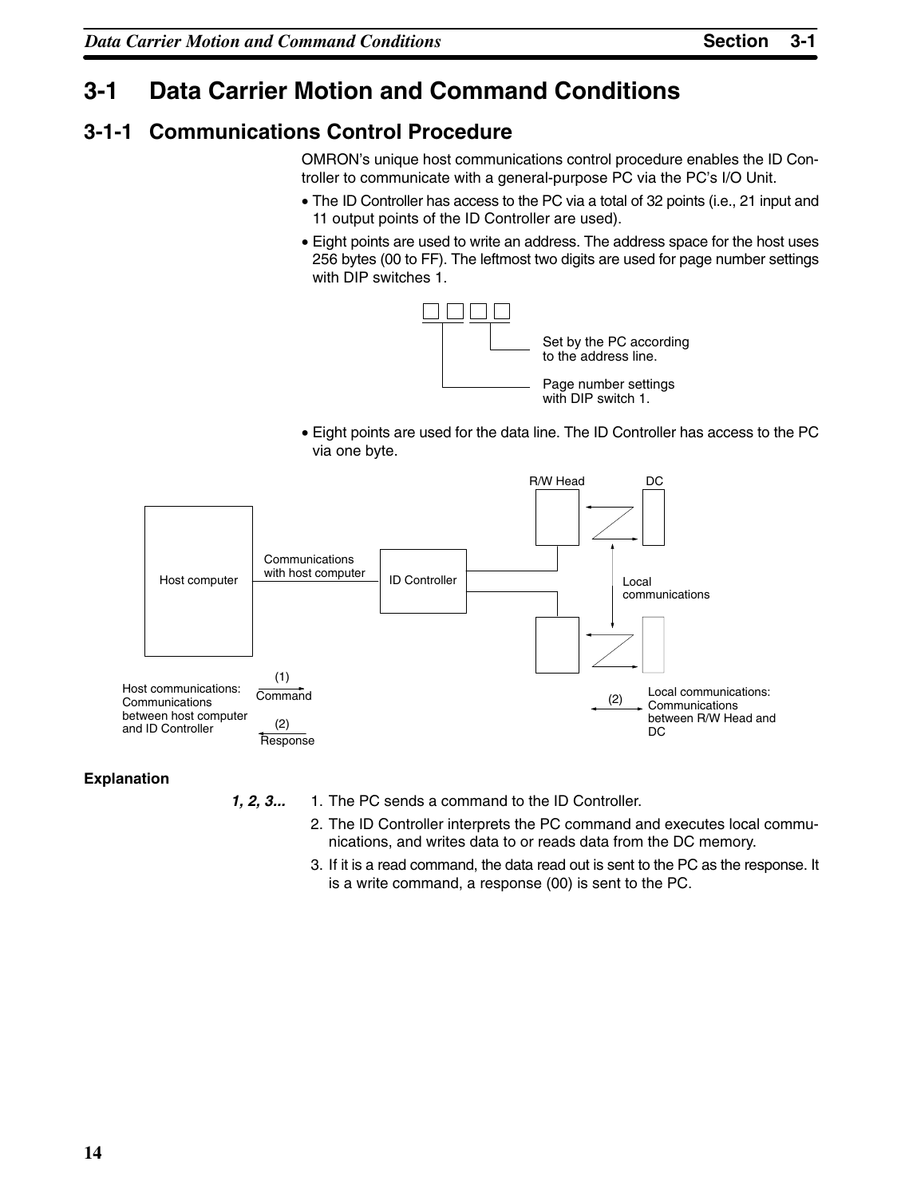# 3-1 Data Carrier Motion and Command Conditions

## 3-1-1 Communications Control Procedure

OMRON's unique host communications control procedure enables the ID Controller to communicate with a general-purpose PC via the PC's I/O Unit.

- The ID Controller has access to the PC via a total of 32 points (i.e., 21 input and 11 output points of the ID Controller are used).
- Eight points are used to write an address. The address space for the host uses 256 bytes (00 to FF). The leftmost two digits are used for page number settings with DIP switches 1.

Set by the PC according to the address line.

Page number settings with DIP switch 1.

- Eight points are used for the data line. The ID Controller has access to the PC via one byte.

R/W Head DC

Host computer | Communications with host computer | ID Controller | Local communications

Host communications: Communications between host computer and ID Controller — (1) Command, (2) Response

(2) Local communications: Communications between R/W Head and DC

**Explanation**

*1, 2, 3...*

1. The PC sends a command to the ID Controller.
2. The ID Controller interprets the PC command and executes local communications, and writes data to or reads data from the DC memory.
3. If it is a read command, the data read out is sent to the PC as the response. It is a write command, a response (00) is sent to the PC.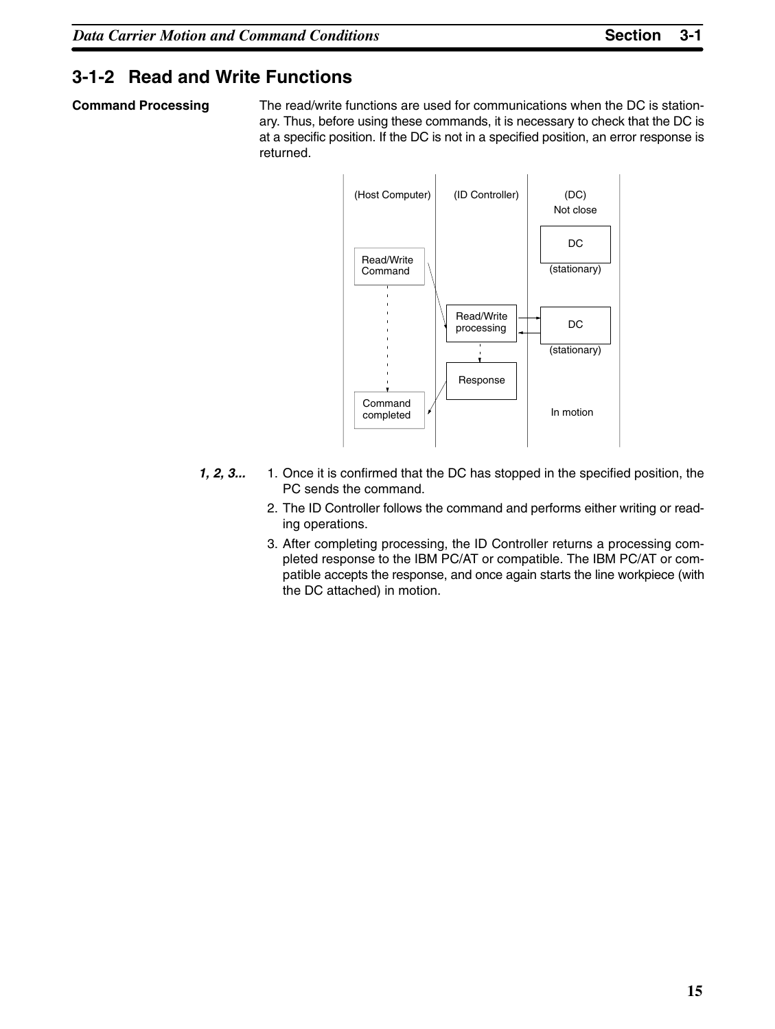## 3-1-2 Read and Write Functions

**Command Processing**

The read/write functions are used for communications when the DC is stationary. Thus, before using these commands, it is necessary to check that the DC is at a specific position. If the DC is not in a specified position, an error response is returned.

(Host Computer) (ID Controller) (DC)

Not close

DC (stationary)

Read/Write Command

Read/Write processing

DC (stationary)

Response

Command completed

In motion

*1, 2, 3...*

1. Once it is confirmed that the DC has stopped in the specified position, the PC sends the command.
2. The ID Controller follows the command and performs either writing or reading operations.
3. After completing processing, the ID Controller returns a processing completed response to the IBM PC/AT or compatible. The IBM PC/AT or compatible accepts the response, and once again starts the line workpiece (with the DC attached) in motion.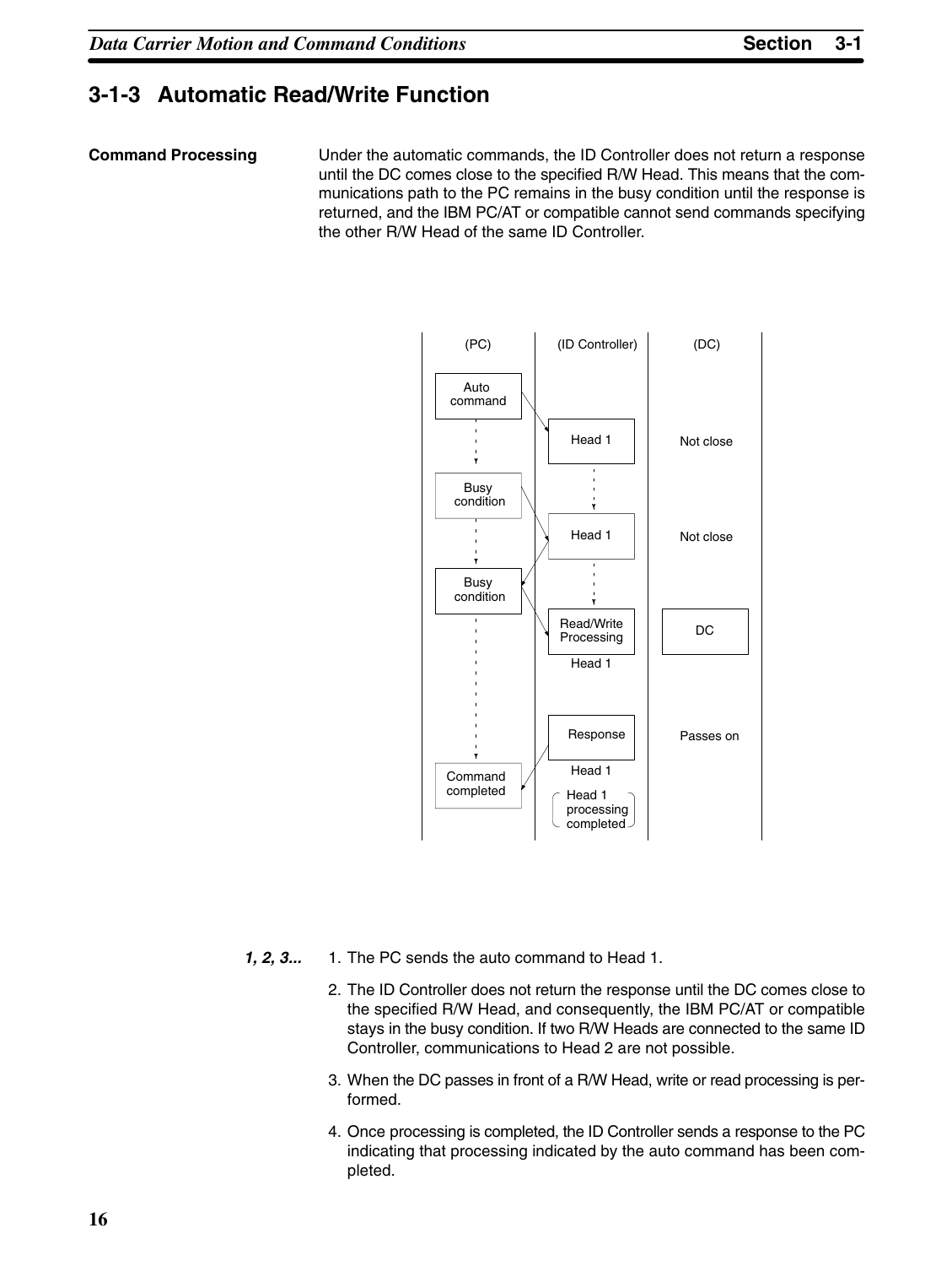## 3-1-3 Automatic Read/Write Function

**Command Processing**

Under the automatic commands, the ID Controller does not return a response until the DC comes close to the specified R/W Head. This means that the communications path to the PC remains in the busy condition until the response is returned, and the IBM PC/AT or compatible cannot send commands specifying the other R/W Head of the same ID Controller.

| (PC) | (ID Controller) | (DC) |
|---|---|---|
| Auto command | | |
| | Head 1 | Not close |
| Busy condition | | |
| | Head 1 | Not close |
| Busy condition | | |
| | Read/Write Processing Head 1 | DC |
| | Response Head 1 | Passes on |
| Command completed | Head 1 processing completed | |

*1, 2, 3...*

1. The PC sends the auto command to Head 1.
2. The ID Controller does not return the response until the DC comes close to the specified R/W Head, and consequently, the IBM PC/AT or compatible stays in the busy condition. If two R/W Heads are connected to the same ID Controller, communications to Head 2 are not possible.
3. When the DC passes in front of a R/W Head, write or read processing is performed.
4. Once processing is completed, the ID Controller sends a response to the PC indicating that processing indicated by the auto command has been completed.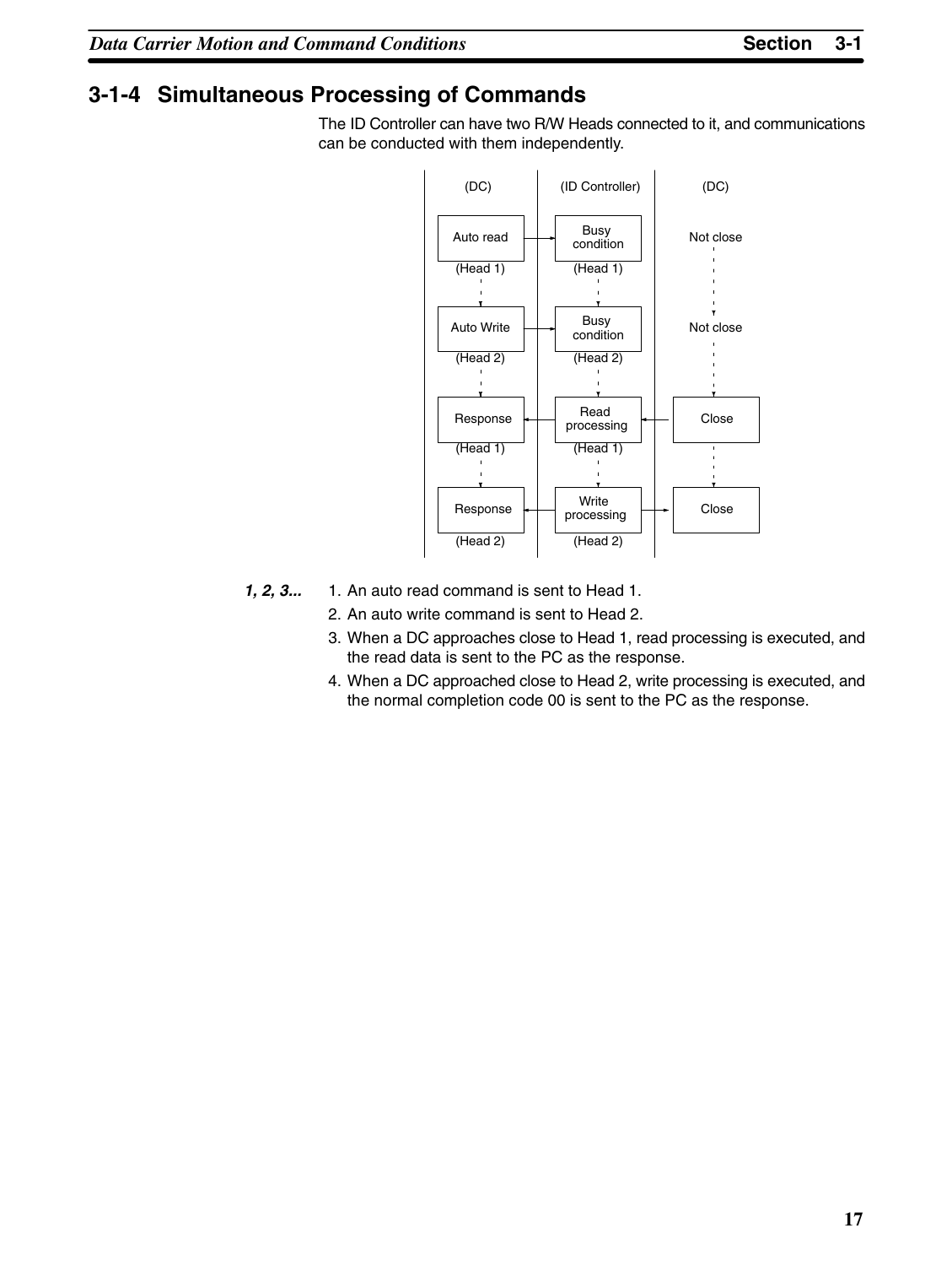## 3-1-4 Simultaneous Processing of Commands

The ID Controller can have two R/W Heads connected to it, and communications can be conducted with them independently.

| (DC) | (ID Controller) | (DC) |
| --- | --- | --- |
| Auto read (Head 1) | Busy condition (Head 1) | Not close |
| Auto Write (Head 2) | Busy condition (Head 2) | Not close |
| Response (Head 1) | Read processing (Head 1) | Close |
| Response (Head 2) | Write processing (Head 2) | Close |

***1, 2, 3...***

1. An auto read command is sent to Head 1.
2. An auto write command is sent to Head 2.
3. When a DC approaches close to Head 1, read processing is executed, and the read data is sent to the PC as the response.
4. When a DC approached close to Head 2, write processing is executed, and the normal completion code 00 is sent to the PC as the response.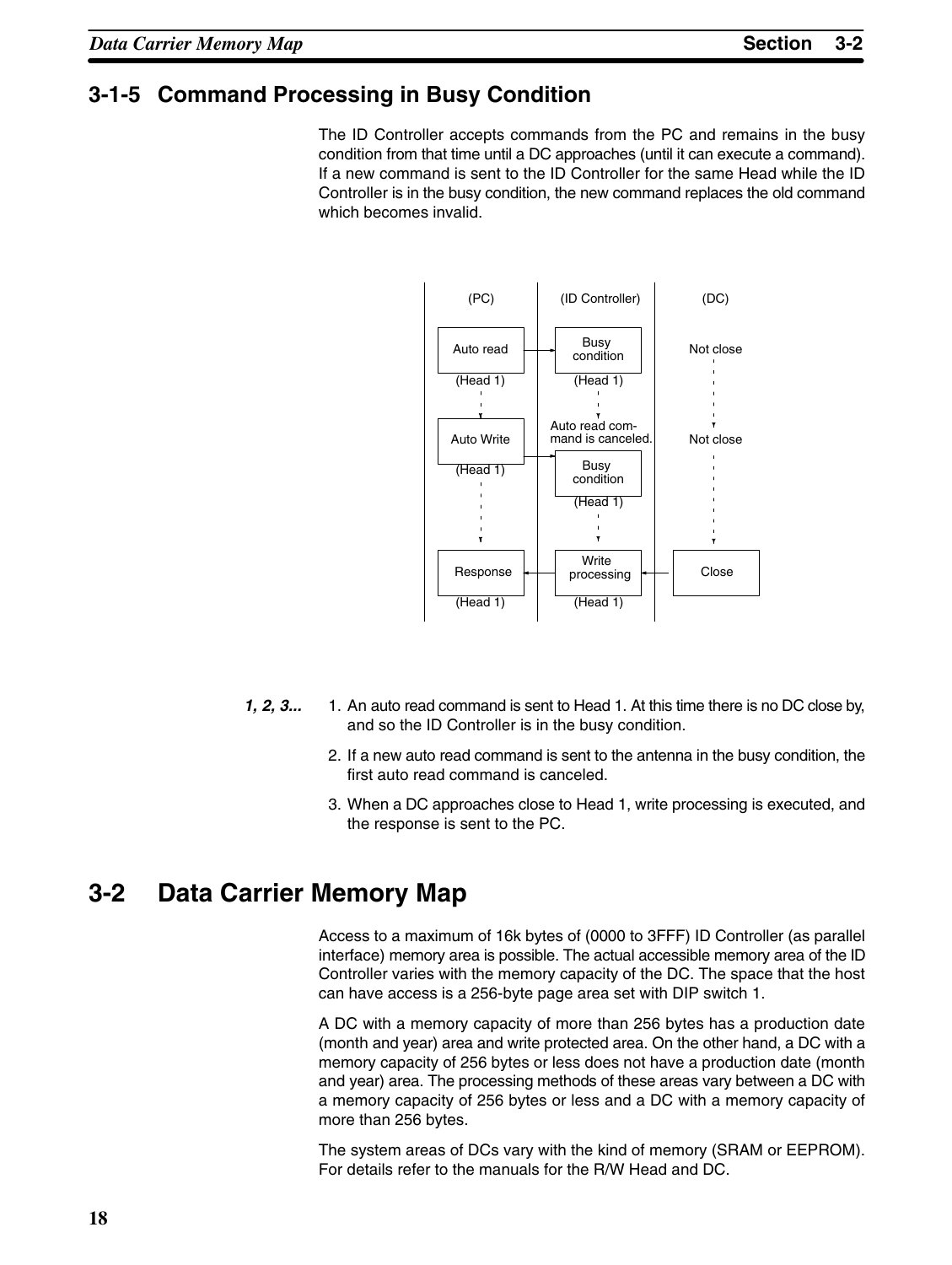## 3-1-5 Command Processing in Busy Condition

The ID Controller accepts commands from the PC and remains in the busy condition from that time until a DC approaches (until it can execute a command). If a new command is sent to the ID Controller for the same Head while the ID Controller is in the busy condition, the new command replaces the old command which becomes invalid.

| (PC) | (ID Controller) | (DC) |
|---|---|---|
| Auto read (Head 1) | Busy condition (Head 1) | Not close |
| Auto Write (Head 1) | Auto read command is canceled. Busy condition (Head 1) | Not close |
| Response (Head 1) | Write processing (Head 1) | Close |

*1, 2, 3...*

1. An auto read command is sent to Head 1. At this time there is no DC close by, and so the ID Controller is in the busy condition.
2. If a new auto read command is sent to the antenna in the busy condition, the first auto read command is canceled.
3. When a DC approaches close to Head 1, write processing is executed, and the response is sent to the PC.

# 3-2 Data Carrier Memory Map

Access to a maximum of 16k bytes of (0000 to 3FFF) ID Controller (as parallel interface) memory area is possible. The actual accessible memory area of the ID Controller varies with the memory capacity of the DC. The space that the host can have access is a 256-byte page area set with DIP switch 1.

A DC with a memory capacity of more than 256 bytes has a production date (month and year) area and write protected area. On the other hand, a DC with a memory capacity of 256 bytes or less does not have a production date (month and year) area. The processing methods of these areas vary between a DC with a memory capacity of 256 bytes or less and a DC with a memory capacity of more than 256 bytes.

The system areas of DCs vary with the kind of memory (SRAM or EEPROM). For details refer to the manuals for the R/W Head and DC.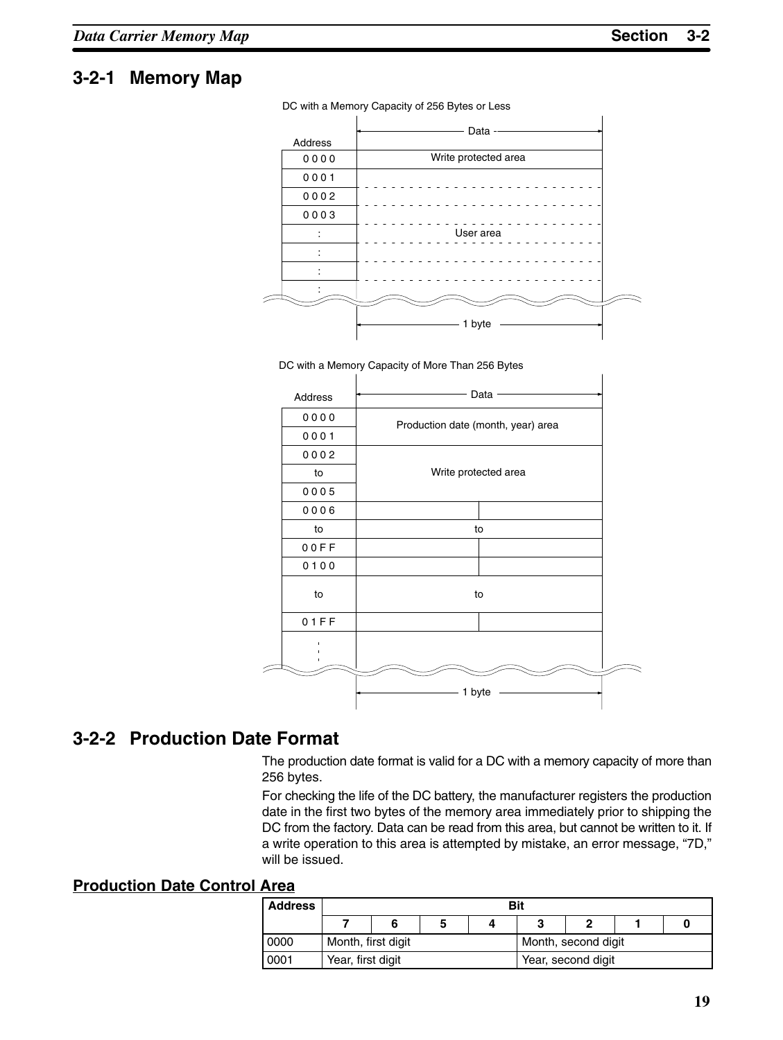## 3-2-1 Memory Map

DC with a Memory Capacity of 256 Bytes or Less

| Address | Data (1 byte) |
|---|---|
| 0 0 0 0 | Write protected area |
| 0 0 0 1 | User area |
| 0 0 0 2 | |
| 0 0 0 3 | |
| : | |
| : | |
| : | |
| : | |

DC with a Memory Capacity of More Than 256 Bytes

| Address | Data (1 byte) |
|---|---|
| 0 0 0 0 | Production date (month, year) area |
| 0 0 0 1 | |
| 0 0 0 2 | Write protected area |
| to | |
| 0 0 0 5 | |
| 0 0 0 6 | |
| to | to |
| 0 0 F F | |
| 0 1 0 0 | |
| to | to |
| 0 1 F F | |
| : | |

## 3-2-2 Production Date Format

The production date format is valid for a DC with a memory capacity of more than 256 bytes.

For checking the life of the DC battery, the manufacturer registers the production date in the first two bytes of the memory area immediately prior to shipping the DC from the factory. Data can be read from this area, but cannot be written to it. If a write operation to this area is attempted by mistake, an error message, “7D,” will be issued.

### Production Date Control Area

| Address | Bit 7 | Bit 6 | Bit 5 | Bit 4 | Bit 3 | Bit 2 | Bit 1 | Bit 0 |
|---|---|---|---|---|---|---|---|---|
| 0000 | Month, first digit | | | | Month, second digit | | | |
| 0001 | Year, first digit | | | | Year, second digit | | | |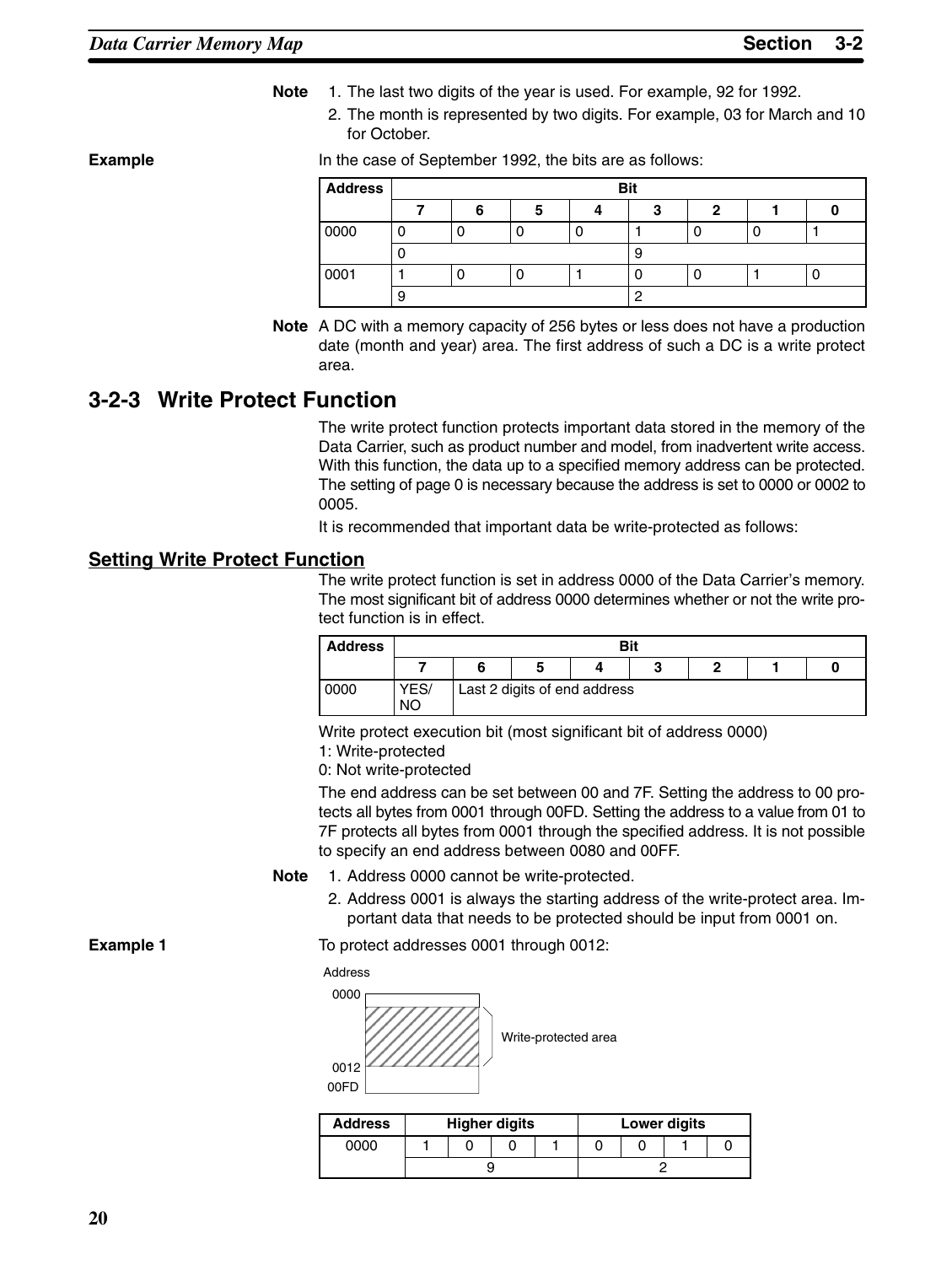**Note**
1. The last two digits of the year is used. For example, 92 for 1992.
2. The month is represented by two digits. For example, 03 for March and 10 for October.

**Example**

In the case of September 1992, the bits are as follows:

| Address | Bit | | | | | | | |
|---|---|---|---|---|---|---|---|---|
| | 7 | 6 | 5 | 4 | 3 | 2 | 1 | 0 |
| 0000 | 0 | 0 | 0 | 0 | 1 | 0 | 0 | 1 |
| | 0 | | | | 9 | | | |
| 0001 | 1 | 0 | 0 | 1 | 0 | 0 | 1 | 0 |
| | 9 | | | | 2 | | | |

**Note** A DC with a memory capacity of 256 bytes or less does not have a production date (month and year) area. The first address of such a DC is a write protect area.

## 3-2-3 Write Protect Function

The write protect function protects important data stored in the memory of the Data Carrier, such as product number and model, from inadvertent write access. With this function, the data up to a specified memory address can be protected. The setting of page 0 is necessary because the address is set to 0000 or 0002 to 0005.

It is recommended that important data be write-protected as follows:

### Setting Write Protect Function

The write protect function is set in address 0000 of the Data Carrier's memory. The most significant bit of address 0000 determines whether or not the write protect function is in effect.

| Address | Bit | | | | | | | |
|---|---|---|---|---|---|---|---|---|
| | 7 | 6 | 5 | 4 | 3 | 2 | 1 | 0 |
| 0000 | YES/NO | Last 2 digits of end address | | | | | | |

Write protect execution bit (most significant bit of address 0000)
1: Write-protected
0: Not write-protected

The end address can be set between 00 and 7F. Setting the address to 00 protects all bytes from 0001 through 00FD. Setting the address to a value from 01 to 7F protects all bytes from 0001 through the specified address. It is not possible to specify an end address between 0080 and 00FF.

**Note**
1. Address 0000 cannot be write-protected.
2. Address 0001 is always the starting address of the write-protect area. Important data that needs to be protected should be input from 0001 on.

**Example 1**

To protect addresses 0001 through 0012:

Address
0000
0012
00FD
Write-protected area

| Address | Higher digits | | | | Lower digits | | | |
|---|---|---|---|---|---|---|---|---|
| 0000 | 1 | 0 | 0 | 1 | 0 | 0 | 1 | 0 |
| | 9 | | | | 2 | | | |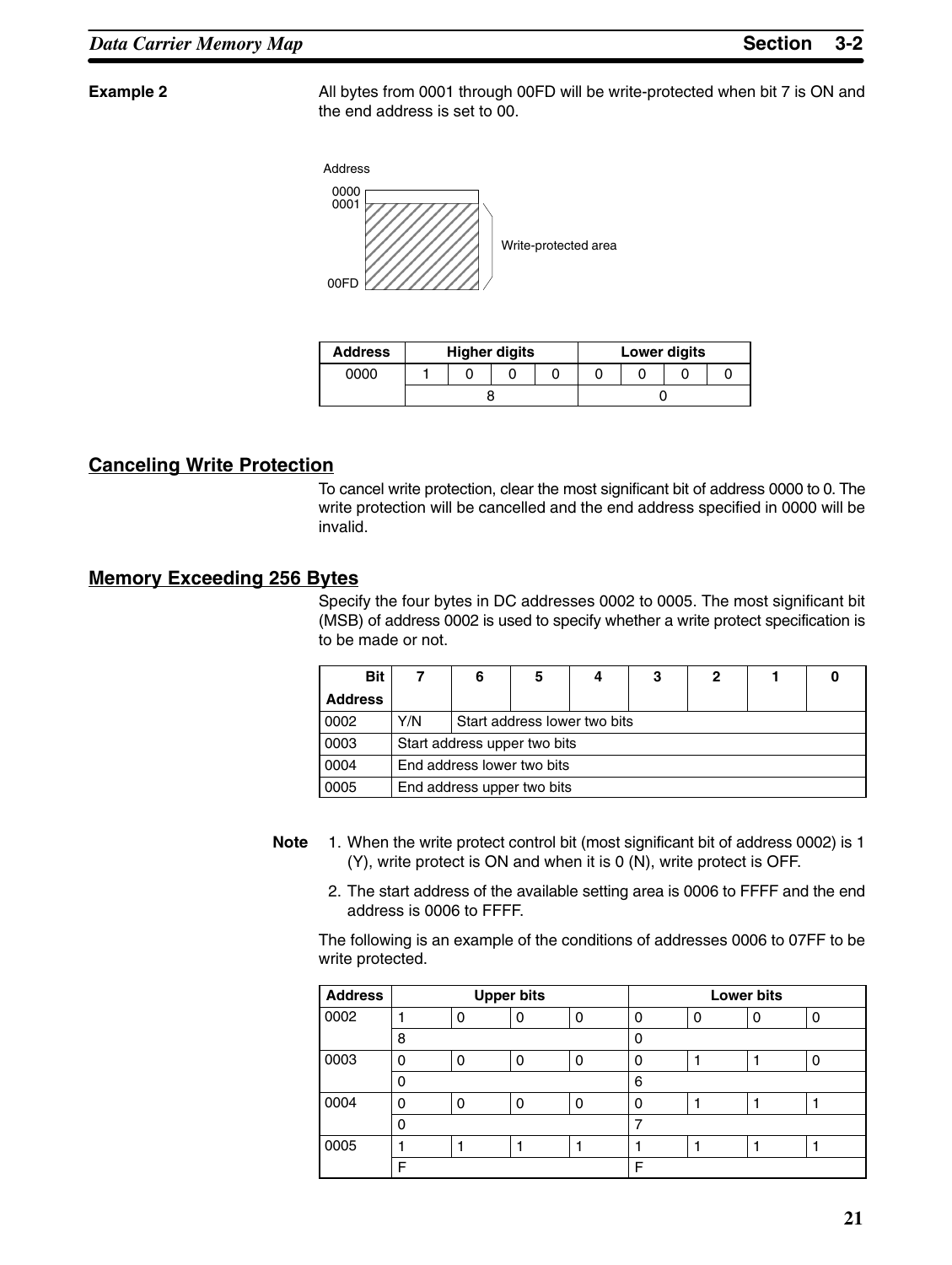**Example 2**

All bytes from 0001 through 00FD will be write-protected when bit 7 is ON and the end address is set to 00.

Address

0000
0001

00FD

Write-protected area

| Address | Higher digits | | | | Lower digits | | | |
|---|---|---|---|---|---|---|---|---|
| 0000 | 1 | 0 | 0 | 0 | 0 | 0 | 0 | 0 |
| | 8 | | | | 0 | | | |

## Canceling Write Protection

To cancel write protection, clear the most significant bit of address 0000 to 0. The write protection will be cancelled and the end address specified in 0000 will be invalid.

## Memory Exceeding 256 Bytes

Specify the four bytes in DC addresses 0002 to 0005. The most significant bit (MSB) of address 0002 is used to specify whether a write protect specification is to be made or not.

| Bit / Address | 7 | 6 | 5 | 4 | 3 | 2 | 1 | 0 |
|---|---|---|---|---|---|---|---|---|
| 0002 | Y/N | Start address lower two bits | | | | | | |
| 0003 | Start address upper two bits | | | | | | | |
| 0004 | End address lower two bits | | | | | | | |
| 0005 | End address upper two bits | | | | | | | |

**Note**

1. When the write protect control bit (most significant bit of address 0002) is 1 (Y), write protect is ON and when it is 0 (N), write protect is OFF.
2. The start address of the available setting area is 0006 to FFFF and the end address is 0006 to FFFF.

The following is an example of the conditions of addresses 0006 to 07FF to be write protected.

| Address | Upper bits | | | | Lower bits | | | |
|---|---|---|---|---|---|---|---|---|
| 0002 | 1 | 0 | 0 | 0 | 0 | 0 | 0 | 0 |
| | 8 | | | | 0 | | | |
| 0003 | 0 | 0 | 0 | 0 | 0 | 1 | 1 | 0 |
| | 0 | | | | 6 | | | |
| 0004 | 0 | 0 | 0 | 0 | 0 | 1 | 1 | 1 |
| | 0 | | | | 7 | | | |
| 0005 | 1 | 1 | 1 | 1 | 1 | 1 | 1 | 1 |
| | F | | | | F | | | |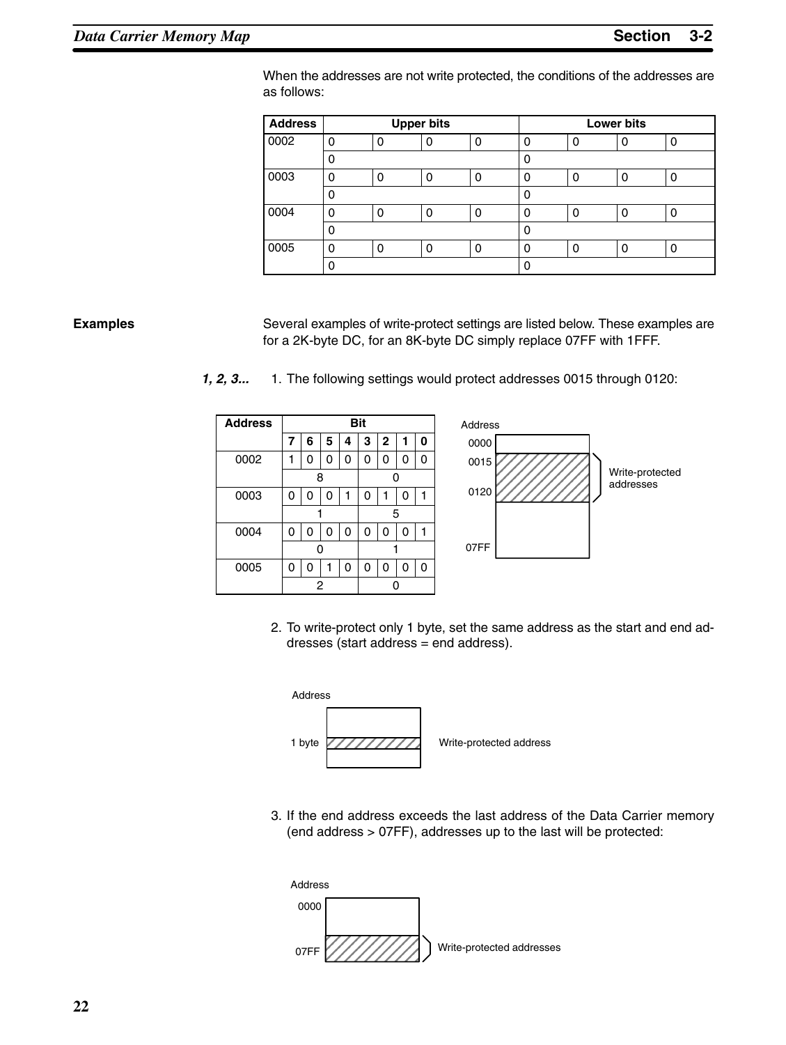When the addresses are not write protected, the conditions of the addresses are as follows:

| Address | Upper bits | | | | Lower bits | | | |
|---|---|---|---|---|---|---|---|---|
| 0002 | 0 | 0 | 0 | 0 | 0 | 0 | 0 | 0 |
| | 0 | | | | 0 | | | |
| 0003 | 0 | 0 | 0 | 0 | 0 | 0 | 0 | 0 |
| | 0 | | | | 0 | | | |
| 0004 | 0 | 0 | 0 | 0 | 0 | 0 | 0 | 0 |
| | 0 | | | | 0 | | | |
| 0005 | 0 | 0 | 0 | 0 | 0 | 0 | 0 | 0 |
| | 0 | | | | 0 | | | |

**Examples**

Several examples of write-protect settings are listed below. These examples are for a 2K-byte DC, for an 8K-byte DC simply replace 07FF with 1FFF.

*1, 2, 3...*

1. The following settings would protect addresses 0015 through 0120:

| Address | Bit | | | | | | | |
|---|---|---|---|---|---|---|---|---|
| | **7** | **6** | **5** | **4** | **3** | **2** | **1** | **0** |
| 0002 | 1 | 0 | 0 | 0 | 0 | 0 | 0 | 0 |
| | 8 | | | | 0 | | | |
| 0003 | 0 | 0 | 0 | 1 | 0 | 1 | 0 | 1 |
| | 1 | | | | 5 | | | |
| 0004 | 0 | 0 | 0 | 0 | 0 | 0 | 0 | 1 |
| | 0 | | | | 1 | | | |
| 0005 | 0 | 0 | 1 | 0 | 0 | 0 | 0 | 0 |
| | 2 | | | | 0 | | | |

Address: 0000, 0015, 0120, 07FF — Write-protected addresses (0015 to 0120)

2. To write-protect only 1 byte, set the same address as the start and end addresses (start address = end address).

Address — 1 byte — Write-protected address

3. If the end address exceeds the last address of the Data Carrier memory (end address > 07FF), addresses up to the last will be protected:

Address: 0000, 07FF — Write-protected addresses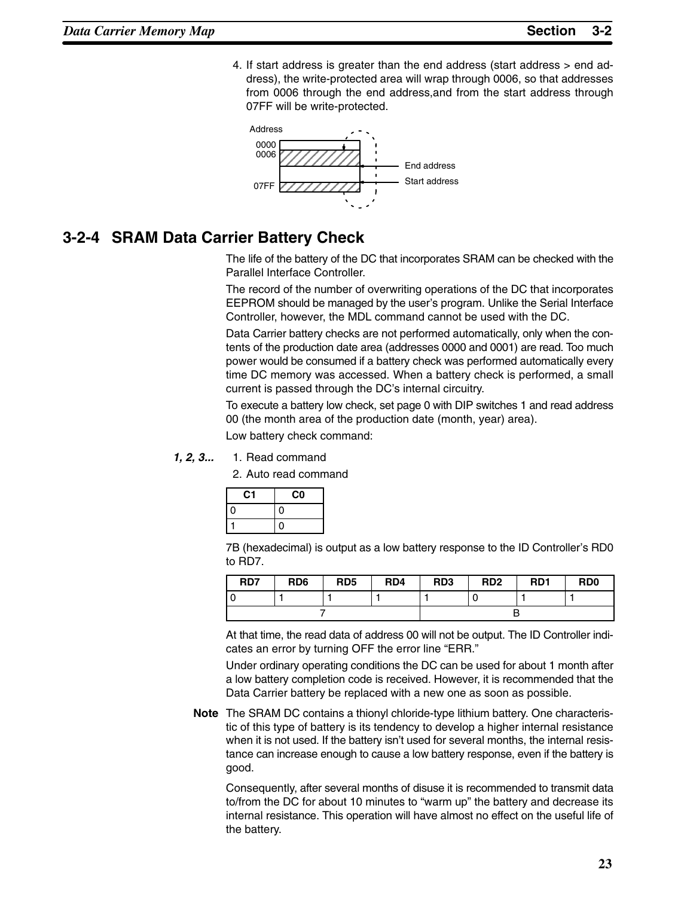4. If start address is greater than the end address (start address > end address), the write-protected area will wrap through 0006, so that addresses from 0006 through the end address,and from the start address through 07FF will be write-protected.

Address

0000
0006

07FF

End address

Start address

## 3-2-4 SRAM Data Carrier Battery Check

The life of the battery of the DC that incorporates SRAM can be checked with the Parallel Interface Controller.

The record of the number of overwriting operations of the DC that incorporates EEPROM should be managed by the user's program. Unlike the Serial Interface Controller, however, the MDL command cannot be used with the DC.

Data Carrier battery checks are not performed automatically, only when the contents of the production date area (addresses 0000 and 0001) are read. Too much power would be consumed if a battery check was performed automatically every time DC memory was accessed. When a battery check is performed, a small current is passed through the DC's internal circuitry.

To execute a battery low check, set page 0 with DIP switches 1 and read address 00 (the month area of the production date (month, year) area).

Low battery check command:

*1, 2, 3...*

1. Read command
2. Auto read command

| C1 | C0 |
|---|---|
| 0 | 0 |
| 1 | 0 |

7B (hexadecimal) is output as a low battery response to the ID Controller's RD0 to RD7.

| RD7 | RD6 | RD5 | RD4 | RD3 | RD2 | RD1 | RD0 |
|---|---|---|---|---|---|---|---|
| 0 | 1 | 1 | 1 | 1 | 0 | 1 | 1 |
| 7 | | | | B | | | |

At that time, the read data of address 00 will not be output. The ID Controller indicates an error by turning OFF the error line "ERR."

Under ordinary operating conditions the DC can be used for about 1 month after a low battery completion code is received. However, it is recommended that the Data Carrier battery be replaced with a new one as soon as possible.

**Note** The SRAM DC contains a thionyl chloride-type lithium battery. One characteristic of this type of battery is its tendency to develop a higher internal resistance when it is not used. If the battery isn't used for several months, the internal resistance can increase enough to cause a low battery response, even if the battery is good.

Consequently, after several months of disuse it is recommended to transmit data to/from the DC for about 10 minutes to "warm up" the battery and decrease its internal resistance. This operation will have almost no effect on the useful life of the battery.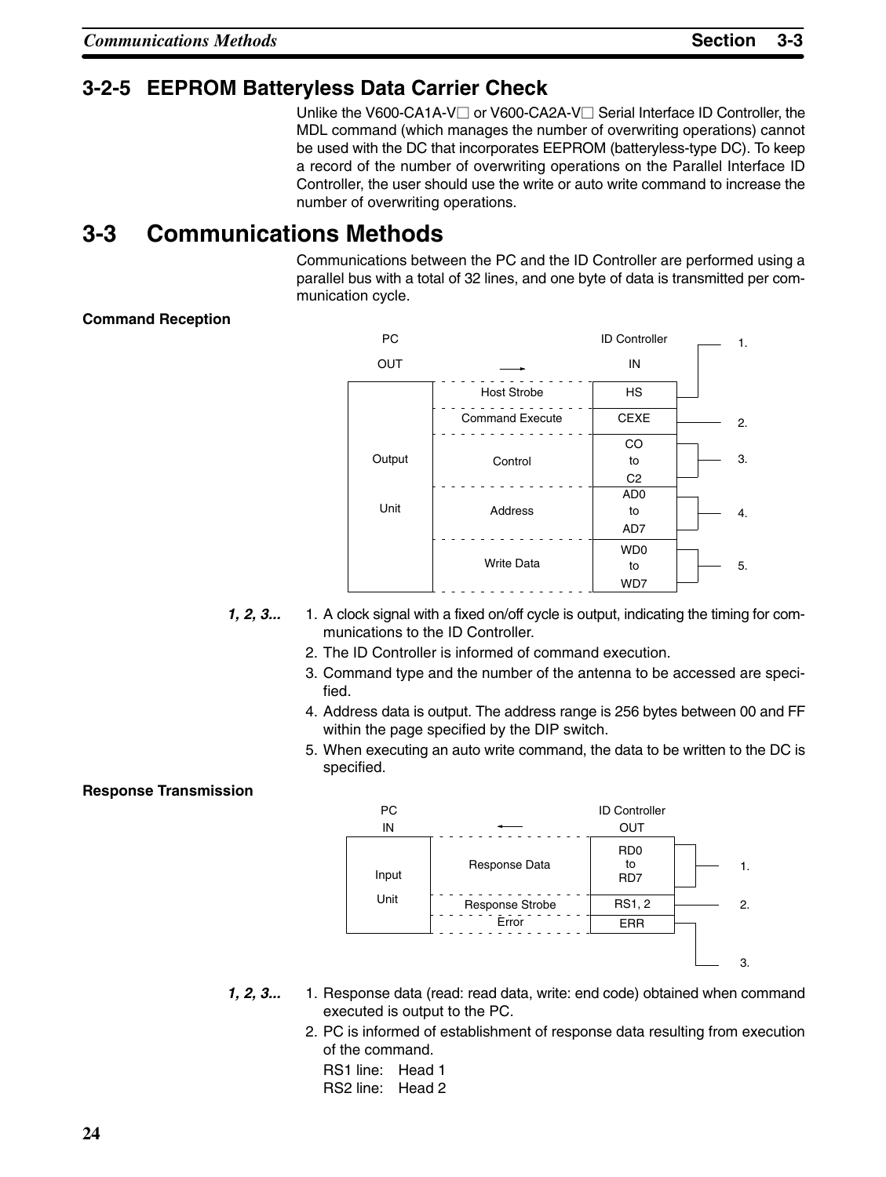### 3-2-5 EEPROM Batteryless Data Carrier Check

Unlike the V600-CA1A-V□ or V600-CA2A-V□ Serial Interface ID Controller, the MDL command (which manages the number of overwriting operations) cannot be used with the DC that incorporates EEPROM (batteryless-type DC). To keep a record of the number of overwriting operations on the Parallel Interface ID Controller, the user should use the write or auto write command to increase the number of overwriting operations.

## 3-3 Communications Methods

Communications between the PC and the ID Controller are performed using a parallel bus with a total of 32 lines, and one byte of data is transmitted per communication cycle.

**Command Reception**

| PC OUT (Output Unit) | → | ID Controller IN | |
|---|---|---|---|
| | Host Strobe | HS | 1. |
| | Command Execute | CEXE | 2. |
| | Control | C0 to C2 | 3. |
| | Address | AD0 to AD7 | 4. |
| | Write Data | WD0 to WD7 | 5. |

*1, 2, 3...*

1. A clock signal with a fixed on/off cycle is output, indicating the timing for communications to the ID Controller.
2. The ID Controller is informed of command execution.
3. Command type and the number of the antenna to be accessed are specified.
4. Address data is output. The address range is 256 bytes between 00 and FF within the page specified by the DIP switch.
5. When executing an auto write command, the data to be written to the DC is specified.

**Response Transmission**

| PC IN (Input Unit) | ← | ID Controller OUT | |
|---|---|---|---|
| | Response Data | RD0 to RD7 | 1. |
| | Response Strobe | RS1, 2 | 2. |
| | Error | ERR | 3. |

*1, 2, 3...*

1. Response data (read: read data, write: end code) obtained when command executed is output to the PC.
2. PC is informed of establishment of response data resulting from execution of the command.

   RS1 line: Head 1
   RS2 line: Head 2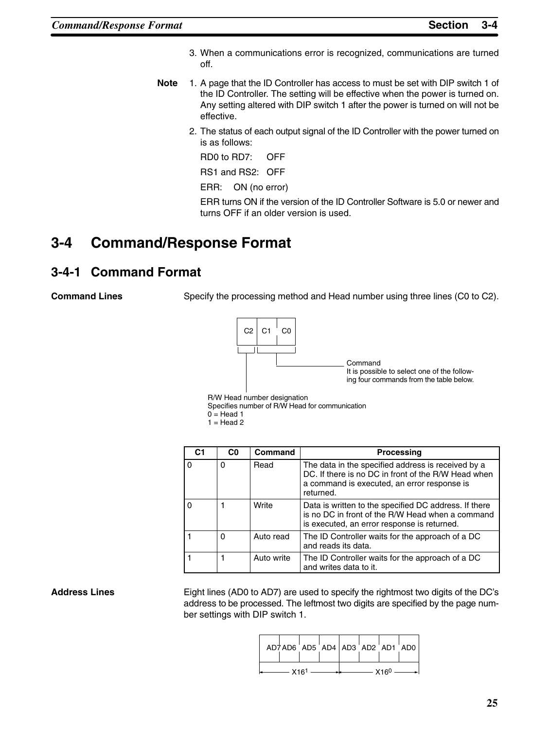3. When a communications error is recognized, communications are turned off.

**Note** 1. A page that the ID Controller has access to must be set with DIP switch 1 of the ID Controller. The setting will be effective when the power is turned on. Any setting altered with DIP switch 1 after the power is turned on will not be effective.

2. The status of each output signal of the ID Controller with the power turned on is as follows:

   RD0 to RD7: OFF

   RS1 and RS2: OFF

   ERR: ON (no error)

   ERR turns ON if the version of the ID Controller Software is 5.0 or newer and turns OFF if an older version is used.

# 3-4 Command/Response Format

## 3-4-1 Command Format

**Command Lines**

Specify the processing method and Head number using three lines (C0 to C2).

| C2 | C1 | C0 |
|---|---|---|

C1, C0: Command
It is possible to select one of the following four commands from the table below.

C2: R/W Head number designation
Specifies number of R/W Head for communication
0 = Head 1
1 = Head 2

| C1 | C0 | Command | Processing |
|---|---|---|---|
| 0 | 0 | Read | The data in the specified address is received by a DC. If there is no DC in front of the R/W Head when a command is executed, an error response is returned. |
| 0 | 1 | Write | Data is written to the specified DC address. If there is no DC in front of the R/W Head when a command is executed, an error response is returned. |
| 1 | 0 | Auto read | The ID Controller waits for the approach of a DC and reads its data. |
| 1 | 1 | Auto write | The ID Controller waits for the approach of a DC and writes data to it. |

**Address Lines**

Eight lines (AD0 to AD7) are used to specify the rightmost two digits of the DC's address to be processed. The leftmost two digits are specified by the page number settings with DIP switch 1.

| AD7 | AD6 | AD5 | AD4 | AD3 | AD2 | AD1 | AD0 |
|---|---|---|---|---|---|---|---|
| $X16^1$ | | | | $X16^0$ | | | |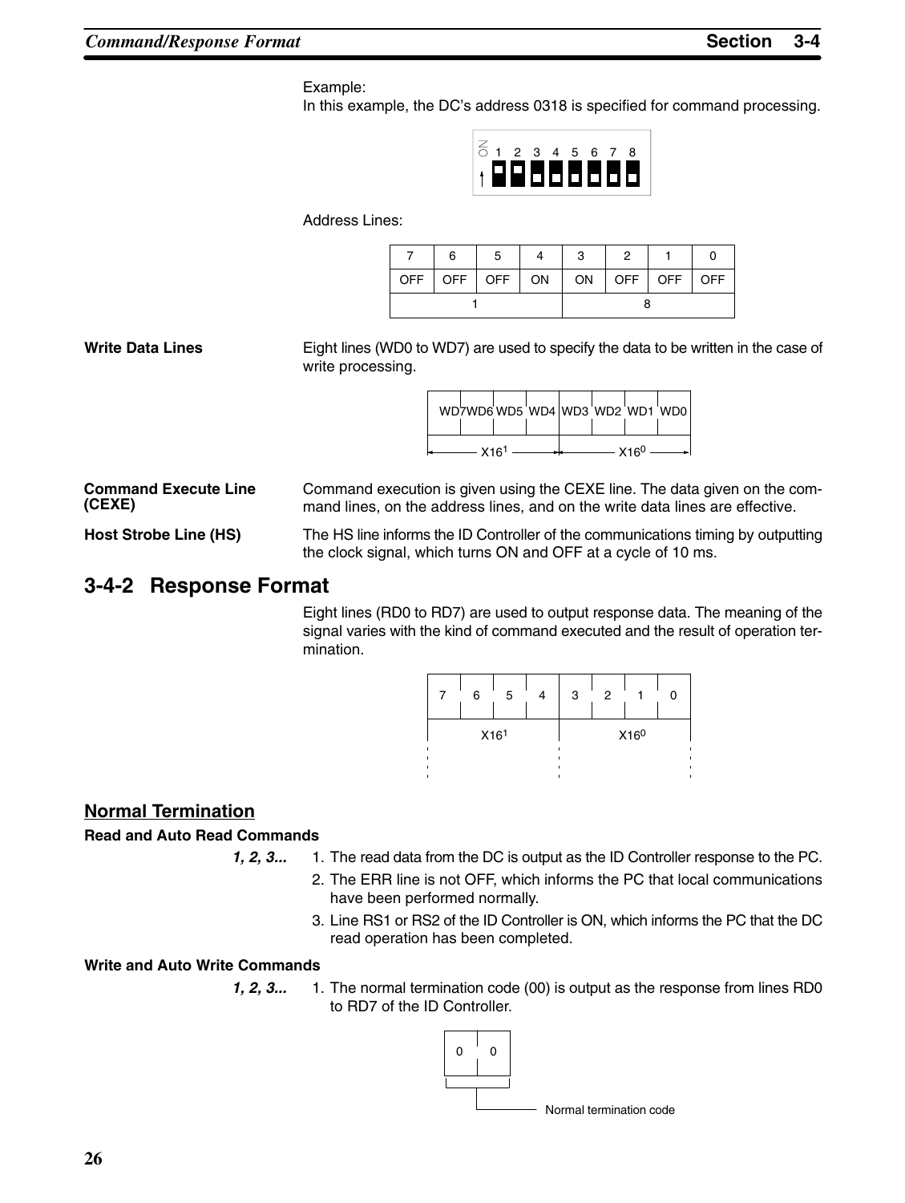Example:
In this example, the DC's address 0318 is specified for command processing.

Address Lines:

| 7 | 6 | 5 | 4 | 3 | 2 | 1 | 0 |
|---|---|---|---|---|---|---|---|
| OFF | OFF | OFF | ON | ON | OFF | OFF | OFF |
| 1 | | | | 8 | | | |

**Write Data Lines**

Eight lines (WD0 to WD7) are used to specify the data to be written in the case of write processing.

| WD7 | WD6 | WD5 | WD4 | WD3 | WD2 | WD1 | WD0 |
|---|---|---|---|---|---|---|---|
| X$16^1$ | | | | X$16^0$ | | | |

**Command Execute Line (CEXE)**

Command execution is given using the CEXE line. The data given on the command lines, on the address lines, and on the write data lines are effective.

**Host Strobe Line (HS)**

The HS line informs the ID Controller of the communications timing by outputting the clock signal, which turns ON and OFF at a cycle of 10 ms.

## 3-4-2 Response Format

Eight lines (RD0 to RD7) are used to output response data. The meaning of the signal varies with the kind of command executed and the result of operation termination.

| 7 | 6 | 5 | 4 | 3 | 2 | 1 | 0 |
|---|---|---|---|---|---|---|---|
| X$16^1$ | | | | X$16^0$ | | | |

### Normal Termination

**Read and Auto Read Commands**

*1, 2, 3...*

1. The read data from the DC is output as the ID Controller response to the PC.
2. The ERR line is not OFF, which informs the PC that local communications have been performed normally.
3. Line RS1 or RS2 of the ID Controller is ON, which informs the PC that the DC read operation has been completed.

**Write and Auto Write Commands**

*1, 2, 3...*

1. The normal termination code (00) is output as the response from lines RD0 to RD7 of the ID Controller.

| 0 | 0 |
|---|---|

Normal termination code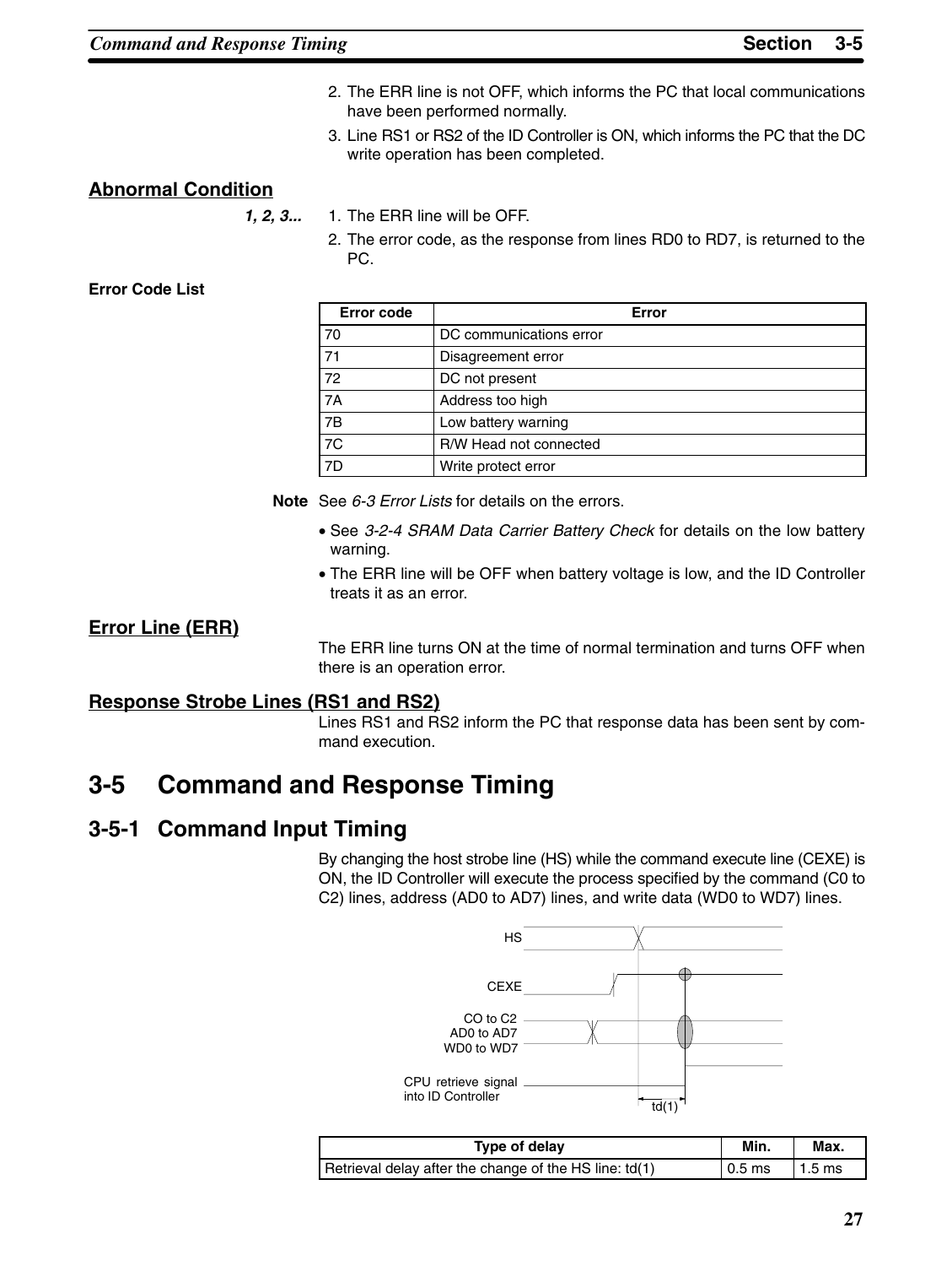2. The ERR line is not OFF, which informs the PC that local communications have been performed normally.
3. Line RS1 or RS2 of the ID Controller is ON, which informs the PC that the DC write operation has been completed.

## Abnormal Condition

*1, 2, 3...*

1. The ERR line will be OFF.
2. The error code, as the response from lines RD0 to RD7, is returned to the PC.

**Error Code List**

| Error code | Error |
|---|---|
| 70 | DC communications error |
| 71 | Disagreement error |
| 72 | DC not present |
| 7A | Address too high |
| 7B | Low battery warning |
| 7C | R/W Head not connected |
| 7D | Write protect error |

**Note** See *6-3 Error Lists* for details on the errors.

- See *3-2-4 SRAM Data Carrier Battery Check* for details on the low battery warning.
- The ERR line will be OFF when battery voltage is low, and the ID Controller treats it as an error.

## Error Line (ERR)

The ERR line turns ON at the time of normal termination and turns OFF when there is an operation error.

## Response Strobe Lines (RS1 and RS2)

Lines RS1 and RS2 inform the PC that response data has been sent by command execution.

# 3-5 Command and Response Timing

## 3-5-1 Command Input Timing

By changing the host strobe line (HS) while the command execute line (CEXE) is ON, the ID Controller will execute the process specified by the command (C0 to C2) lines, address (AD0 to AD7) lines, and write data (WD0 to WD7) lines.

HS

CEXE

CO to C2
AD0 to AD7
WD0 to WD7

CPU retrieve signal into ID Controller

td(1)

| Type of delay | Min. | Max. |
|---|---|---|
| Retrieval delay after the change of the HS line: td(1) | 0.5 ms | 1.5 ms |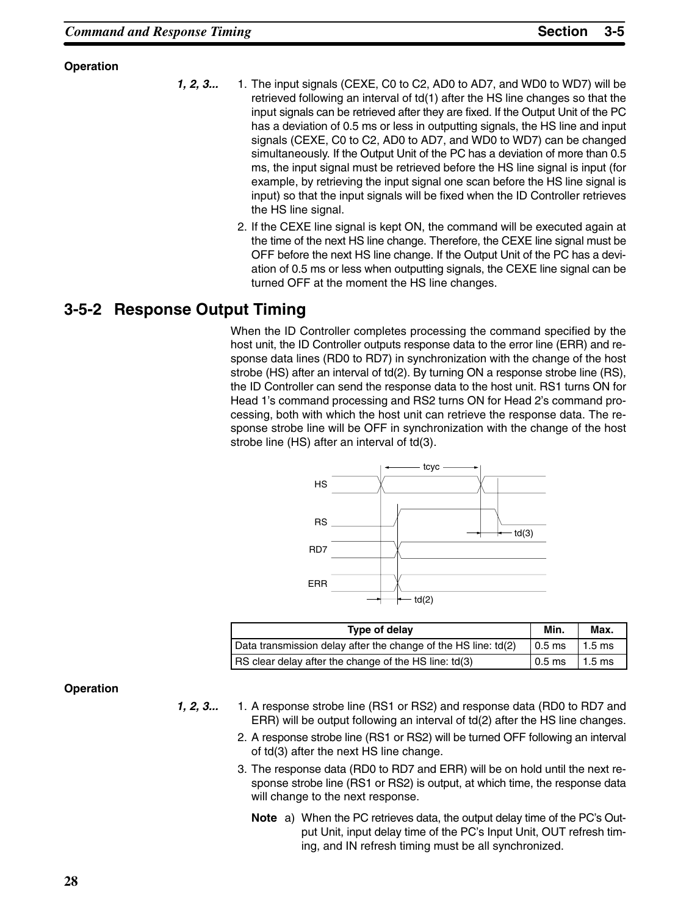**Operation**

1, 2, 3...

1. The input signals (CEXE, C0 to C2, AD0 to AD7, and WD0 to WD7) will be retrieved following an interval of td(1) after the HS line changes so that the input signals can be retrieved after they are fixed. If the Output Unit of the PC has a deviation of 0.5 ms or less in outputting signals, the HS line and input signals (CEXE, C0 to C2, AD0 to AD7, and WD0 to WD7) can be changed simultaneously. If the Output Unit of the PC has a deviation of more than 0.5 ms, the input signal must be retrieved before the HS line signal is input (for example, by retrieving the input signal one scan before the HS line signal is input) so that the input signals will be fixed when the ID Controller retrieves the HS line signal.
2. If the CEXE line signal is kept ON, the command will be executed again at the time of the next HS line change. Therefore, the CEXE line signal must be OFF before the next HS line change. If the Output Unit of the PC has a deviation of 0.5 ms or less when outputting signals, the CEXE line signal can be turned OFF at the moment the HS line changes.

## 3-5-2 Response Output Timing

When the ID Controller completes processing the command specified by the host unit, the ID Controller outputs response data to the error line (ERR) and response data lines (RD0 to RD7) in synchronization with the change of the host strobe (HS) after an interval of td(2). By turning ON a response strobe line (RS), the ID Controller can send the response data to the host unit. RS1 turns ON for Head 1's command processing and RS2 turns ON for Head 2's command processing, both with which the host unit can retrieve the response data. The response strobe line will be OFF in synchronization with the change of the host strobe line (HS) after an interval of td(3).

| Type of delay | Min. | Max. |
|---|---|---|
| Data transmission delay after the change of the HS line: td(2) | 0.5 ms | 1.5 ms |
| RS clear delay after the change of the HS line: td(3) | 0.5 ms | 1.5 ms |

**Operation**

1, 2, 3...

1. A response strobe line (RS1 or RS2) and response data (RD0 to RD7 and ERR) will be output following an interval of td(2) after the HS line changes.
2. A response strobe line (RS1 or RS2) will be turned OFF following an interval of td(3) after the next HS line change.
3. The response data (RD0 to RD7 and ERR) will be on hold until the next response strobe line (RS1 or RS2) is output, at which time, the response data will change to the next response.

**Note** a) When the PC retrieves data, the output delay time of the PC's Output Unit, input delay time of the PC's Input Unit, OUT refresh timing, and IN refresh timing must be all synchronized.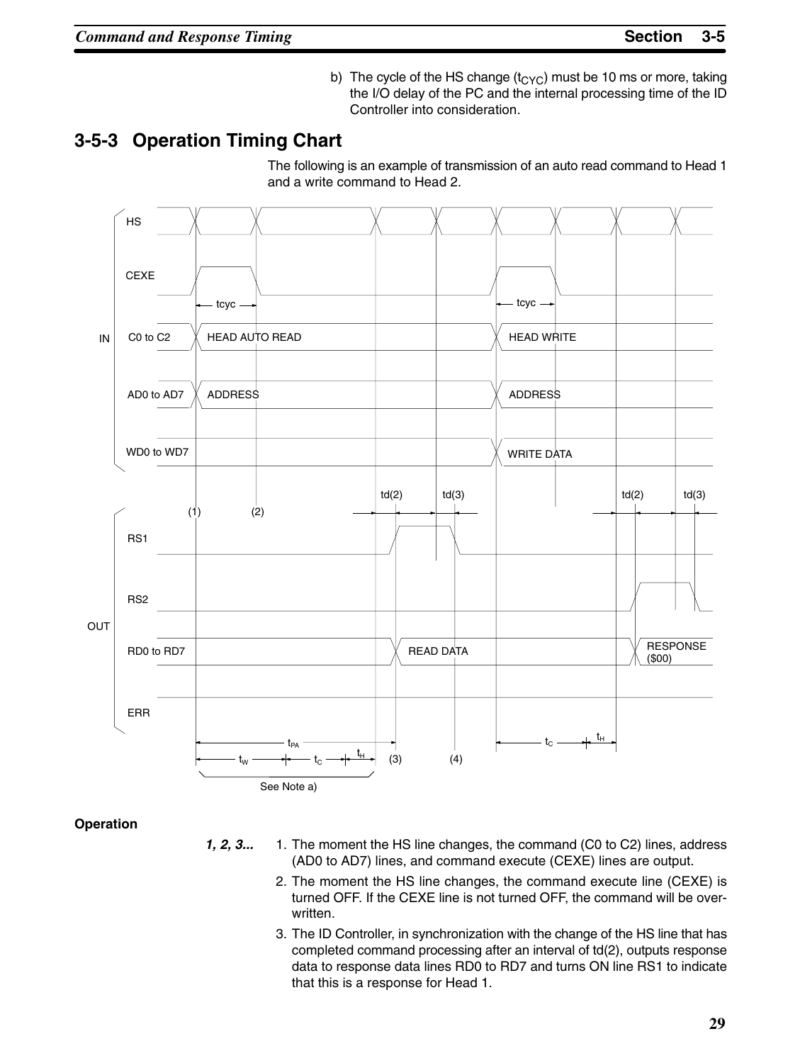b) The cycle of the HS change ($t_{CYC}$) must be 10 ms or more, taking the I/O delay of the PC and the internal processing time of the ID Controller into consideration.

## 3-5-3 Operation Timing Chart

The following is an example of transmission of an auto read command to Head 1 and a write command to Head 2.

IN: HS, CEXE, C0 to C2 (HEAD AUTO READ, HEAD WRITE), AD0 to AD7 (ADDRESS), WD0 to WD7 (WRITE DATA)

OUT: RS1, RS2, RD0 to RD7 (READ DATA, RESPONSE ($00)), ERR

tcyc, td(2), td(3), (1), (2), (3), (4), $t_{PA}$, $t_W$, $t_C$, $t_H$

See Note a)

**Operation**

*1, 2, 3...*

1. The moment the HS line changes, the command (C0 to C2) lines, address (AD0 to AD7) lines, and command execute (CEXE) lines are output.
2. The moment the HS line changes, the command execute line (CEXE) is turned OFF. If the CEXE line is not turned OFF, the command will be overwritten.
3. The ID Controller, in synchronization with the change of the HS line that has completed command processing after an interval of td(2), outputs response data to response data lines RD0 to RD7 and turns ON line RS1 to indicate that this is a response for Head 1.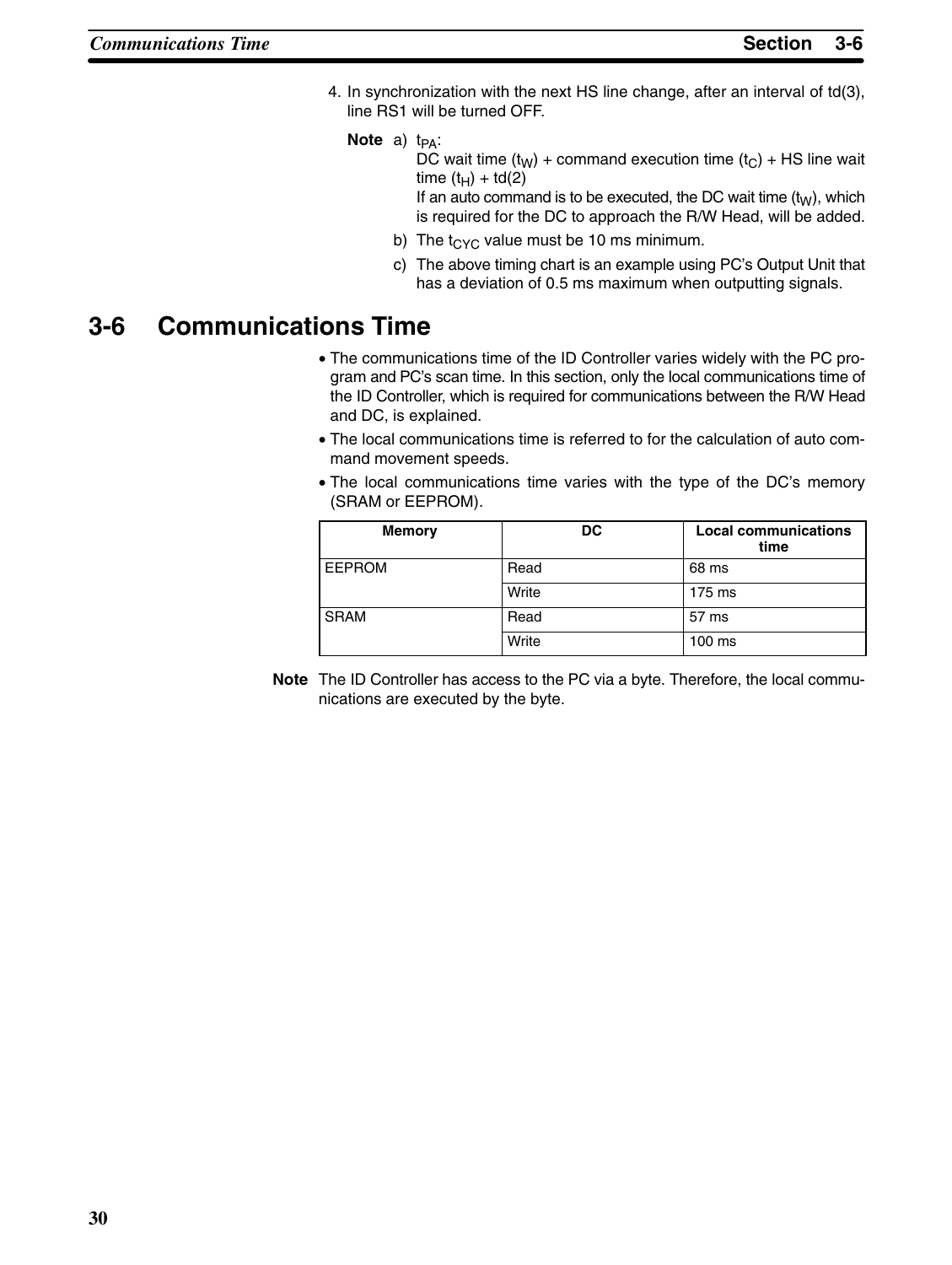4. In synchronization with the next HS line change, after an interval of td(3), line RS1 will be turned OFF.

**Note** a) $t_{PA}$:
DC wait time ($t_W$) + command execution time ($t_C$) + HS line wait time ($t_H$) + td(2)
If an auto command is to be executed, the DC wait time ($t_W$), which is required for the DC to approach the R/W Head, will be added.

b) The $t_{CYC}$ value must be 10 ms minimum.

c) The above timing chart is an example using PC's Output Unit that has a deviation of 0.5 ms maximum when outputting signals.

## 3-6 Communications Time

- The communications time of the ID Controller varies widely with the PC program and PC's scan time. In this section, only the local communications time of the ID Controller, which is required for communications between the R/W Head and DC, is explained.
- The local communications time is referred to for the calculation of auto command movement speeds.
- The local communications time varies with the type of the DC's memory (SRAM or EEPROM).

| Memory | DC | Local communications time |
|---|---|---|
| EEPROM | Read | 68 ms |
| | Write | 175 ms |
| SRAM | Read | 57 ms |
| | Write | 100 ms |

**Note** The ID Controller has access to the PC via a byte. Therefore, the local communications are executed by the byte.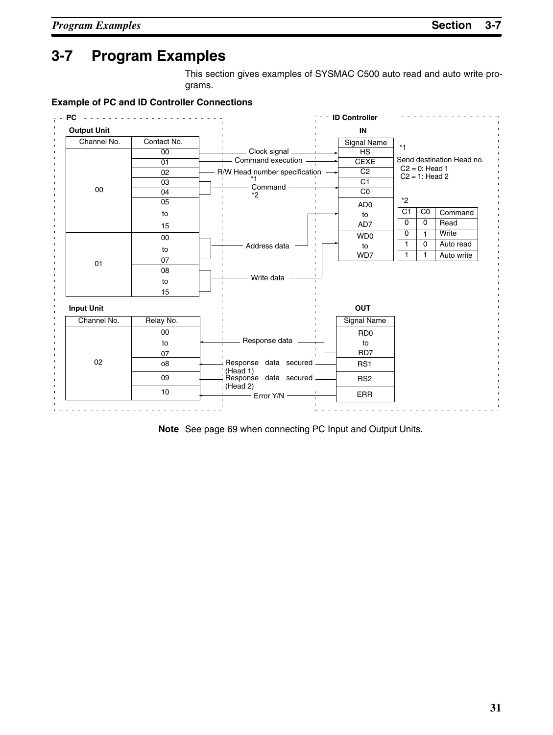# 3-7 Program Examples

This section gives examples of SYSMAC C500 auto read and auto write programs.

### Example of PC and ID Controller Connections

**PC**

**Output Unit**

| Channel No. | Contact No. | Signal | ID Controller IN Signal Name |
|---|---|---|---|
| 00 | 00 | Clock signal | HS |
| | 01 | Command execution | CEXE |
| | 02 | R/W Head number specification *1 | C2 |
| | 03 | Command *2 | C1 |
| | 04 | | C0 |
| | 05 to 15 | | |
| 01 | 00 to 07 | Address data | AD0 to AD7 |
| | 08 to 15 | Write data | WD0 to WD7 |

*1 Send destination Head no.
C2 = 0: Head 1
C2 = 1: Head 2

*2

| C1 | C0 | Command |
|---|---|---|
| 0 | 0 | Read |
| 0 | 1 | Write |
| 1 | 0 | Auto read |
| 1 | 1 | Auto write |

**Input Unit**

| Channel No. | Relay No. | Signal | ID Controller OUT Signal Name |
|---|---|---|---|
| 02 | 00 to 07 | Response data | RD0 to RD7 |
| | o8 | Response data secured (Head 1) | RS1 |
| | 09 | Response data secured (Head 2) | RS2 |
| | 10 | Error Y/N | ERR |

**Note** See page 69 when connecting PC Input and Output Units.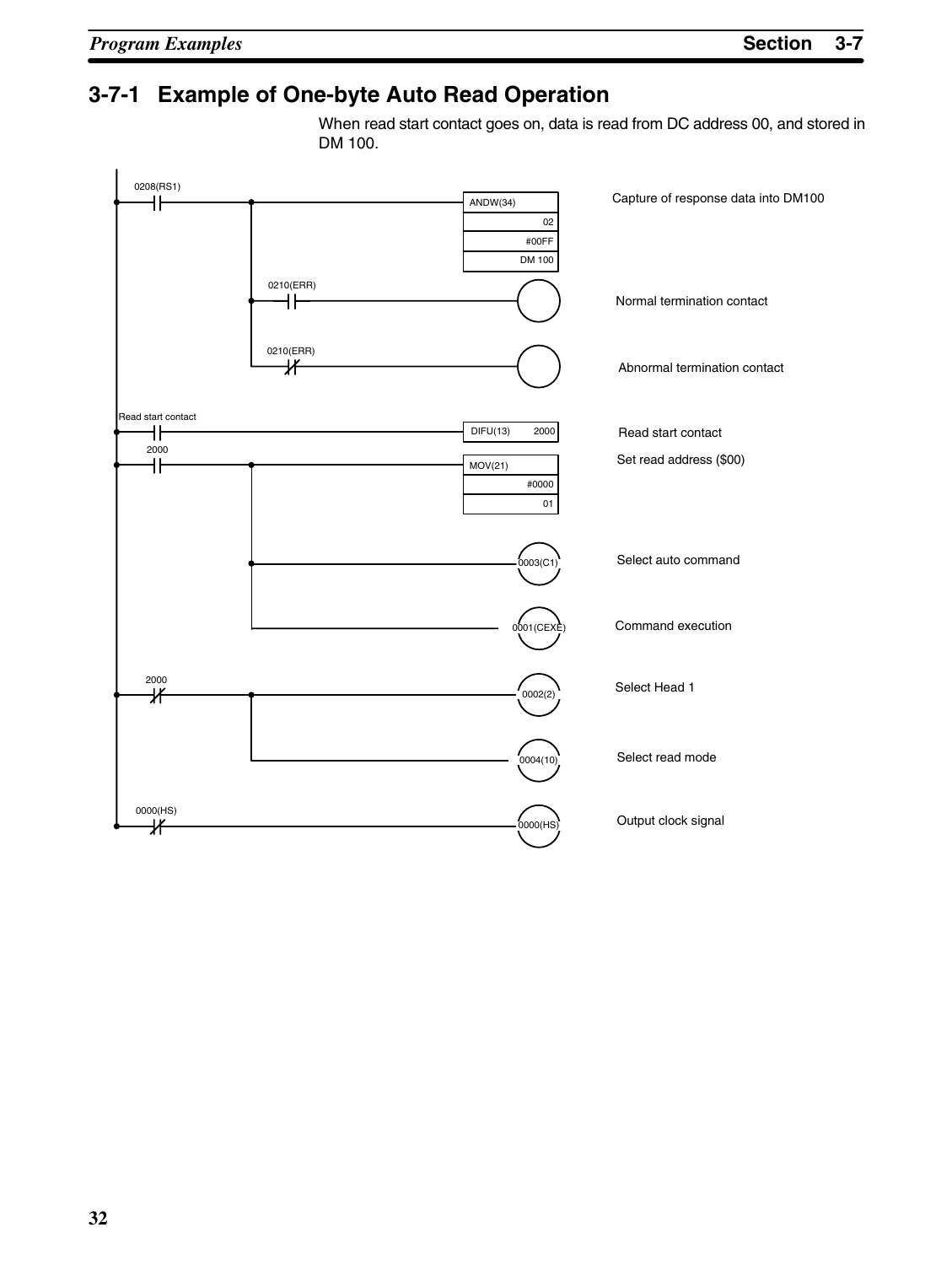## 3-7-1 Example of One-byte Auto Read Operation

When read start contact goes on, data is read from DC address 00, and stored in DM 100.

```
0208(RS1)
--| |----+------------------------------[ANDW(34) ]   Capture of response data into DM100
         |                              [      02 ]
         |                              [   #00FF ]
         |                              [  DM 100 ]
         |
         |   0210(ERR)
         +---| |------------------------( )           Normal termination contact
         |
         |   0210(ERR)
         +---|/|------------------------( )           Abnormal termination contact

Read start contact
--| |-----------------------------------[DIFU(13) 2000]   Read start contact

2000
--| |----+------------------------------[MOV(21)  ]   Set read address ($00)
         |                              [   #0000 ]
         |                              [      01 ]
         |
         +------------------------------( 0003(C1) )     Select auto command
         |
         +------------------------------( 0001(CEXE) )   Command execution

2000
--|/|----+------------------------------( 0002(2) )      Select Head 1
         |
         +------------------------------( 0004(10) )     Select read mode

0000(HS)
--|/|-----------------------------------( 0000(HS) )     Output clock signal
```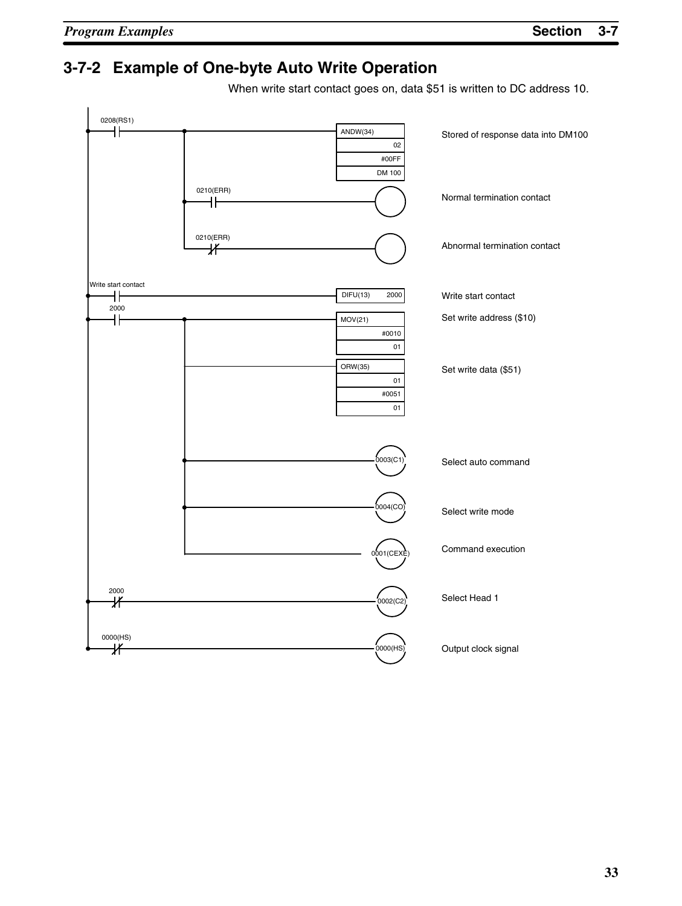## 3-7-2 Example of One-byte Auto Write Operation

When write start contact goes on, data $51 is written to DC address 10.

| Contact | Instruction / Output | Operands | Description |
|---|---|---|---|
| 0208(RS1) | ANDW(34) | 02, #00FF, DM 100 | Stored of response data into DM100 |
| 0208(RS1) → 0210(ERR) | (Output) | | Normal termination contact |
| 0208(RS1) → 0210(ERR) (NC) | (Output) | | Abnormal termination contact |
| Write start contact | DIFU(13) | 2000 | Write start contact |
| 2000 | MOV(21) | #0010, 01 | Set write address ($10) |
| 2000 | ORW(35) | 01, #0051, 01 | Set write data ($51) |
| 2000 | 0003(C1) | | Select auto command |
| 2000 | 0004(CO) | | Select write mode |
| 2000 | 0001(CEXE) | | Command execution |
| 2000 (NC) | 0002(C2) | | Select Head 1 |
| 0000(HS) (NC) | 0000(HS) | | Output clock signal |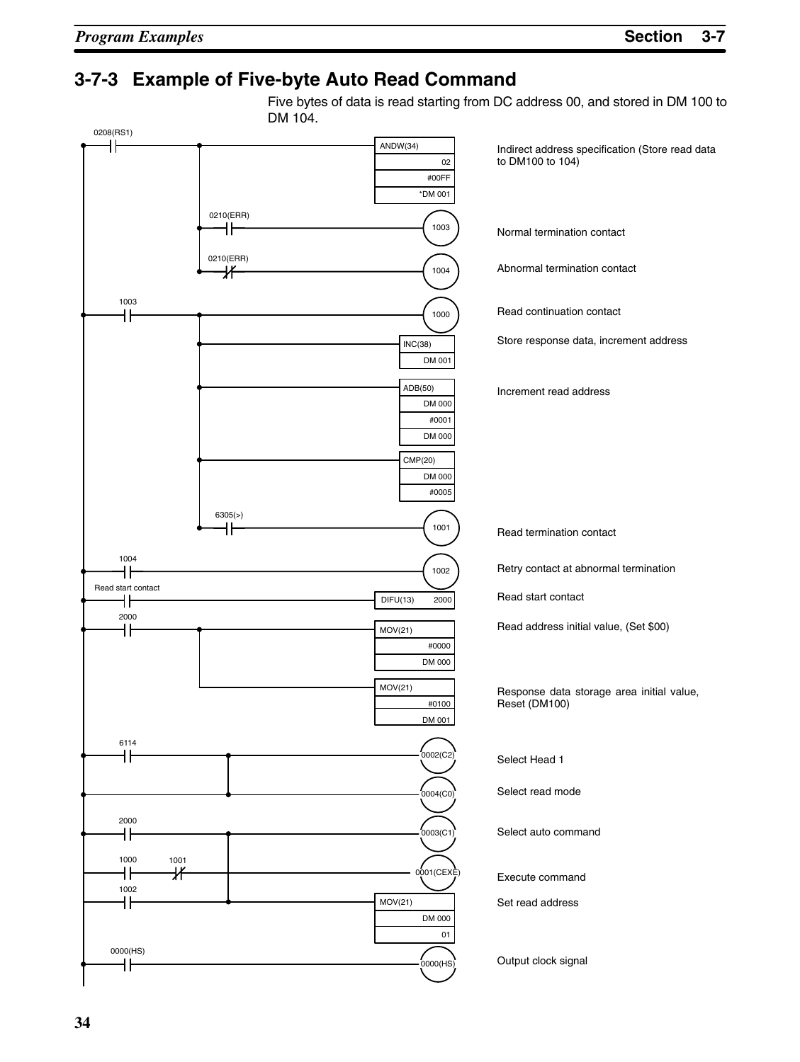## 3-7-3 Example of Five-byte Auto Read Command

Five bytes of data is read starting from DC address 00, and stored in DM 100 to DM 104.

```
0208(RS1)
--| |----+------------------------------[ANDW(34) 02 #00FF *DM 001]   Indirect address specification (Store read data
         |                                                            to DM100 to 104)
         |  0210(ERR)
         +--| |----------------------------------------(1003)         Normal termination contact
         |  0210(ERR)
         +--|/|----------------------------------------(1004)         Abnormal termination contact

1003
--| |----+---------------------------------------------(1000)         Read continuation contact
         +-------------------------------[INC(38) DM 001]             Store response data, increment address
         +-------------------------------[ADB(50) DM 000 #0001 DM 000] Increment read address
         +-------------------------------[CMP(20) DM 000 #0005]
         |  6305(>)
         +--| |----------------------------------------(1001)         Read termination contact

1004
--| |------------------------------------------------(1002)         Retry contact at abnormal termination

Read start contact
--| |--------------------------------------[DIFU(13) 2000]          Read start contact

2000
--| |----+--------------------------------[MOV(21) #0000 DM 000]    Read address initial value, (Set $00)
         +--------------------------------[MOV(21) #0100 DM 001]    Response data storage area initial value,
                                                                      Reset (DM100)

6114
--| |----+-------------------------------------(0002(C2))           Select Head 1
         +-------------------------------------(0004(C0))           Select read mode

2000
--| |----+-------------------------------------(0003(C1))           Select auto command
1000  1001
--| |--|/|--+---------------------------------(0001(CEXE))         Execute command
1002         |
--| |--------+-------------------------[MOV(21) DM 000 01]          Set read address

0000(HS)
--| |----------------------------------------(0000(HS))            Output clock signal
```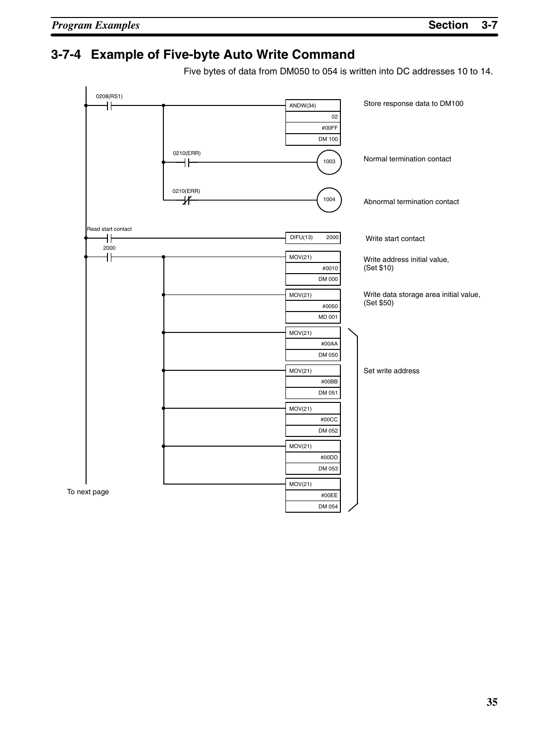## 3-7-4 Example of Five-byte Auto Write Command

Five bytes of data from DM050 to 054 is written into DC addresses 10 to 14.

```
0208(RS1)
--| |----+------------------------------[ANDW(34) 02 #00FF DM 100]   Store response data to DM100
         |
         |  0210(ERR)
         +--| |-------------------------( 1003 )                    Normal termination contact
         |
         |  0210(ERR)
         +--|/|-------------------------( 1004 )                    Abnormal termination contact

Read start contact
--| |-----------------------------------[DIFU(13) 2000]             Write start contact

2000
--| |----+------------------------------[MOV(21) #0010 DM 000]      Write address initial value,
         |                                                          (Set $10)
         +------------------------------[MOV(21) #0050 MD 001]      Write data storage area initial value,
         |                                                          (Set $50)
         +------------------------------[MOV(21) #00AA DM 050]   ┐
         |                                                       │
         +------------------------------[MOV(21) #00BB DM 051]   │  Set write address
         |                                                       │
         +------------------------------[MOV(21) #00CC DM 052]   │
         |                                                       │
         +------------------------------[MOV(21) #00DD DM 053]   │
         |                                                       │
         +------------------------------[MOV(21) #00EE DM 054]   ┘

To next page
```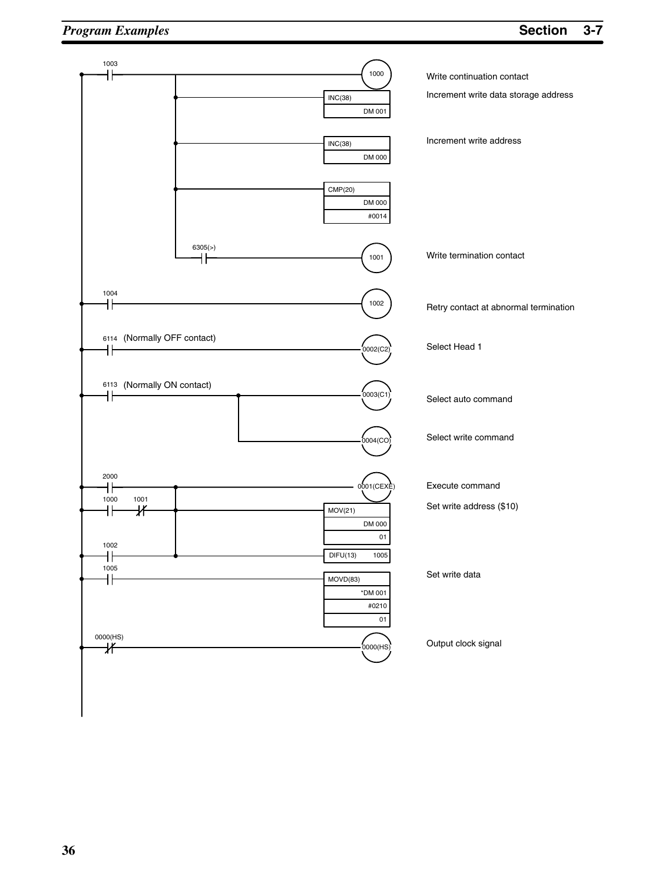| Ladder logic | Description |
|---|---|
| 1003 ─┤├─ → (1000) | Write continuation contact |
| → INC(38) DM 001 | Increment write data storage address |
| → INC(38) DM 000 | Increment write address |
| → CMP(20) DM 000, #0014 | |
| → 6305(>) ─┤├─ → (1001) | Write termination contact |
| 1004 ─┤├─ → (1002) | Retry contact at abnormal termination |
| 6114 (Normally OFF contact) ─┤├─ → (0002(C2)) | Select Head 1 |
| 6113 (Normally ON contact) ─┤├─ → (0003(C1)) | Select auto command |
| → (0004(CO)) | Select write command |
| 2000 ─┤├─ → (0001(CEXE)) | Execute command |
| 1000 ─┤├─ 1001 ─┤/├─ → MOV(21) DM 000, 01 | Set write address ($10) |
| 1002 ─┤├─ → DIFU(13) 1005 | |
| 1005 ─┤├─ → MOVD(83) *DM 001, #0210, 01 | Set write data |
| 0000(HS) ─┤/├─ → (0000(HS)) | Output clock signal |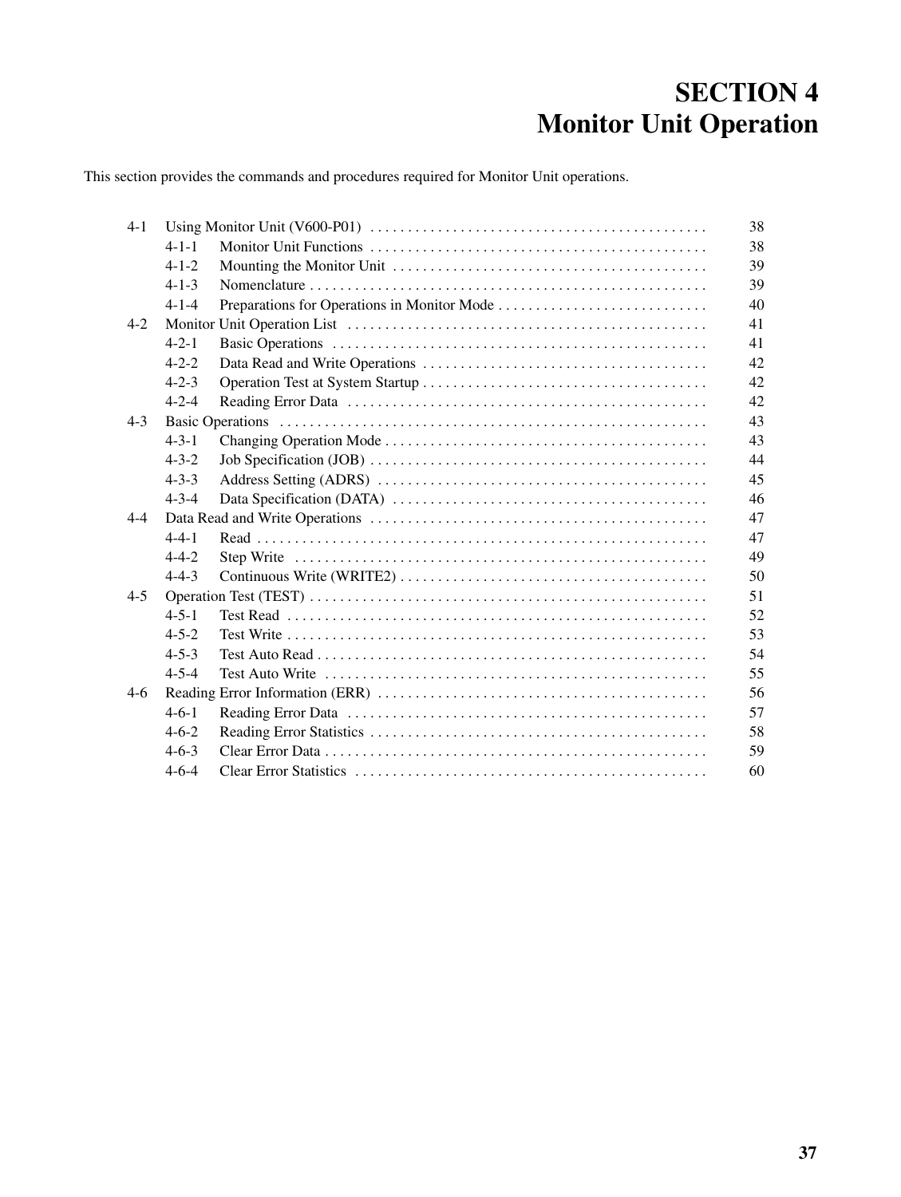# SECTION 4
# Monitor Unit Operation

This section provides the commands and procedures required for Monitor Unit operations.

| | | |
|---|---|---|
| 4-1 | Using Monitor Unit (V600-P01) | 38 |
| | 4-1-1 Monitor Unit Functions | 38 |
| | 4-1-2 Mounting the Monitor Unit | 39 |
| | 4-1-3 Nomenclature | 39 |
| | 4-1-4 Preparations for Operations in Monitor Mode | 40 |
| 4-2 | Monitor Unit Operation List | 41 |
| | 4-2-1 Basic Operations | 41 |
| | 4-2-2 Data Read and Write Operations | 42 |
| | 4-2-3 Operation Test at System Startup | 42 |
| | 4-2-4 Reading Error Data | 42 |
| 4-3 | Basic Operations | 43 |
| | 4-3-1 Changing Operation Mode | 43 |
| | 4-3-2 Job Specification (JOB) | 44 |
| | 4-3-3 Address Setting (ADRS) | 45 |
| | 4-3-4 Data Specification (DATA) | 46 |
| 4-4 | Data Read and Write Operations | 47 |
| | 4-4-1 Read | 47 |
| | 4-4-2 Step Write | 49 |
| | 4-4-3 Continuous Write (WRITE2) | 50 |
| 4-5 | Operation Test (TEST) | 51 |
| | 4-5-1 Test Read | 52 |
| | 4-5-2 Test Write | 53 |
| | 4-5-3 Test Auto Read | 54 |
| | 4-5-4 Test Auto Write | 55 |
| 4-6 | Reading Error Information (ERR) | 56 |
| | 4-6-1 Reading Error Data | 57 |
| | 4-6-2 Reading Error Statistics | 58 |
| | 4-6-3 Clear Error Data | 59 |
| | 4-6-4 Clear Error Statistics | 60 |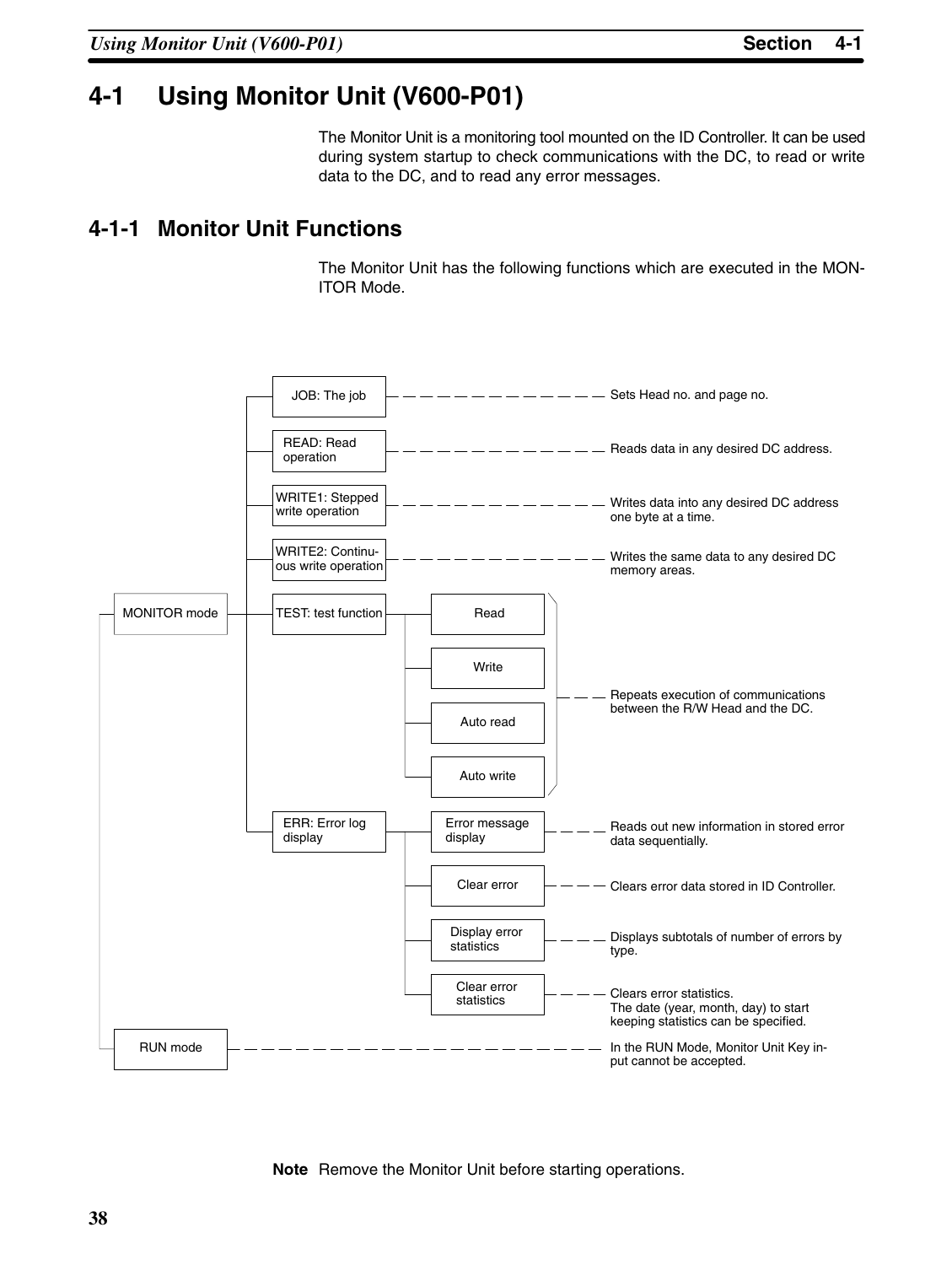# 4-1 Using Monitor Unit (V600-P01)

The Monitor Unit is a monitoring tool mounted on the ID Controller. It can be used during system startup to check communications with the DC, to read or write data to the DC, and to read any error messages.

## 4-1-1 Monitor Unit Functions

The Monitor Unit has the following functions which are executed in the MONITOR Mode.

- MONITOR mode
  - JOB: The job — Sets Head no. and page no.
  - READ: Read operation — Reads data in any desired DC address.
  - WRITE1: Stepped write operation — Writes data into any desired DC address one byte at a time.
  - WRITE2: Continuous write operation — Writes the same data to any desired DC memory areas.
  - TEST: test function
    - Read
    - Write
    - Auto read
    - Auto write
    - (Read, Write, Auto read, Auto write) — Repeats execution of communications between the R/W Head and the DC.
  - ERR: Error log display
    - Error message display — Reads out new information in stored error data sequentially.
    - Clear error — Clears error data stored in ID Controller.
    - Display error statistics — Displays subtotals of number of errors by type.
    - Clear error statistics — Clears error statistics. The date (year, month, day) to start keeping statistics can be specified.
- RUN mode — In the RUN Mode, Monitor Unit Key input cannot be accepted.

**Note** Remove the Monitor Unit before starting operations.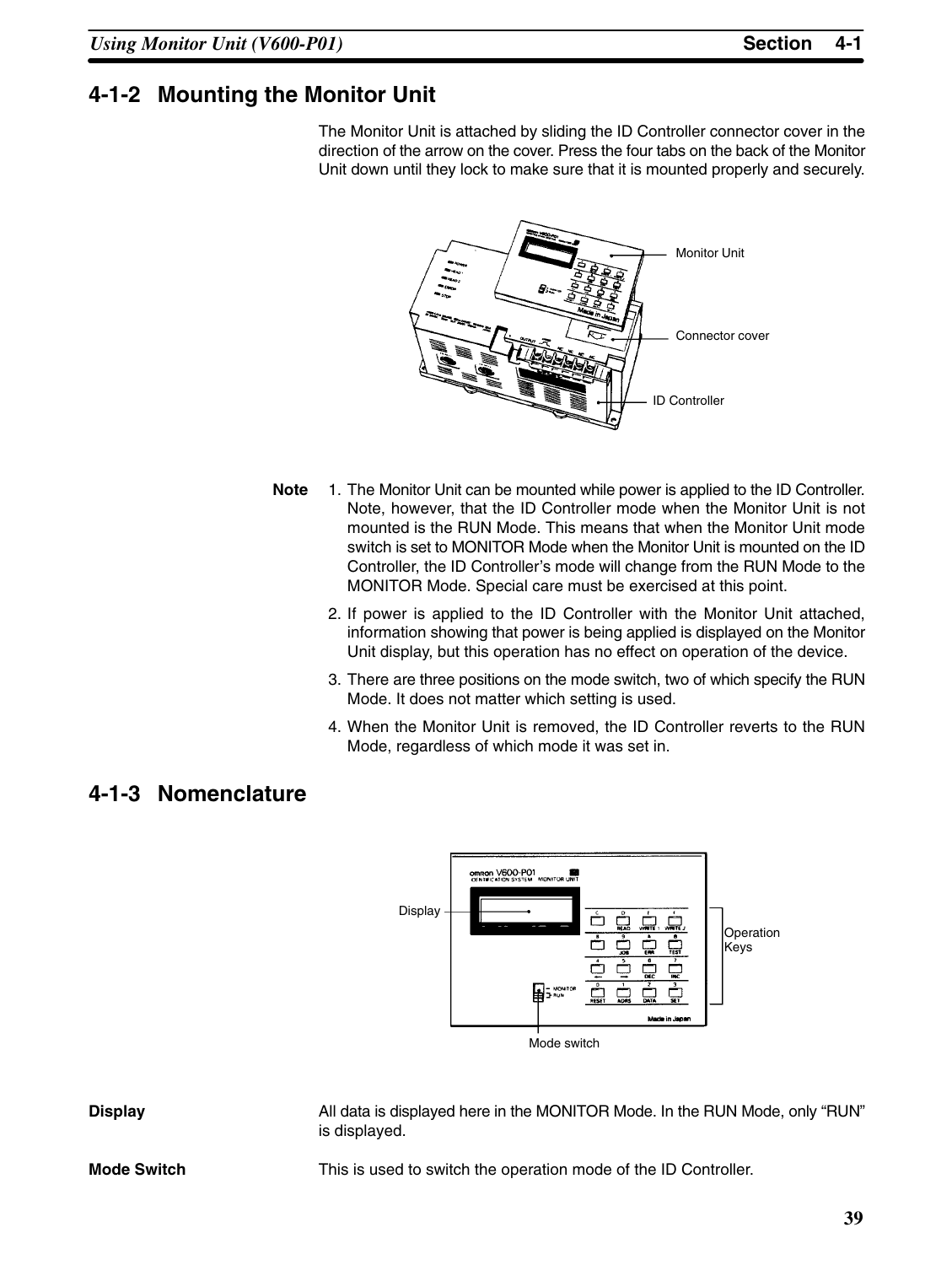## 4-1-2 Mounting the Monitor Unit

The Monitor Unit is attached by sliding the ID Controller connector cover in the direction of the arrow on the cover. Press the four tabs on the back of the Monitor Unit down until they lock to make sure that it is mounted properly and securely.

Monitor Unit

Connector cover

ID Controller

**Note**

1. The Monitor Unit can be mounted while power is applied to the ID Controller. Note, however, that the ID Controller mode when the Monitor Unit is not mounted is the RUN Mode. This means that when the Monitor Unit mode switch is set to MONITOR Mode when the Monitor Unit is mounted on the ID Controller, the ID Controller's mode will change from the RUN Mode to the MONITOR Mode. Special care must be exercised at this point.
2. If power is applied to the ID Controller with the Monitor Unit attached, information showing that power is being applied is displayed on the Monitor Unit display, but this operation has no effect on operation of the device.
3. There are three positions on the mode switch, two of which specify the RUN Mode. It does not matter which setting is used.
4. When the Monitor Unit is removed, the ID Controller reverts to the RUN Mode, regardless of which mode it was set in.

## 4-1-3 Nomenclature

Display

Operation Keys

Mode switch

**Display**

All data is displayed here in the MONITOR Mode. In the RUN Mode, only "RUN" is displayed.

**Mode Switch**

This is used to switch the operation mode of the ID Controller.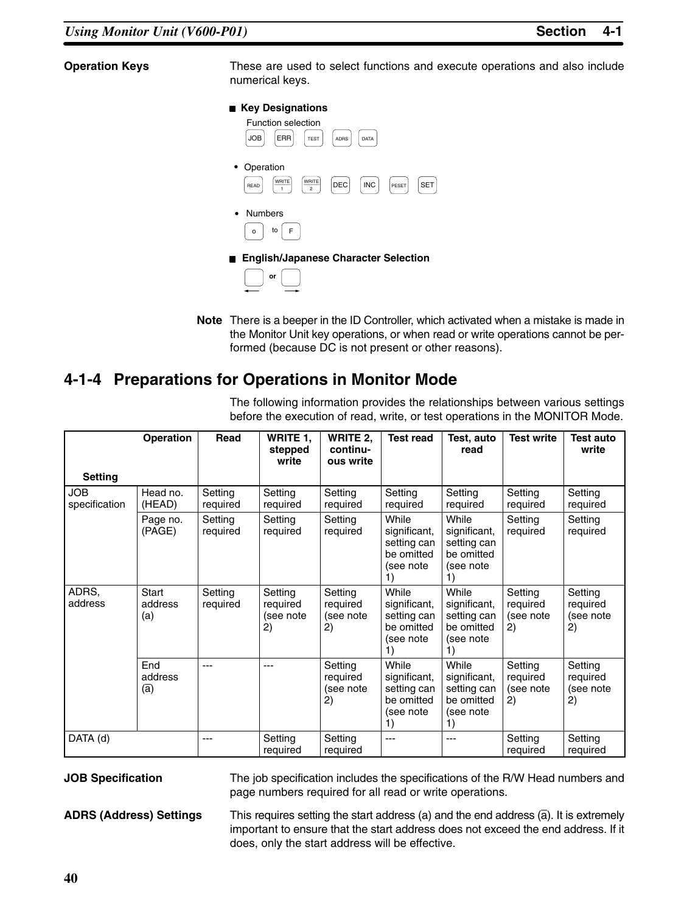**Operation Keys**

These are used to select functions and execute operations and also include numerical keys.

■ **Key Designations**

Function selection

JOB ERR TEST ADRS DATA

- Operation

READ WRITE 1 WRITE 2 DEC INC PESET SET

- Numbers

0 to F

■ **English/Japanese Character Selection**

← or →

**Note** There is a beeper in the ID Controller, which activated when a mistake is made in the Monitor Unit key operations, or when read or write operations cannot be performed (because DC is not present or other reasons).

## 4-1-4 Preparations for Operations in Monitor Mode

The following information provides the relationships between various settings before the execution of read, write, or test operations in the MONITOR Mode.

| Setting \ Operation | | Read | WRITE 1, stepped write | WRITE 2, continuous write | Test read | Test, auto read | Test write | Test auto write |
|---|---|---|---|---|---|---|---|---|
| JOB specification | Head no. (HEAD) | Setting required | Setting required | Setting required | Setting required | Setting required | Setting required | Setting required |
| | Page no. (PAGE) | Setting required | Setting required | Setting required | While significant, setting can be omitted (see note 1) | While significant, setting can be omitted (see note 1) | Setting required | Setting required |
| ADRS, address | Start address (a) | Setting required | Setting required (see note 2) | Setting required (see note 2) | While significant, setting can be omitted (see note 1) | While significant, setting can be omitted (see note 1) | Setting required (see note 2) | Setting required (see note 2) |
| | End address ($\overline{a}$) | --- | --- | Setting required (see note 2) | While significant, setting can be omitted (see note 1) | While significant, setting can be omitted (see note 1) | Setting required (see note 2) | Setting required (see note 2) |
| DATA (d) | | --- | Setting required | Setting required | --- | --- | Setting required | Setting required |

**JOB Specification**

The job specification includes the specifications of the R/W Head numbers and page numbers required for all read or write operations.

**ADRS (Address) Settings**

This requires setting the start address (a) and the end address ($\overline{a}$). It is extremely important to ensure that the start address does not exceed the end address. If it does, only the start address will be effective.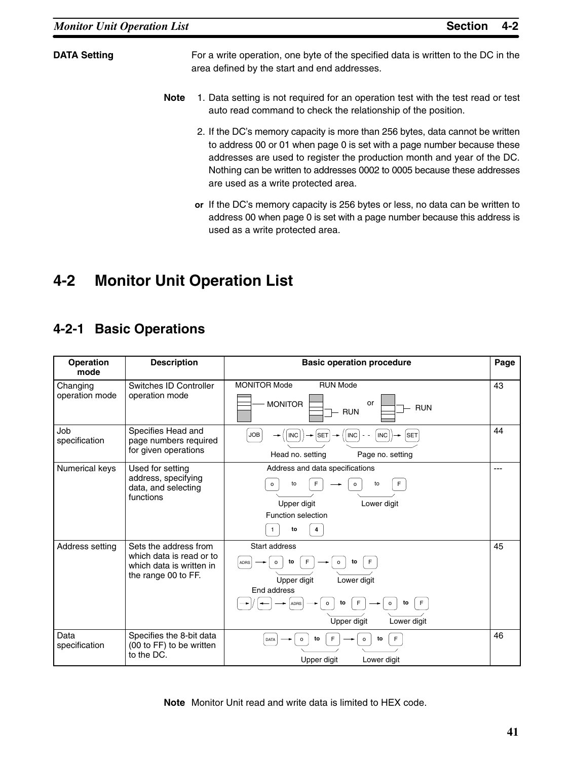**DATA Setting**

For a write operation, one byte of the specified data is written to the DC in the area defined by the start and end addresses.

**Note**
1. Data setting is not required for an operation test with the test read or test auto read command to check the relationship of the position.
2. If the DC's memory capacity is more than 256 bytes, data cannot be written to address 00 or 01 when page 0 is set with a page number because these addresses are used to register the production month and year of the DC. Nothing can be written to addresses 0002 to 0005 because these addresses are used as a write protected area.

**or** If the DC's memory capacity is 256 bytes or less, no data can be written to address 00 when page 0 is set with a page number because this address is used as a write protected area.

# 4-2 Monitor Unit Operation List

## 4-2-1 Basic Operations

| Operation mode | Description | Basic operation procedure | Page |
|---|---|---|---|
| Changing operation mode | Switches ID Controller operation mode | MONITOR Mode: MONITOR; RUN Mode: RUN or RUN | 43 |
| Job specification | Specifies Head and page numbers required for given operations | JOB → (INC) → SET → (INC - - INC) → SET<br>Head no. setting / Page no. setting | 44 |
| Numerical keys | Used for setting address, specifying data, and selecting functions | Address and data specifications<br>0 to F → 0 to F<br>Upper digit / Lower digit<br>Function selection<br>1 to 4 | --- |
| Address setting | Sets the address from which data is read or to which data is written in the range 00 to FF. | Start address<br>ADRS → 0 to F → 0 to F<br>Upper digit / Lower digit<br>End address<br>→ / ← → ADRS → 0 to F → 0 to F<br>Upper digit / Lower digit | 45 |
| Data specification | Specifies the 8-bit data (00 to FF) to be written to the DC. | DATA → 0 to F → 0 to F<br>Upper digit / Lower digit | 46 |

**Note** Monitor Unit read and write data is limited to HEX code.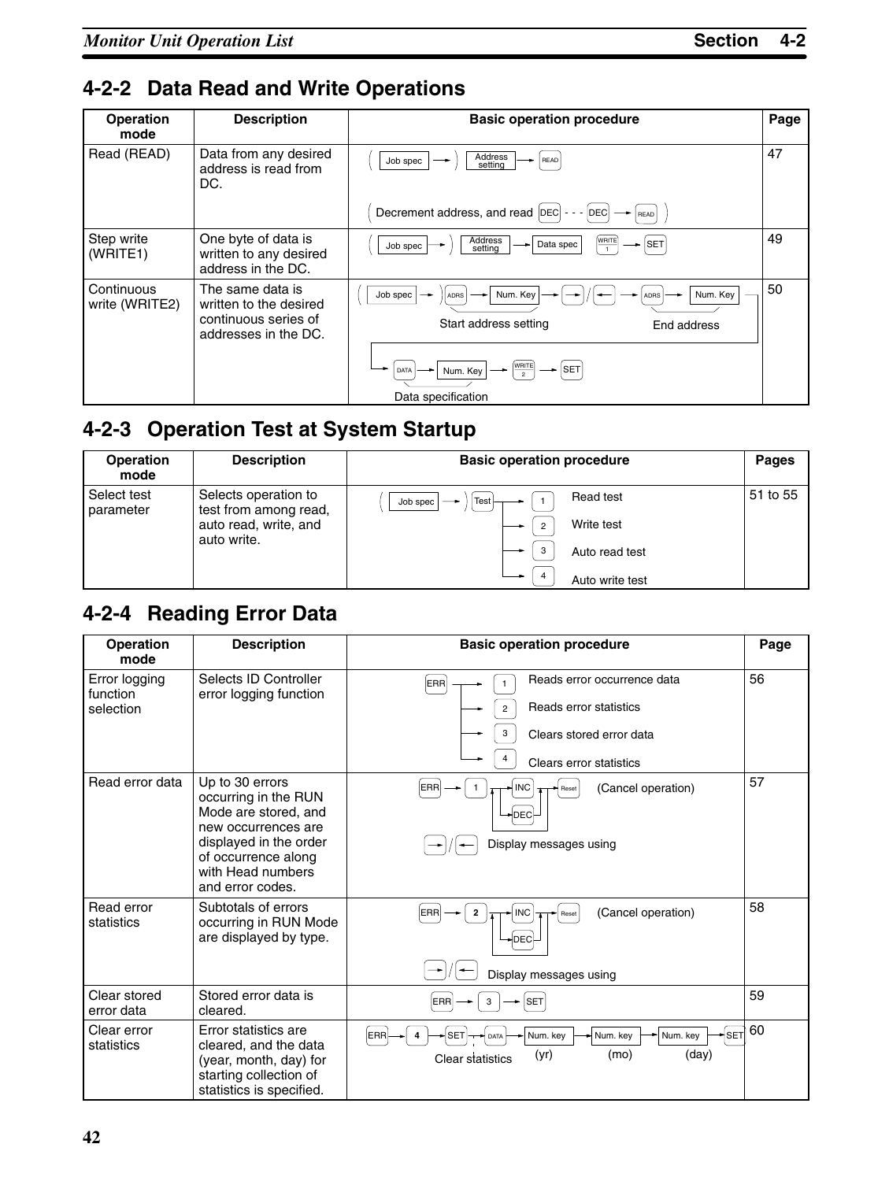## 4-2-2 Data Read and Write Operations

| Operation mode | Description | Basic operation procedure | Page |
|---|---|---|---|
| Read (READ) | Data from any desired address is read from DC. | ( Job spec → ) Address setting → READ<br>( Decrement address, and read DEC - - - DEC → READ ) | 47 |
| Step write (WRITE1) | One byte of data is written to any desired address in the DC. | ( Job spec → ) Address setting → Data spec → WRITE 1 → SET | 49 |
| Continuous write (WRITE2) | The same data is written to the desired continuous series of addresses in the DC. | ( Job spec → ) ADRS → Num. Key → → / ← → ADRS → Num. Key (Start address setting, End address) → DATA → Num. Key → WRITE 2 → SET (Data specification) | 50 |

## 4-2-3 Operation Test at System Startup

| Operation mode | Description | Basic operation procedure | Pages |
|---|---|---|---|
| Select test parameter | Selects operation to test from among read, write, auto read, and auto write. | ( Job spec → ) Test → 1 Read test<br>→ 2 Write test<br>→ 3 Auto read test<br>→ 4 Auto write test | 51 to 55 |

## 4-2-4 Reading Error Data

| Operation mode | Description | Basic operation procedure | Page |
|---|---|---|---|
| Error logging function selection | Selects ID Controller error logging function | ERR → 1 Reads error occurrence data<br>→ 2 Reads error statistics<br>→ 3 Clears stored error data<br>→ 4 Clears error statistics | 56 |
| Read error data | Up to 30 errors occurring in the RUN Mode are stored, and new occurrences are displayed in the order of occurrence along with Head numbers and error codes. | ERR → 1 → INC / DEC → Reset (Cancel operation)<br>→ / ← Display messages using | 57 |
| Read error statistics | Subtotals of errors occurring in RUN Mode are displayed by type. | ERR → 2 → INC / DEC → Reset (Cancel operation)<br>→ / ← Display messages using | 58 |
| Clear stored error data | Stored error data is cleared. | ERR → 3 → SET | 59 |
| Clear error statistics | Error statistics are cleared, and the data (year, month, day) for starting collection of statistics is specified. | ERR → 4 → SET (Clear statistics) → DATA → Num. key (yr) → Num. key (mo) → Num. key (day) → SET | 60 |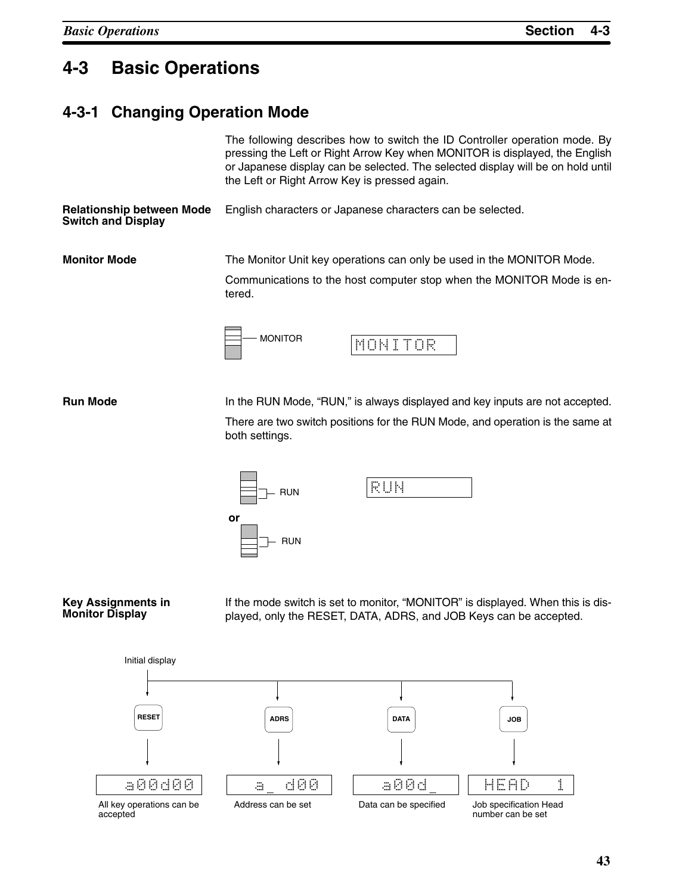# 4-3 Basic Operations

## 4-3-1 Changing Operation Mode

The following describes how to switch the ID Controller operation mode. By pressing the Left or Right Arrow Key when MONITOR is displayed, the English or Japanese display can be selected. The selected display will be on hold until the Left or Right Arrow Key is pressed again.

**Relationship between Mode Switch and Display**

English characters or Japanese characters can be selected.

**Monitor Mode**

The Monitor Unit key operations can only be used in the MONITOR Mode.

Communications to the host computer stop when the MONITOR Mode is entered.

MONITOR

MONITOR

**Run Mode**

In the RUN Mode, "RUN," is always displayed and key inputs are not accepted.

There are two switch positions for the RUN Mode, and operation is the same at both settings.

RUN

or

RUN

RUN

**Key Assignments in Monitor Display**

If the mode switch is set to monitor, "MONITOR" is displayed. When this is displayed, only the RESET, DATA, ADRS, and JOB Keys can be accepted.

Initial display

| Key | Display | Description |
|---|---|---|
| RESET | a00d00 | All key operations can be accepted |
| ADRS | a_ d00 | Address can be set |
| DATA | a00d_ | Data can be specified |
| JOB | HEAD 1 | Job specification Head number can be set |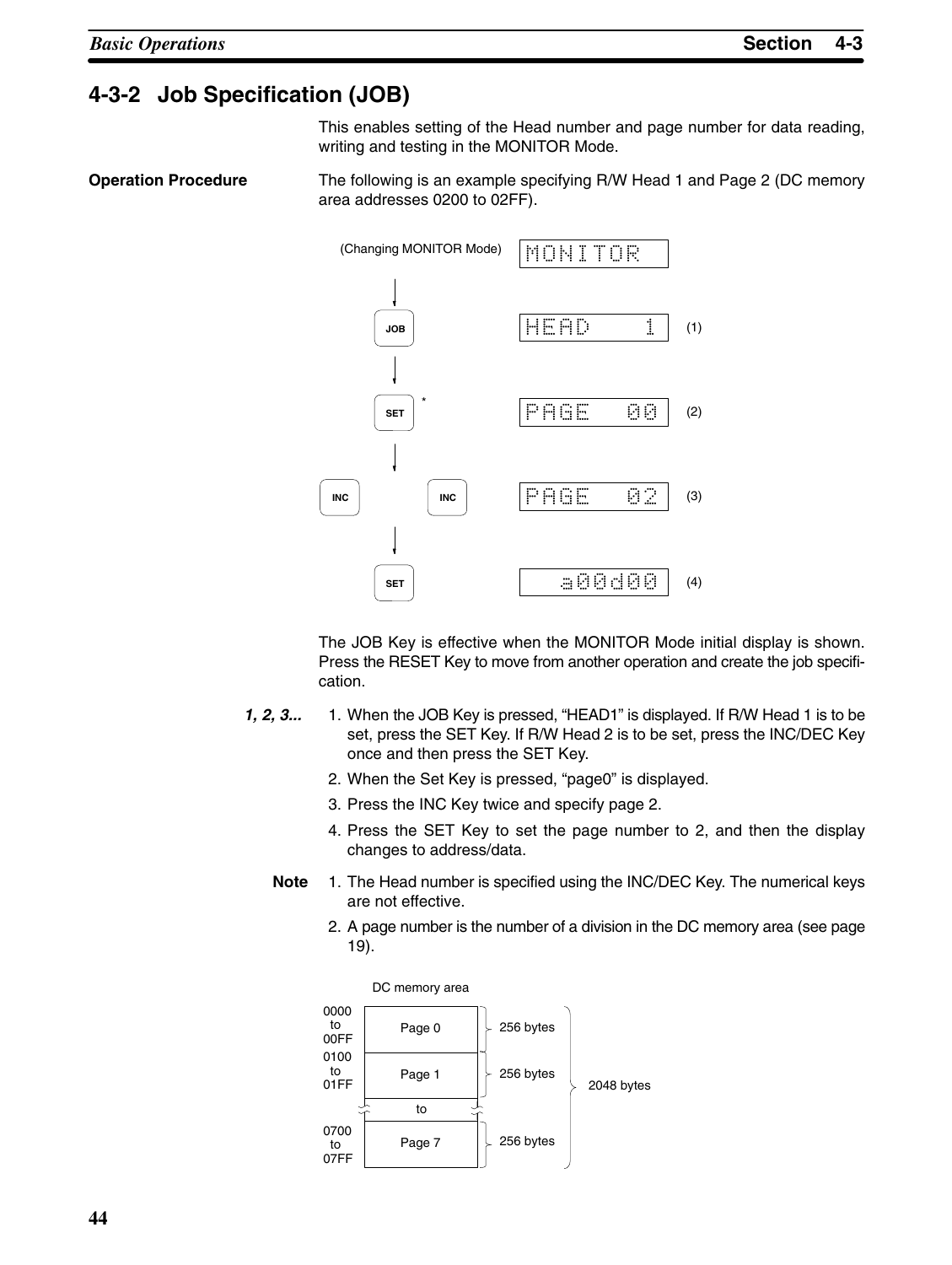## 4-3-2 Job Specification (JOB)

This enables setting of the Head number and page number for data reading, writing and testing in the MONITOR Mode.

**Operation Procedure**

The following is an example specifying R/W Head 1 and Page 2 (DC memory area addresses 0200 to 02FF).

| Key operation | Display | |
|---|---|---|
| (Changing MONITOR Mode) | MONITOR | |
| JOB | HEAD 1 | (1) |
| SET * | PAGE 00 | (2) |
| INC INC | PAGE 02 | (3) |
| SET | a00d00 | (4) |

The JOB Key is effective when the MONITOR Mode initial display is shown. Press the RESET Key to move from another operation and create the job specification.

*1, 2, 3...*

1. When the JOB Key is pressed, "HEAD1" is displayed. If R/W Head 1 is to be set, press the SET Key. If R/W Head 2 is to be set, press the INC/DEC Key once and then press the SET Key.
2. When the Set Key is pressed, "page0" is displayed.
3. Press the INC Key twice and specify page 2.
4. Press the SET Key to set the page number to 2, and then the display changes to address/data.

**Note**

1. The Head number is specified using the INC/DEC Key. The numerical keys are not effective.
2. A page number is the number of a division in the DC memory area (see page 19).

DC memory area

| Address | Page | Size |
|---|---|---|
| 0000 to 00FF | Page 0 | 256 bytes |
| 0100 to 01FF | Page 1 | 256 bytes |
| | to | |
| 0700 to 07FF | Page 7 | 256 bytes |

Total: 2048 bytes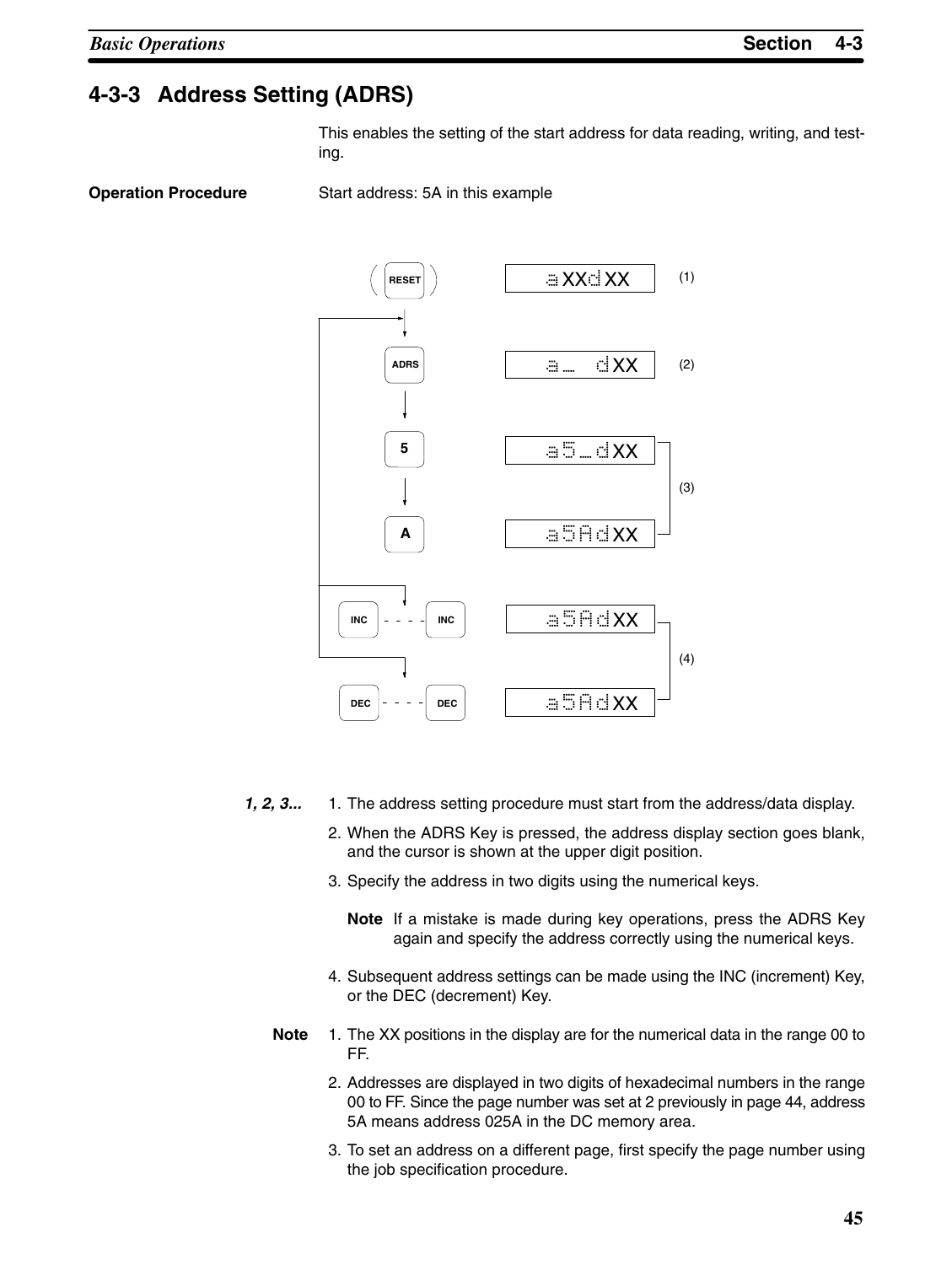## 4-3-3 Address Setting (ADRS)

This enables the setting of the start address for data reading, writing, and testing.

**Operation Procedure**

Start address: 5A in this example

| Key | Display | |
|---|---|---|
| (RESET) | a XX d XX | (1) |
| ADRS | a _ d XX | (2) |
| 5 | a 5 _ d XX | (3) |
| A | a 5 A d XX | |
| INC - - - - INC | a 5 A d XX | (4) |
| DEC - - - - DEC | a 5 A d XX | |

*1, 2, 3...*

1. The address setting procedure must start from the address/data display.
2. When the ADRS Key is pressed, the address display section goes blank, and the cursor is shown at the upper digit position.
3. Specify the address in two digits using the numerical keys.

   **Note** If a mistake is made during key operations, press the ADRS Key again and specify the address correctly using the numerical keys.

4. Subsequent address settings can be made using the INC (increment) Key, or the DEC (decrement) Key.

**Note**

1. The XX positions in the display are for the numerical data in the range 00 to FF.
2. Addresses are displayed in two digits of hexadecimal numbers in the range 00 to FF. Since the page number was set at 2 previously in page 44, address 5A means address 025A in the DC memory area.
3. To set an address on a different page, first specify the page number using the job specification procedure.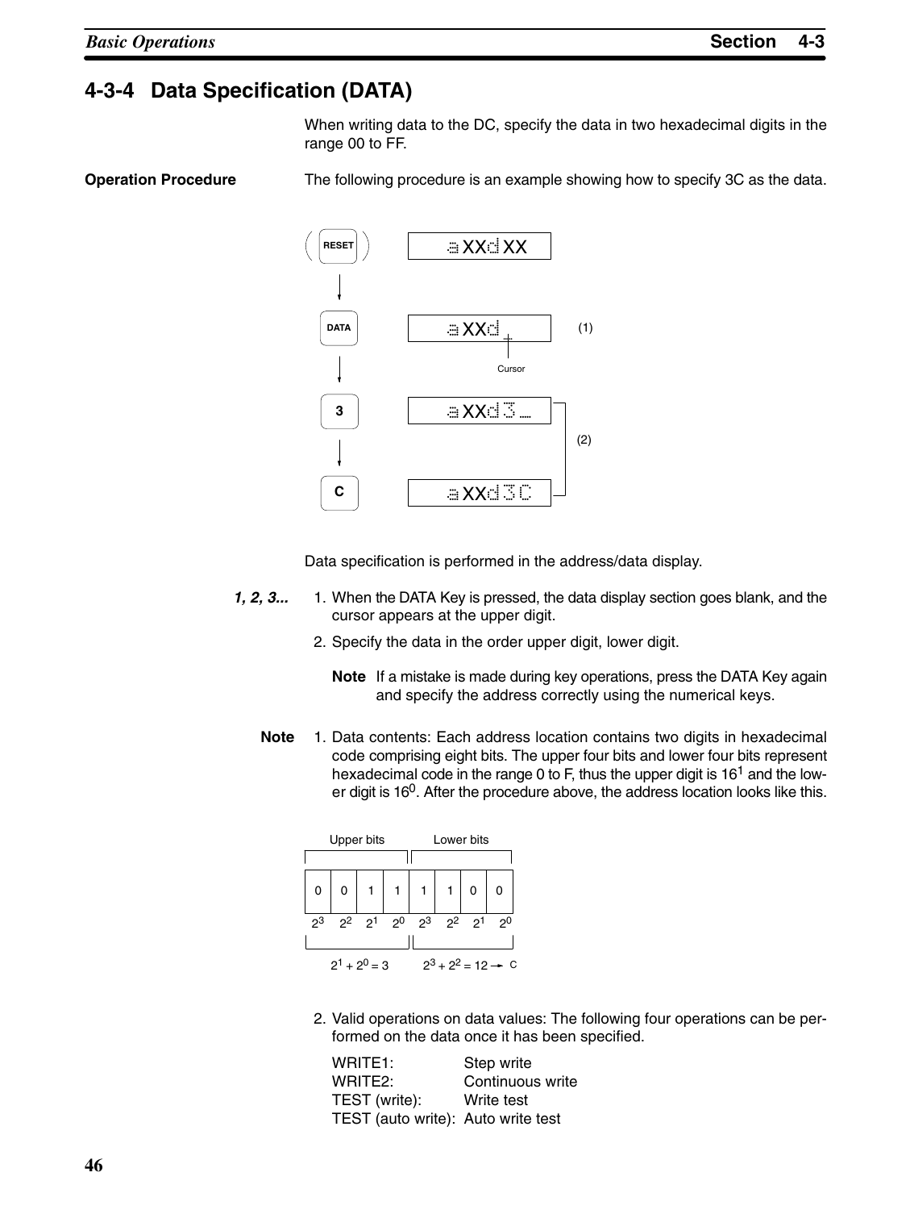## 4-3-4 Data Specification (DATA)

When writing data to the DC, specify the data in two hexadecimal digits in the range 00 to FF.

**Operation Procedure**

The following procedure is an example showing how to specify 3C as the data.

| Key | Display | |
|---|---|---|
| (RESET) | a XX d XX | |
| DATA | a XX d _ (Cursor) | (1) |
| 3 | a XX d 3 _ | (2) |
| C | a XX d 3C | (2) |

Data specification is performed in the address/data display.

*1, 2, 3...*

1. When the DATA Key is pressed, the data display section goes blank, and the cursor appears at the upper digit.
2. Specify the data in the order upper digit, lower digit.

   **Note** If a mistake is made during key operations, press the DATA Key again and specify the address correctly using the numerical keys.

**Note**

1. Data contents: Each address location contains two digits in hexadecimal code comprising eight bits. The upper four bits and lower four bits represent hexadecimal code in the range 0 to F, thus the upper digit is $16^1$ and the lower digit is $16^0$. After the procedure above, the address location looks like this.

| Upper bits | | | | Lower bits | | | |
|---|---|---|---|---|---|---|---|
| 0 | 0 | 1 | 1 | 1 | 1 | 0 | 0 |
| $2^3$ | $2^2$ | $2^1$ | $2^0$ | $2^3$ | $2^2$ | $2^1$ | $2^0$ |
| $2^1 + 2^0 = 3$ | | | | $2^3 + 2^2 = 12 \rightarrow$ C | | | |

2. Valid operations on data values: The following four operations can be performed on the data once it has been specified.

   WRITE1: Step write
   WRITE2: Continuous write
   TEST (write): Write test
   TEST (auto write): Auto write test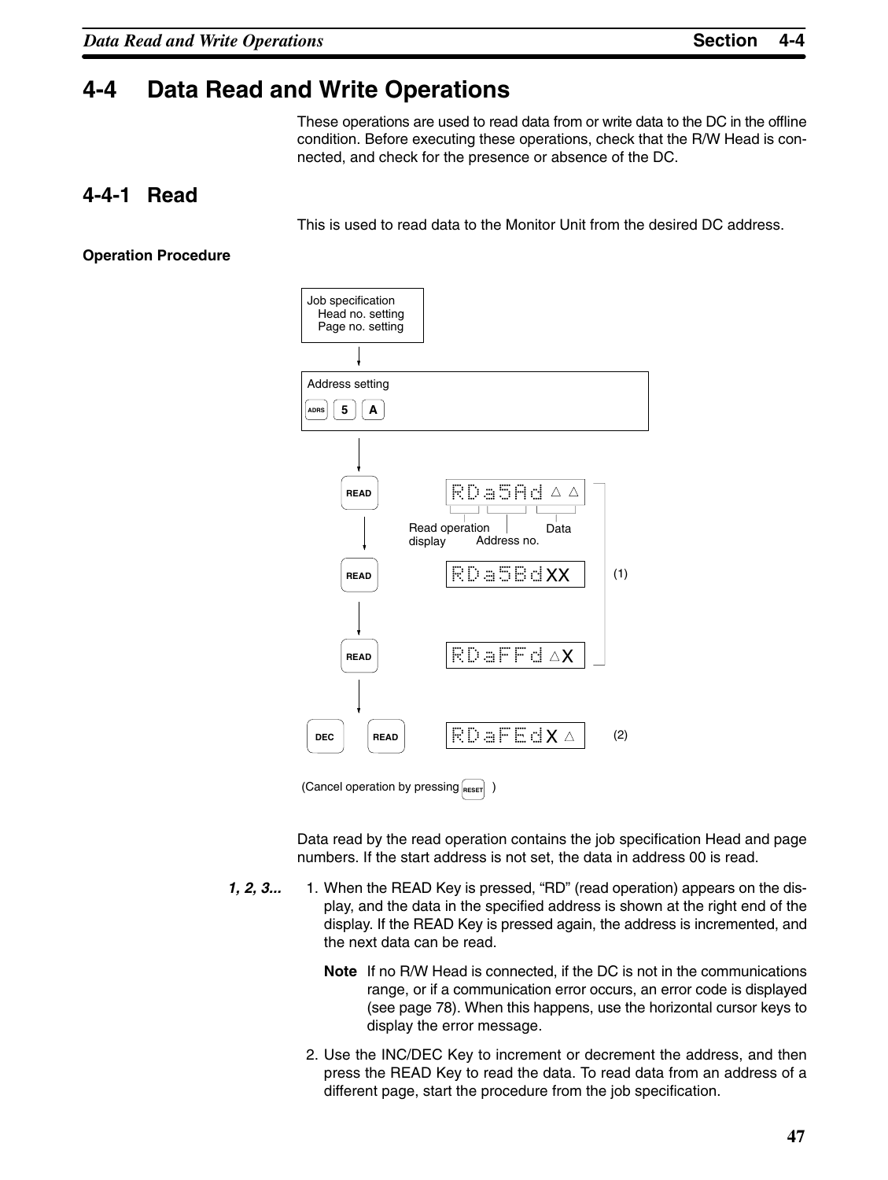## 4-4 Data Read and Write Operations

These operations are used to read data from or write data to the DC in the offline condition. Before executing these operations, check that the R/W Head is connected, and check for the presence or absence of the DC.

### 4-4-1 Read

This is used to read data to the Monitor Unit from the desired DC address.

**Operation Procedure**

Job specification
Head no. setting
Page no. setting

Address setting
ADRS 5 A

READ → RDa5Ad△△ (Read operation display, Address no., Data)

READ → RDa5BdXX

READ → RDaFFd△X

(1)

DEC READ → RDaFEdX△ (2)

(Cancel operation by pressing RESET)

Data read by the read operation contains the job specification Head and page numbers. If the start address is not set, the data in address 00 is read.

*1, 2, 3...*

1. When the READ Key is pressed, "RD" (read operation) appears on the display, and the data in the specified address is shown at the right end of the display. If the READ Key is pressed again, the address is incremented, and the next data can be read.

   **Note** If no R/W Head is connected, if the DC is not in the communications range, or if a communication error occurs, an error code is displayed (see page 78). When this happens, use the horizontal cursor keys to display the error message.

2. Use the INC/DEC Key to increment or decrement the address, and then press the READ Key to read the data. To read data from an address of a different page, start the procedure from the job specification.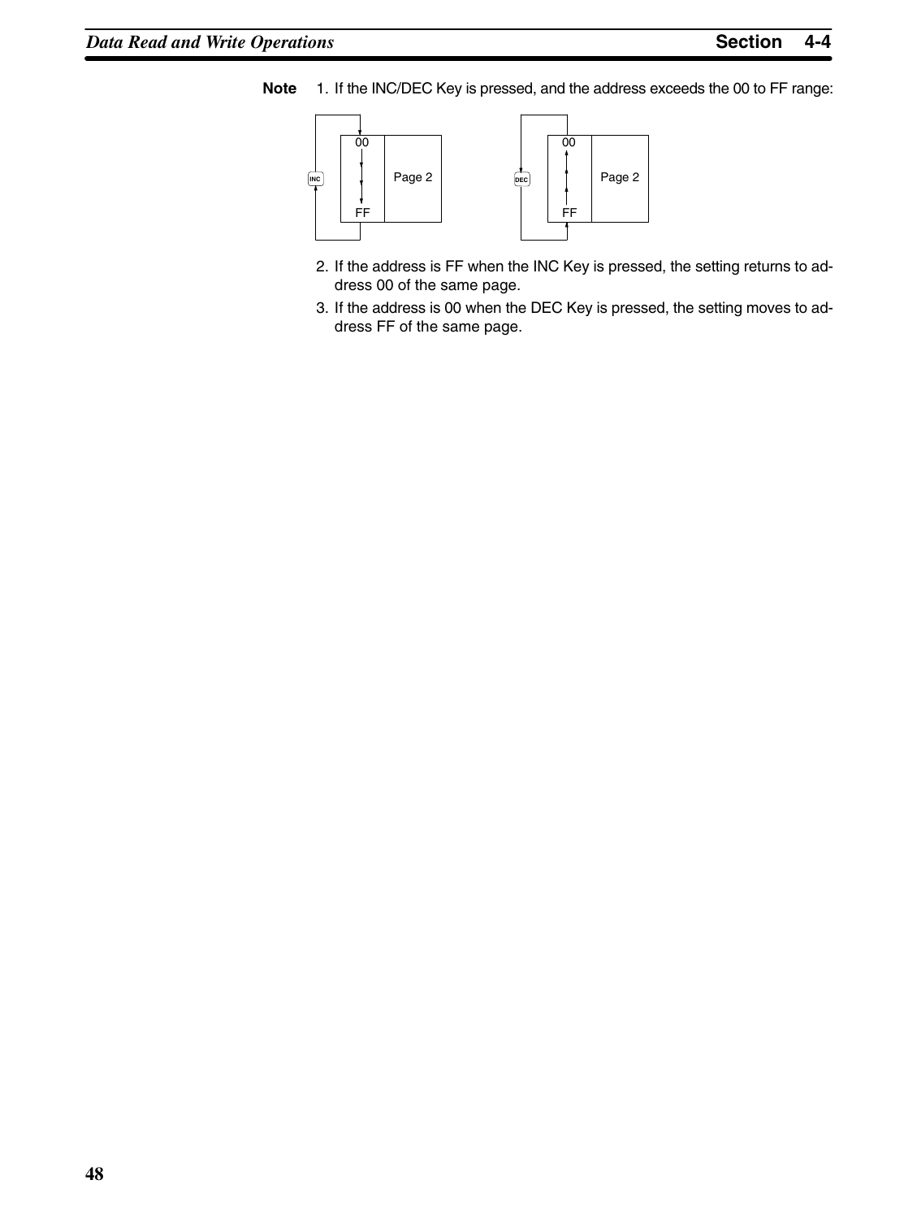**Note** 1. If the INC/DEC Key is pressed, and the address exceeds the 00 to FF range:

INC — 00 … FF — Page 2 &nbsp;&nbsp;&nbsp;&nbsp; DEC — 00 … FF — Page 2

2. If the address is FF when the INC Key is pressed, the setting returns to address 00 of the same page.
3. If the address is 00 when the DEC Key is pressed, the setting moves to address FF of the same page.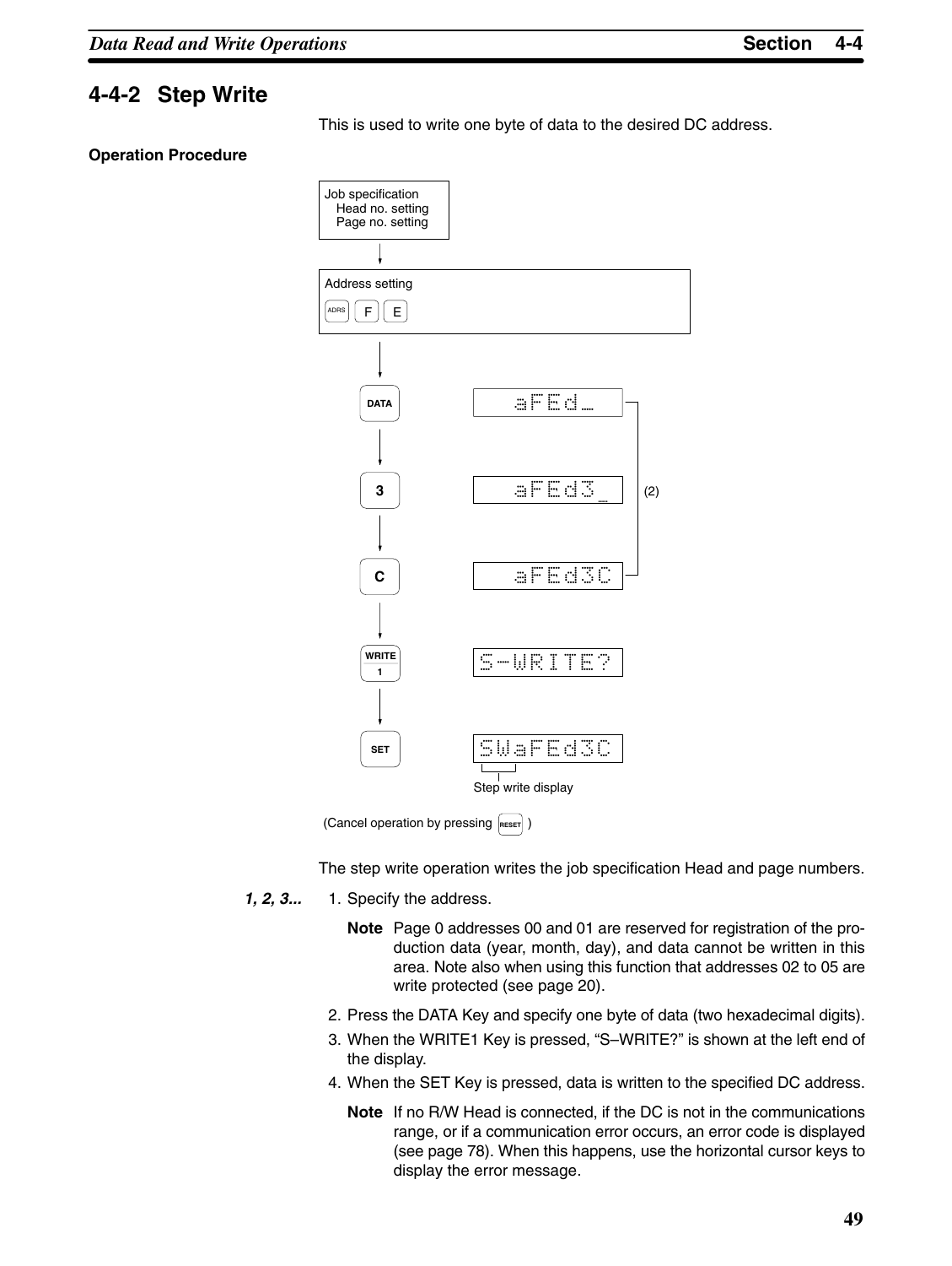## 4-4-2 Step Write

This is used to write one byte of data to the desired DC address.

**Operation Procedure**

Job specification
Head no. setting
Page no. setting

↓

Address setting
ADRS F E

↓

| Key | Display |
|---|---|
| DATA | aFEd_ |
| 3 | aFEd3_ |
| C | aFEd3C |
| WRITE 1 | S-WRITE? |
| SET | SWaFEd3C |

(2)

Step write display

(Cancel operation by pressing RESET )

The step write operation writes the job specification Head and page numbers.

***1, 2, 3...***

1. Specify the address.

   **Note** Page 0 addresses 00 and 01 are reserved for registration of the production data (year, month, day), and data cannot be written in this area. Note also when using this function that addresses 02 to 05 are write protected (see page 20).

2. Press the DATA Key and specify one byte of data (two hexadecimal digits).
3. When the WRITE1 Key is pressed, "S–WRITE?" is shown at the left end of the display.
4. When the SET Key is pressed, data is written to the specified DC address.

   **Note** If no R/W Head is connected, if the DC is not in the communications range, or if a communication error occurs, an error code is displayed (see page 78). When this happens, use the horizontal cursor keys to display the error message.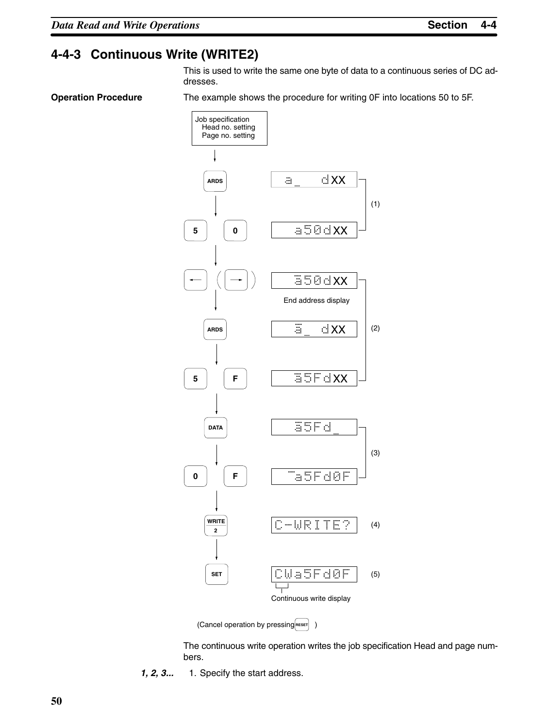## 4-4-3 Continuous Write (WRITE2)

This is used to write the same one byte of data to a continuous series of DC addresses.

**Operation Procedure**

The example shows the procedure for writing 0F into locations 50 to 5F.

Job specification
Head no. setting
Page no. setting

| Key | Display | Step |
|---|---|---|
| ARDS | a_ dXX | (1) |
| 5 0 | a50dXX | (1) |
| ← (→) | a50dXX (End address display) | (2) |
| ARDS | a_ dXX | (2) |
| 5 F | a5FdXX | (2) |
| DATA | a5Fd_ | (3) |
| 0 F | a5Fd0F | (3) |
| WRITE 2 | C-WRITE? | (4) |
| SET | CWa5Fd0F (Continuous write display) | (5) |

(Cancel operation by pressing RESET )

The continuous write operation writes the job specification Head and page numbers.

*1, 2, 3...* 1. Specify the start address.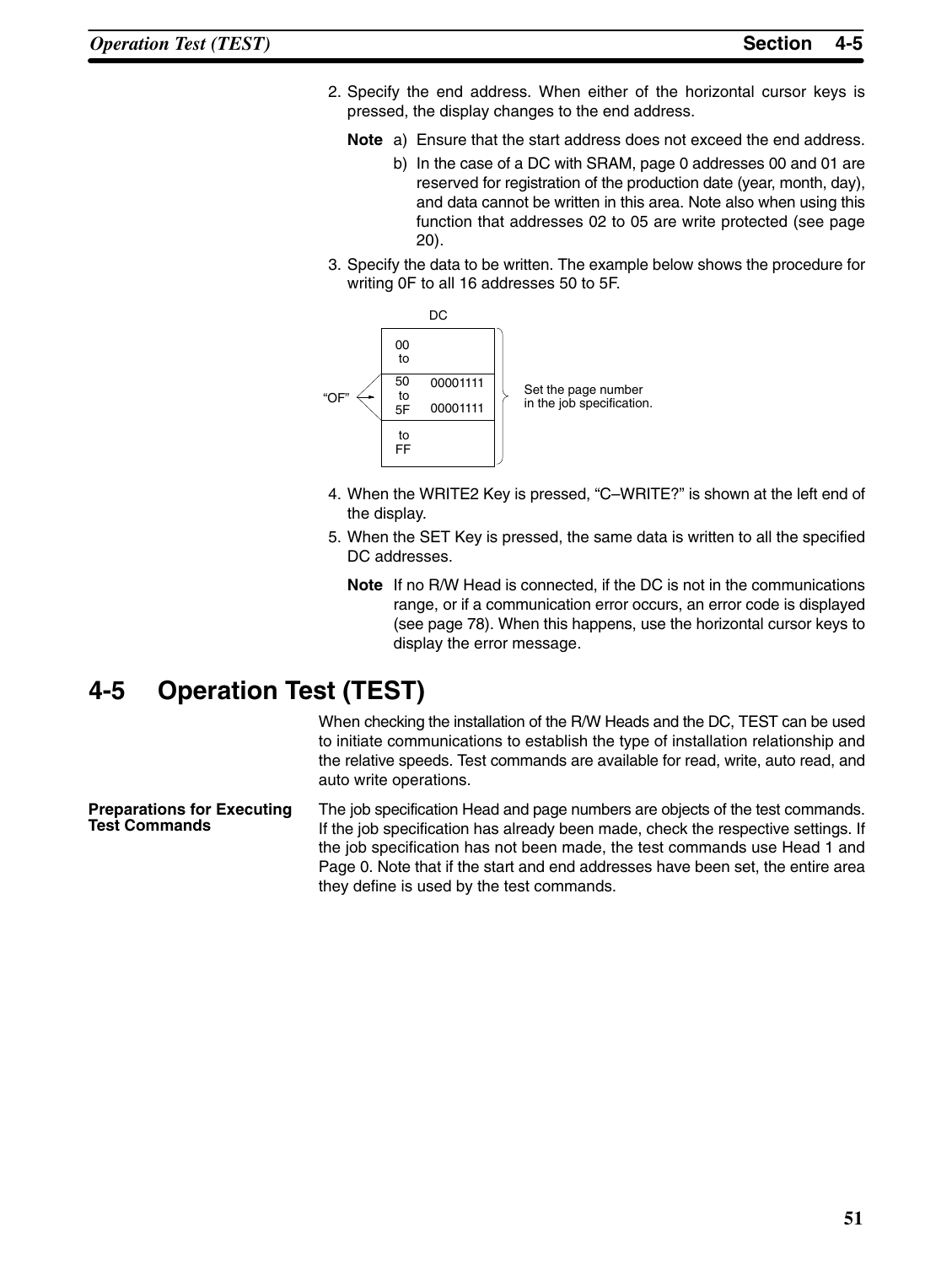2. Specify the end address. When either of the horizontal cursor keys is pressed, the display changes to the end address.

   **Note** a) Ensure that the start address does not exceed the end address.

   b) In the case of a DC with SRAM, page 0 addresses 00 and 01 are reserved for registration of the production date (year, month, day), and data cannot be written in this area. Note also when using this function that addresses 02 to 05 are write protected (see page 20).

3. Specify the data to be written. The example below shows the procedure for writing 0F to all 16 addresses 50 to 5F.

   DC

   | Address | Data |
   |---|---|
   | 00 to | |
   | 50 to 5F | 00001111 ... 00001111 |
   | to FF | |

   "OF" → 50 to 5F

   Set the page number in the job specification.

4. When the WRITE2 Key is pressed, "C–WRITE?" is shown at the left end of the display.

5. When the SET Key is pressed, the same data is written to all the specified DC addresses.

   **Note** If no R/W Head is connected, if the DC is not in the communications range, or if a communication error occurs, an error code is displayed (see page 78). When this happens, use the horizontal cursor keys to display the error message.

## 4-5 Operation Test (TEST)

When checking the installation of the R/W Heads and the DC, TEST can be used to initiate communications to establish the type of installation relationship and the relative speeds. Test commands are available for read, write, auto read, and auto write operations.

**Preparations for Executing Test Commands**

The job specification Head and page numbers are objects of the test commands. If the job specification has already been made, check the respective settings. If the job specification has not been made, the test commands use Head 1 and Page 0. Note that if the start and end addresses have been set, the entire area they define is used by the test commands.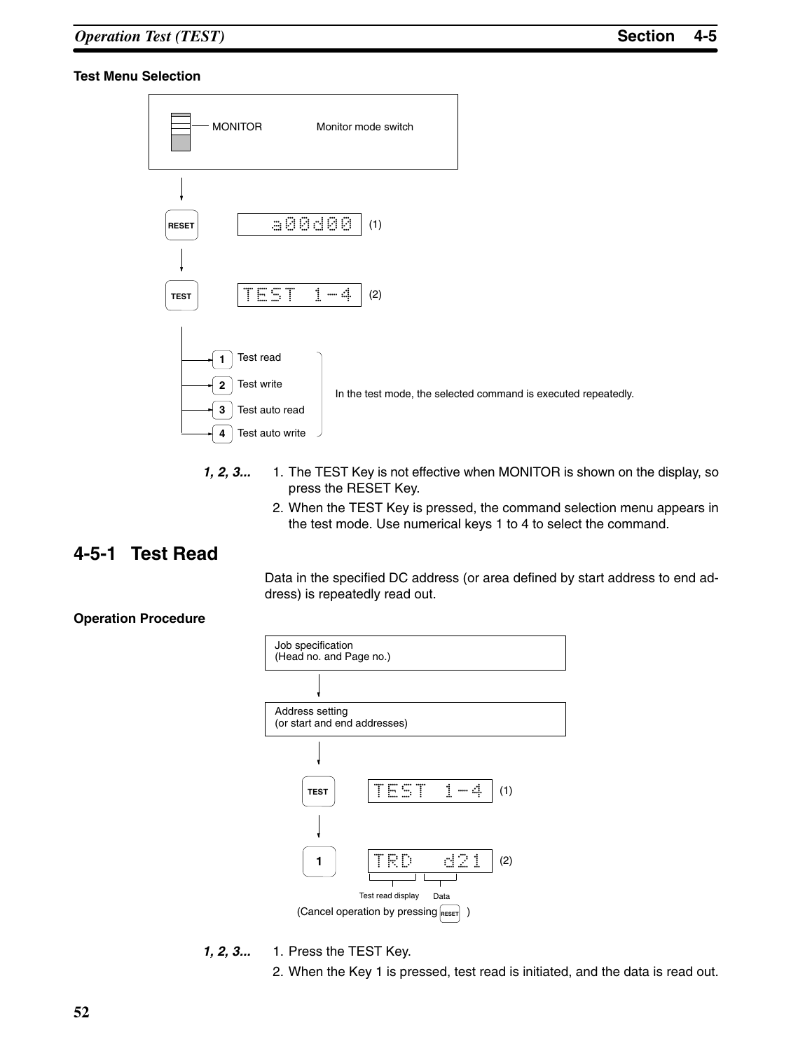**Test Menu Selection**

MONITOR — Monitor mode switch

RESET → `a00d00` (1)

TEST → `TEST 1-4` (2)

- 1 Test read
- 2 Test write
- 3 Test auto read
- 4 Test auto write

In the test mode, the selected command is executed repeatedly.

***1, 2, 3...***

1. The TEST Key is not effective when MONITOR is shown on the display, so press the RESET Key.
2. When the TEST Key is pressed, the command selection menu appears in the test mode. Use numerical keys 1 to 4 to select the command.

## 4-5-1 Test Read

Data in the specified DC address (or area defined by start address to end address) is repeatedly read out.

**Operation Procedure**

Job specification
(Head no. and Page no.)

↓

Address setting
(or start and end addresses)

↓

TEST → `TEST 1-4` (1)

↓

1 → `TRD d21` (2)

Test read display — Data

(Cancel operation by pressing RESET)

***1, 2, 3...***

1. Press the TEST Key.
2. When the Key 1 is pressed, test read is initiated, and the data is read out.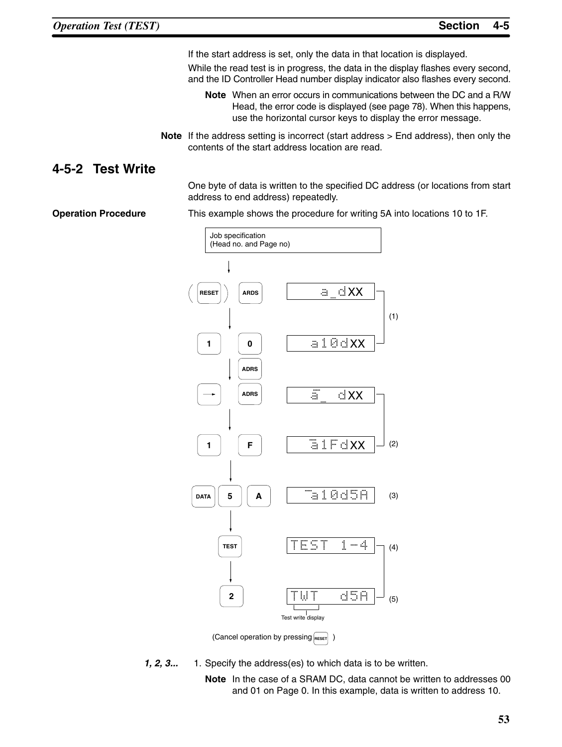If the start address is set, only the data in that location is displayed.

While the read test is in progress, the data in the display flashes every second, and the ID Controller Head number display indicator also flashes every second.

**Note** When an error occurs in communications between the DC and a R/W Head, the error code is displayed (see page 78). When this happens, use the horizontal cursor keys to display the error message.

**Note** If the address setting is incorrect (start address > End address), then only the contents of the start address location are read.

## 4-5-2 Test Write

One byte of data is written to the specified DC address (or locations from start address to end address) repeatedly.

**Operation Procedure**

This example shows the procedure for writing 5A into locations 10 to 1F.

Job specification
(Head no. and Page no)

(RESET) ARDS → a _dXX
1 0 → a10dXX (1)
ADRS
→ ADRS → a_ dXX
1 F → a1FdXX (2)
DATA 5 A → a10d5A (3)
TEST → TEST 1-4 (4)
2 → TWT d5A (5)

Test write display

(Cancel operation by pressing RESET )

*1, 2, 3...*

1. Specify the address(es) to which data is to be written.

   **Note** In the case of a SRAM DC, data cannot be written to addresses 00 and 01 on Page 0. In this example, data is written to address 10.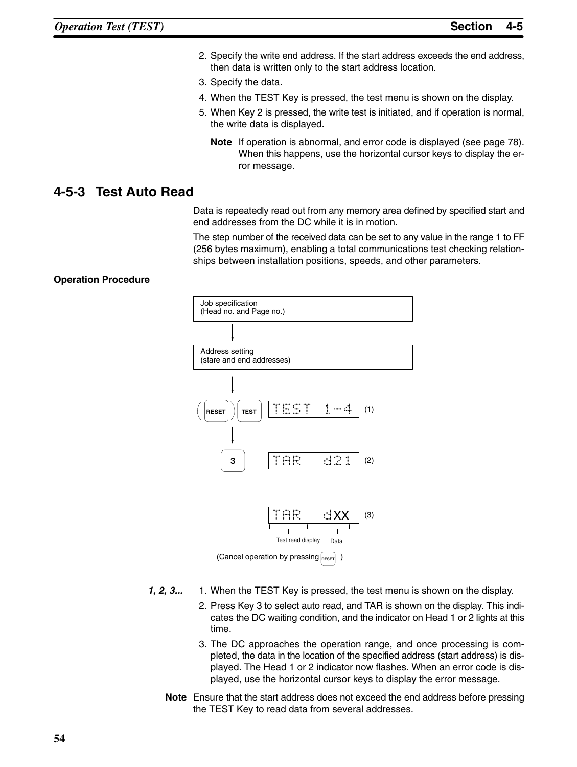2. Specify the write end address. If the start address exceeds the end address, then data is written only to the start address location.
3. Specify the data.
4. When the TEST Key is pressed, the test menu is shown on the display.
5. When Key 2 is pressed, the write test is initiated, and if operation is normal, the write data is displayed.

**Note** If operation is abnormal, and error code is displayed (see page 78). When this happens, use the horizontal cursor keys to display the error message.

## 4-5-3 Test Auto Read

Data is repeatedly read out from any memory area defined by specified start and end addresses from the DC while it is in motion.

The step number of the received data can be set to any value in the range 1 to FF (256 bytes maximum), enabling a total communications test checking relationships between installation positions, speeds, and other parameters.

**Operation Procedure**

Job specification
(Head no. and Page no.)

↓

Address setting
(stare and end addresses)

↓

(RESET) TEST — TEST 1-4 (1)

↓

3 — TAR d21 (2)

TAR dXX (3)

Test read display — Data

(Cancel operation by pressing RESET)

*1, 2, 3...*

1. When the TEST Key is pressed, the test menu is shown on the display.
2. Press Key 3 to select auto read, and TAR is shown on the display. This indicates the DC waiting condition, and the indicator on Head 1 or 2 lights at this time.
3. The DC approaches the operation range, and once processing is completed, the data in the location of the specified address (start address) is displayed. The Head 1 or 2 indicator now flashes. When an error code is displayed, use the horizontal cursor keys to display the error message.

**Note** Ensure that the start address does not exceed the end address before pressing the TEST Key to read data from several addresses.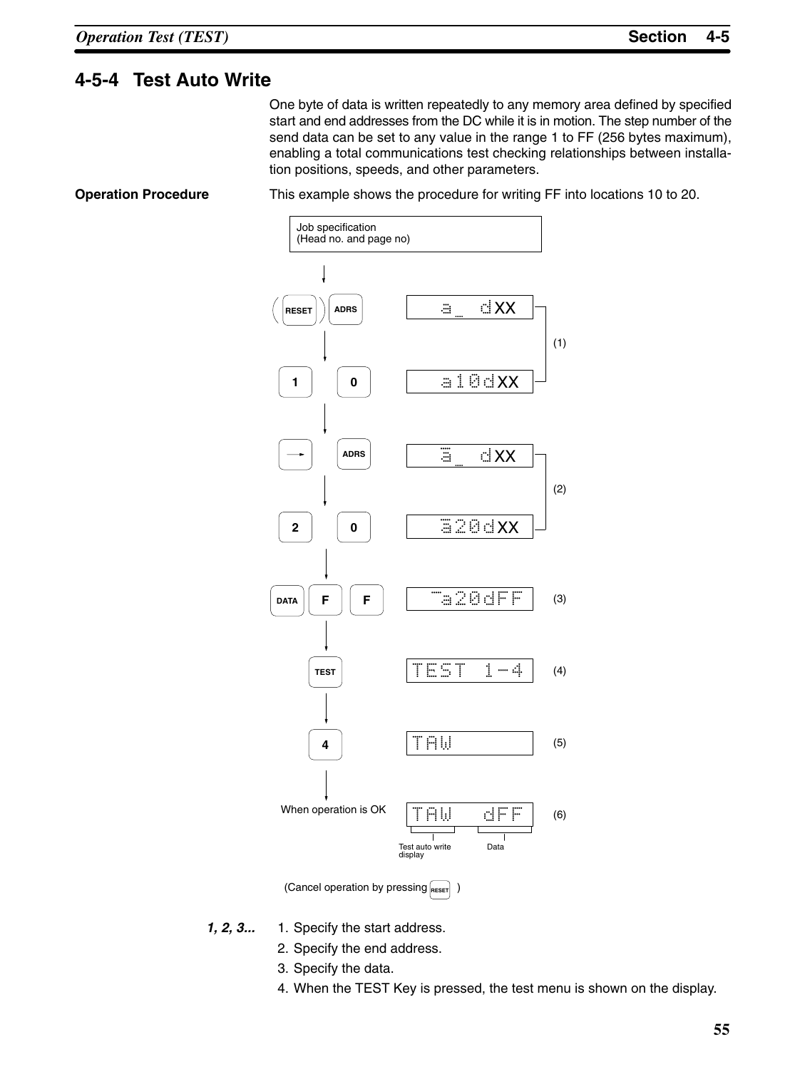## 4-5-4 Test Auto Write

One byte of data is written repeatedly to any memory area defined by specified start and end addresses from the DC while it is in motion. The step number of the send data can be set to any value in the range 1 to FF (256 bytes maximum), enabling a total communications test checking relationships between installation positions, speeds, and other parameters.

**Operation Procedure**

This example shows the procedure for writing FF into locations 10 to 20.

Job specification (Head no. and page no)

| Key operation | Display | |
|---|---|---|
| (RESET) ADRS | a _ dXX | (1) |
| 1 0 | a10dXX | (1) |
| → ADRS | a _ dXX | (2) |
| 2 0 | a20dXX | (2) |
| DATA F F | a20dFF | (3) |
| TEST | TEST 1-4 | (4) |
| 4 | TAW | (5) |
| When operation is OK | TAW dFF | (6) |

Display (6): Test auto write display (TAW), Data (dFF)

(Cancel operation by pressing RESET)

*1, 2, 3...*

1. Specify the start address.
2. Specify the end address.
3. Specify the data.
4. When the TEST Key is pressed, the test menu is shown on the display.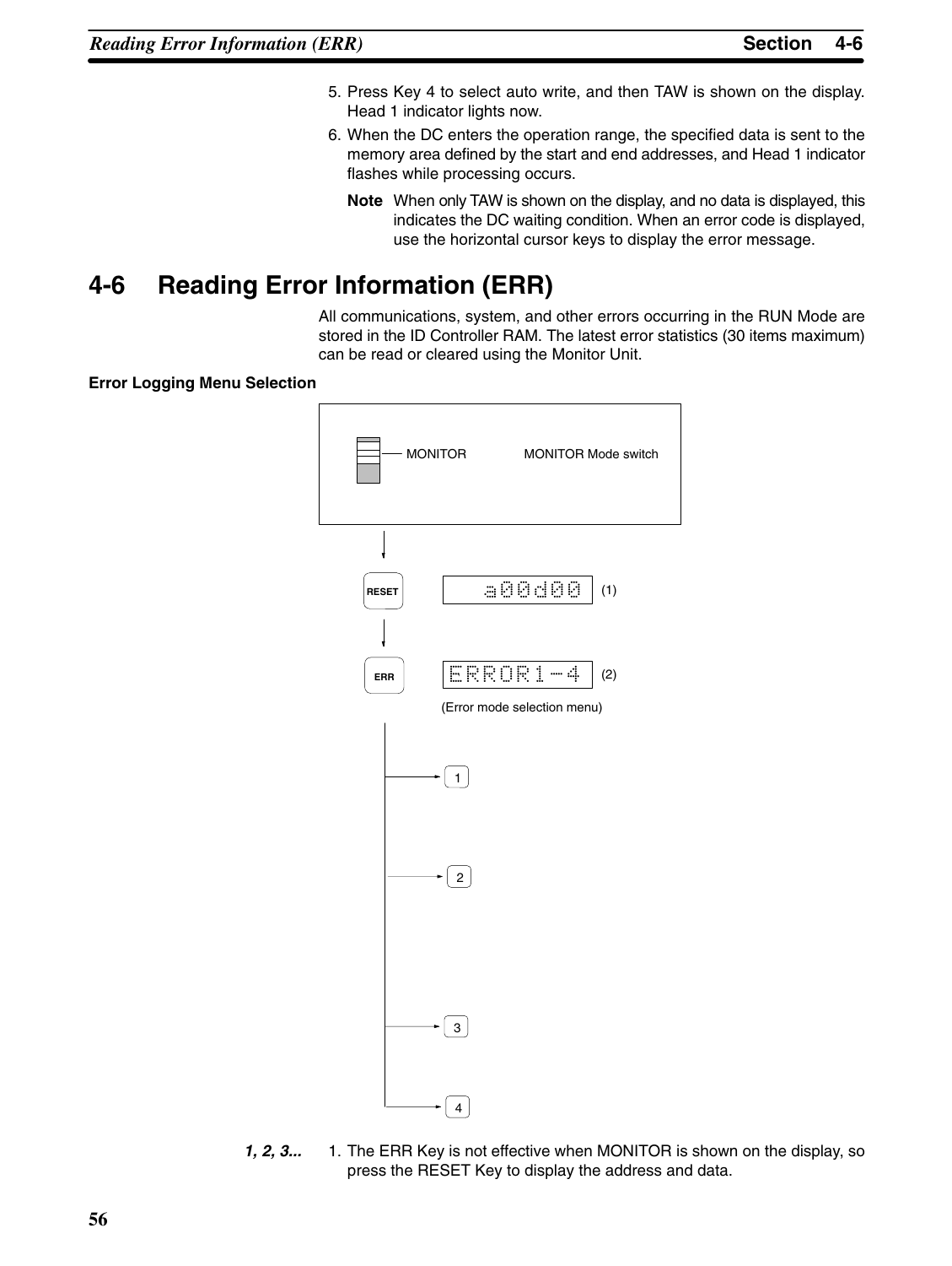5. Press Key 4 to select auto write, and then TAW is shown on the display. Head 1 indicator lights now.
6. When the DC enters the operation range, the specified data is sent to the memory area defined by the start and end addresses, and Head 1 indicator flashes while processing occurs.

**Note** When only TAW is shown on the display, and no data is displayed, this indicates the DC waiting condition. When an error code is displayed, use the horizontal cursor keys to display the error message.

## 4-6 Reading Error Information (ERR)

All communications, system, and other errors occurring in the RUN Mode are stored in the ID Controller RAM. The latest error statistics (30 items maximum) can be read or cleared using the Monitor Unit.

**Error Logging Menu Selection**

MONITOR — MONITOR Mode switch

RESET → a00d00 (1)

ERR → ERROR1-4 (2)

(Error mode selection menu)

1

2

3

4

***1, 2, 3...*** 1. The ERR Key is not effective when MONITOR is shown on the display, so press the RESET Key to display the address and data.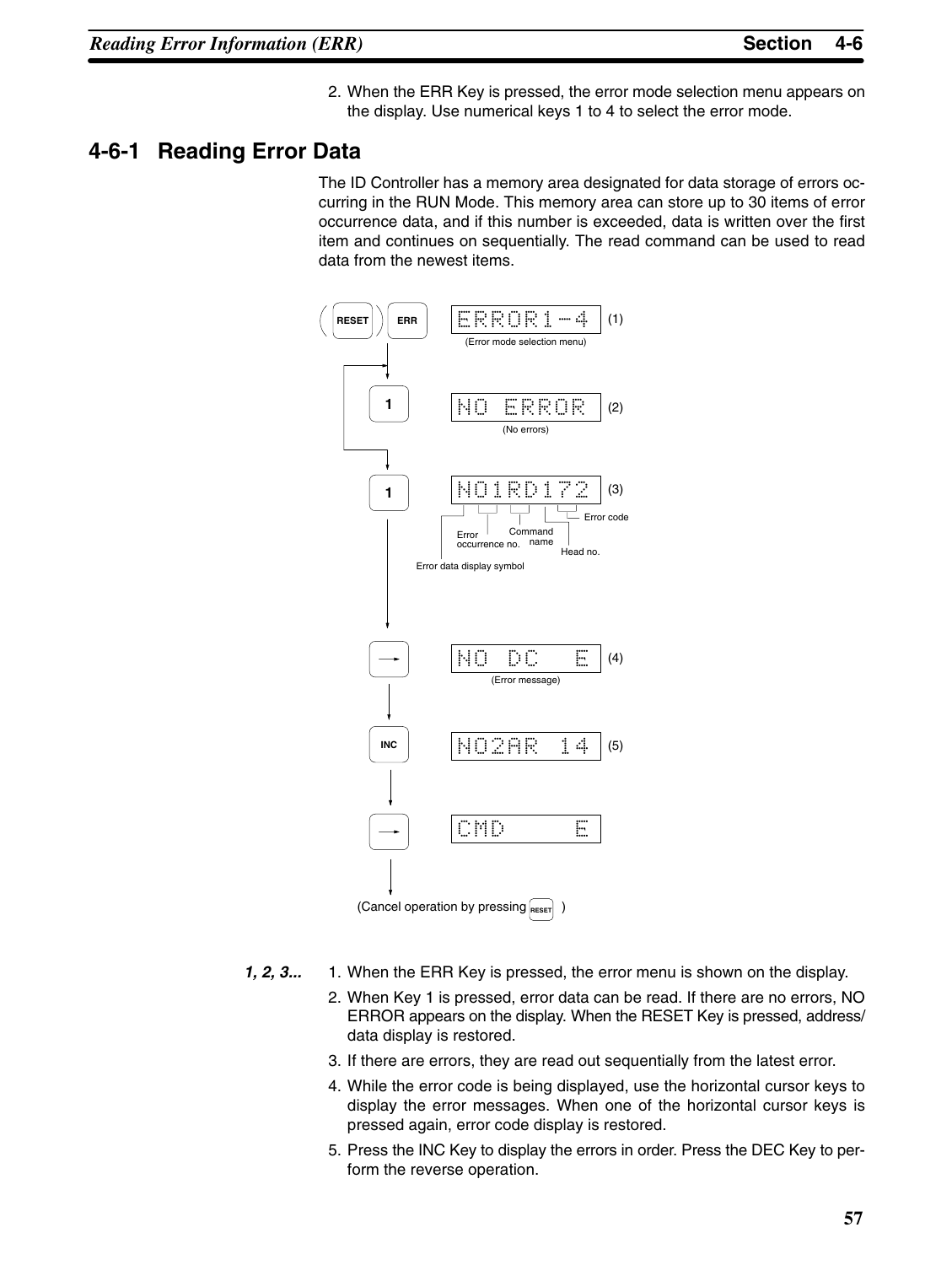2. When the ERR Key is pressed, the error mode selection menu appears on the display. Use numerical keys 1 to 4 to select the error mode.

## 4-6-1 Reading Error Data

The ID Controller has a memory area designated for data storage of errors occurring in the RUN Mode. This memory area can store up to 30 items of error occurrence data, and if this number is exceeded, data is written over the first item and continues on sequentially. The read command can be used to read data from the newest items.

(RESET) ERR → ERROR1-4 (1)
(Error mode selection menu)

1 → NO ERROR (2)
(No errors)

1 → NO1RD172 (3)
Error data display symbol, Error occurrence no., Command name, Head no., Error code

→ NO DC E (4)
(Error message)

INC → NO2AR 14 (5)

→ CMD E

(Cancel operation by pressing RESET )

*1, 2, 3...*

1. When the ERR Key is pressed, the error menu is shown on the display.
2. When Key 1 is pressed, error data can be read. If there are no errors, NO ERROR appears on the display. When the RESET Key is pressed, address/data display is restored.
3. If there are errors, they are read out sequentially from the latest error.
4. While the error code is being displayed, use the horizontal cursor keys to display the error messages. When one of the horizontal cursor keys is pressed again, error code display is restored.
5. Press the INC Key to display the errors in order. Press the DEC Key to perform the reverse operation.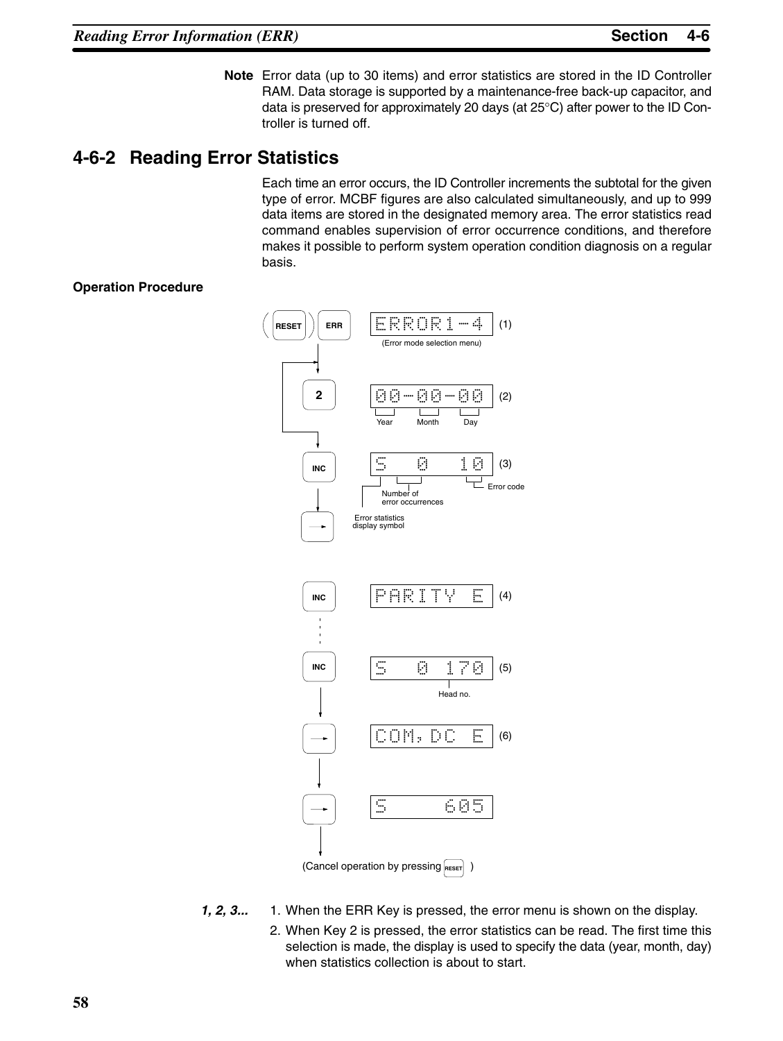**Note** Error data (up to 30 items) and error statistics are stored in the ID Controller RAM. Data storage is supported by a maintenance-free back-up capacitor, and data is preserved for approximately 20 days (at 25°C) after power to the ID Controller is turned off.

## 4-6-2 Reading Error Statistics

Each time an error occurs, the ID Controller increments the subtotal for the given type of error. MCBF figures are also calculated simultaneously, and up to 999 data items are stored in the designated memory area. The error statistics read command enables supervision of error occurrence conditions, and therefore makes it possible to perform system operation condition diagnosis on a regular basis.

**Operation Procedure**

(RESET) ERR → `ERROR1-4` (1)
(Error mode selection menu)

2 → `00-00-00` (2)
Year Month Day

INC → `S 0 10` (3)
Error statistics display symbol; Number of error occurrences; Error code

→

INC → `PARITY E` (4)

INC → `S 0 170` (5)
Head no.

→ `COM,DC E` (6)

→ `S 605`

(Cancel operation by pressing RESET )

*1, 2, 3...*

1. When the ERR Key is pressed, the error menu is shown on the display.
2. When Key 2 is pressed, the error statistics can be read. The first time this selection is made, the display is used to specify the data (year, month, day) when statistics collection is about to start.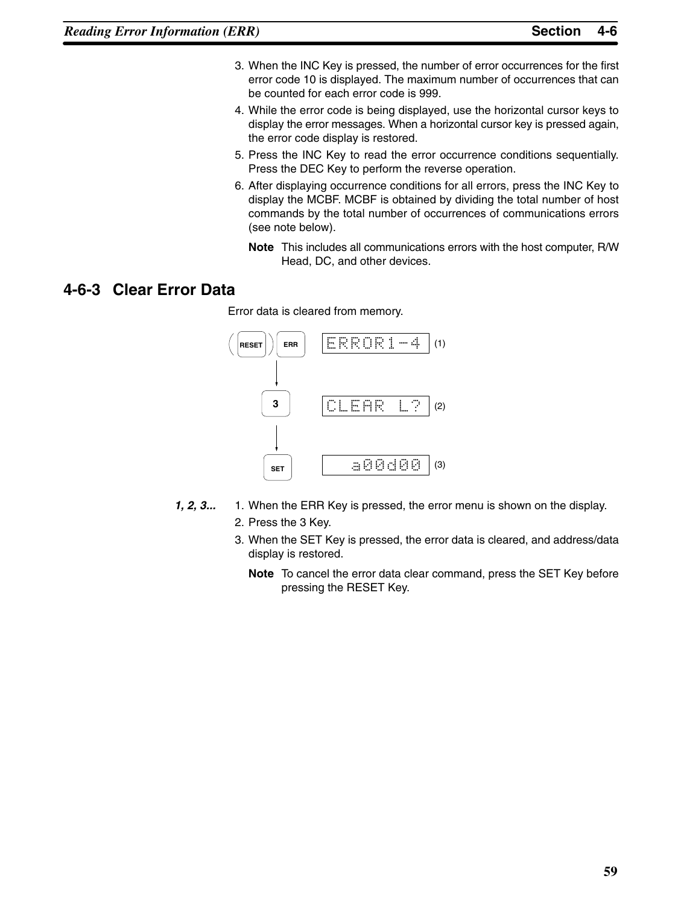3. When the INC Key is pressed, the number of error occurrences for the first error code 10 is displayed. The maximum number of occurrences that can be counted for each error code is 999.
4. While the error code is being displayed, use the horizontal cursor keys to display the error messages. When a horizontal cursor key is pressed again, the error code display is restored.
5. Press the INC Key to read the error occurrence conditions sequentially. Press the DEC Key to perform the reverse operation.
6. After displaying occurrence conditions for all errors, press the INC Key to display the MCBF. MCBF is obtained by dividing the total number of host commands by the total number of occurrences of communications errors (see note below).

   **Note** This includes all communications errors with the host computer, R/W Head, DC, and other devices.

## 4-6-3 Clear Error Data

Error data is cleared from memory.

(RESET) ERR → ERROR1-4 (1)

3 → CLEAR L? (2)

SET → a00d00 (3)

*1, 2, 3...*

1. When the ERR Key is pressed, the error menu is shown on the display.
2. Press the 3 Key.
3. When the SET Key is pressed, the error data is cleared, and address/data display is restored.

   **Note** To cancel the error data clear command, press the SET Key before pressing the RESET Key.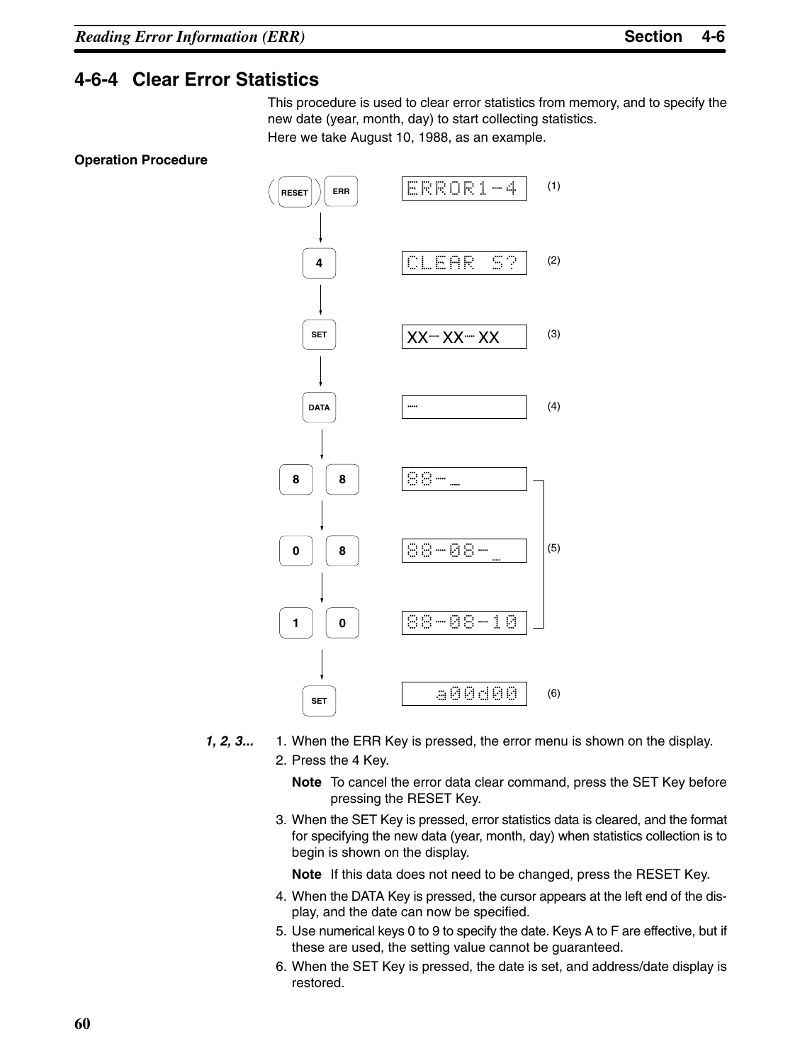## 4-6-4 Clear Error Statistics

This procedure is used to clear error statistics from memory, and to specify the new date (year, month, day) to start collecting statistics.

Here we take August 10, 1988, as an example.

**Operation Procedure**

| Key(s) | Display | Step |
|---|---|---|
| (RESET) ERR | ERROR1-4 | (1) |
| 4 | CLEAR S? | (2) |
| SET | XX-XX-XX | (3) |
| DATA | _ | (4) |
| 8 8 | 88-_ | (5) |
| 0 8 | 88-08-_ | (5) |
| 1 0 | 88-08-10 | (5) |
| SET | a00d00 | (6) |

*1, 2, 3...*

1. When the ERR Key is pressed, the error menu is shown on the display.
2. Press the 4 Key.

   **Note** To cancel the error data clear command, press the SET Key before pressing the RESET Key.
3. When the SET Key is pressed, error statistics data is cleared, and the format for specifying the new data (year, month, day) when statistics collection is to begin is shown on the display.

   **Note** If this data does not need to be changed, press the RESET Key.
4. When the DATA Key is pressed, the cursor appears at the left end of the display, and the date can now be specified.
5. Use numerical keys 0 to 9 to specify the date. Keys A to F are effective, but if these are used, the setting value cannot be guaranteed.
6. When the SET Key is pressed, the date is set, and address/date display is restored.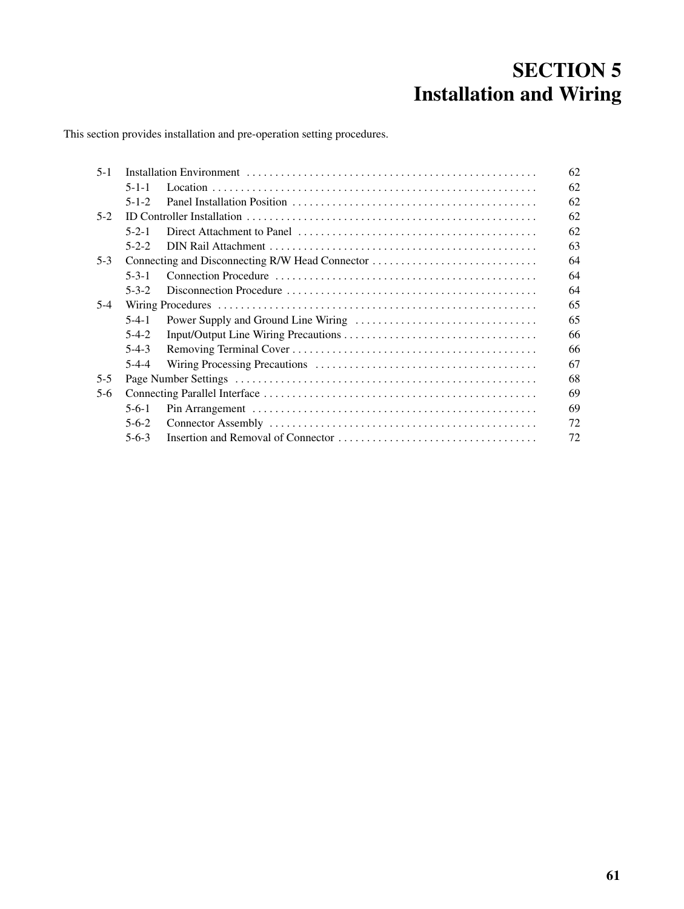# SECTION 5
# Installation and Wiring

This section provides installation and pre-operation setting procedures.

| | | |
|---|---|---|
| 5-1 | Installation Environment | 62 |
| | 5-1-1 Location | 62 |
| | 5-1-2 Panel Installation Position | 62 |
| 5-2 | ID Controller Installation | 62 |
| | 5-2-1 Direct Attachment to Panel | 62 |
| | 5-2-2 DIN Rail Attachment | 63 |
| 5-3 | Connecting and Disconnecting R/W Head Connector | 64 |
| | 5-3-1 Connection Procedure | 64 |
| | 5-3-2 Disconnection Procedure | 64 |
| 5-4 | Wiring Procedures | 65 |
| | 5-4-1 Power Supply and Ground Line Wiring | 65 |
| | 5-4-2 Input/Output Line Wiring Precautions | 66 |
| | 5-4-3 Removing Terminal Cover | 66 |
| | 5-4-4 Wiring Processing Precautions | 67 |
| 5-5 | Page Number Settings | 68 |
| 5-6 | Connecting Parallel Interface | 69 |
| | 5-6-1 Pin Arrangement | 69 |
| | 5-6-2 Connector Assembly | 72 |
| | 5-6-3 Insertion and Removal of Connector | 72 |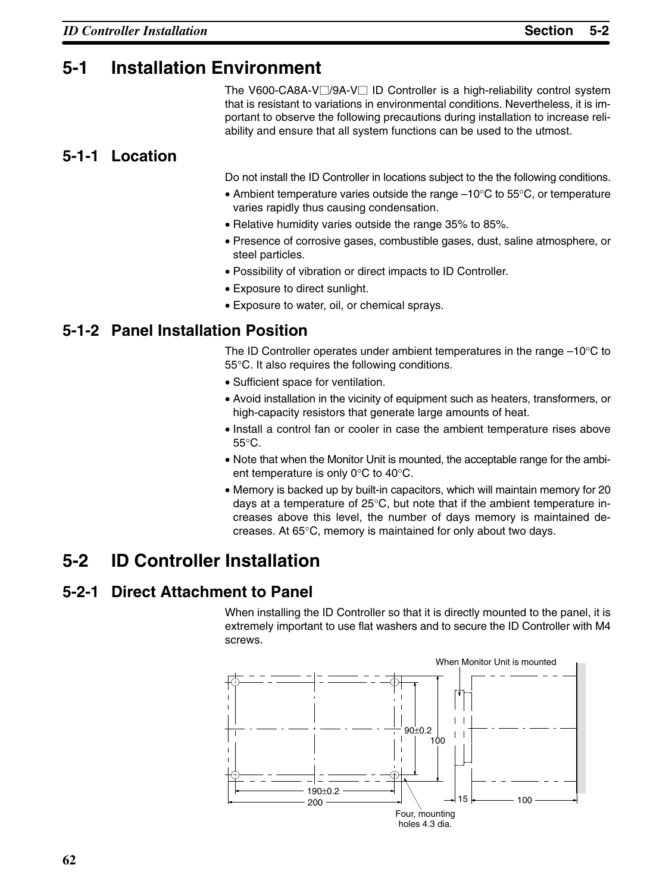## 5-1 Installation Environment

The V600-CA8A-V□/9A-V□ ID Controller is a high-reliability control system that is resistant to variations in environmental conditions. Nevertheless, it is important to observe the following precautions during installation to increase reliability and ensure that all system functions can be used to the utmost.

### 5-1-1 Location

Do not install the ID Controller in locations subject to the the following conditions.

- Ambient temperature varies outside the range –10°C to 55°C, or temperature varies rapidly thus causing condensation.
- Relative humidity varies outside the range 35% to 85%.
- Presence of corrosive gases, combustible gases, dust, saline atmosphere, or steel particles.
- Possibility of vibration or direct impacts to ID Controller.
- Exposure to direct sunlight.
- Exposure to water, oil, or chemical sprays.

### 5-1-2 Panel Installation Position

The ID Controller operates under ambient temperatures in the range –10°C to 55°C. It also requires the following conditions.

- Sufficient space for ventilation.
- Avoid installation in the vicinity of equipment such as heaters, transformers, or high-capacity resistors that generate large amounts of heat.
- Install a control fan or cooler in case the ambient temperature rises above 55°C.
- Note that when the Monitor Unit is mounted, the acceptable range for the ambient temperature is only 0°C to 40°C.
- Memory is backed up by built-in capacitors, which will maintain memory for 20 days at a temperature of 25°C, but note that if the ambient temperature increases above this level, the number of days memory is maintained decreases. At 65°C, memory is maintained for only about two days.

## 5-2 ID Controller Installation

### 5-2-1 Direct Attachment to Panel

When installing the ID Controller so that it is directly mounted to the panel, it is extremely important to use flat washers and to secure the ID Controller with M4 screws.

When Monitor Unit is mounted

90±0.2

100

190±0.2

200

15

100

Four, mounting holes 4.3 dia.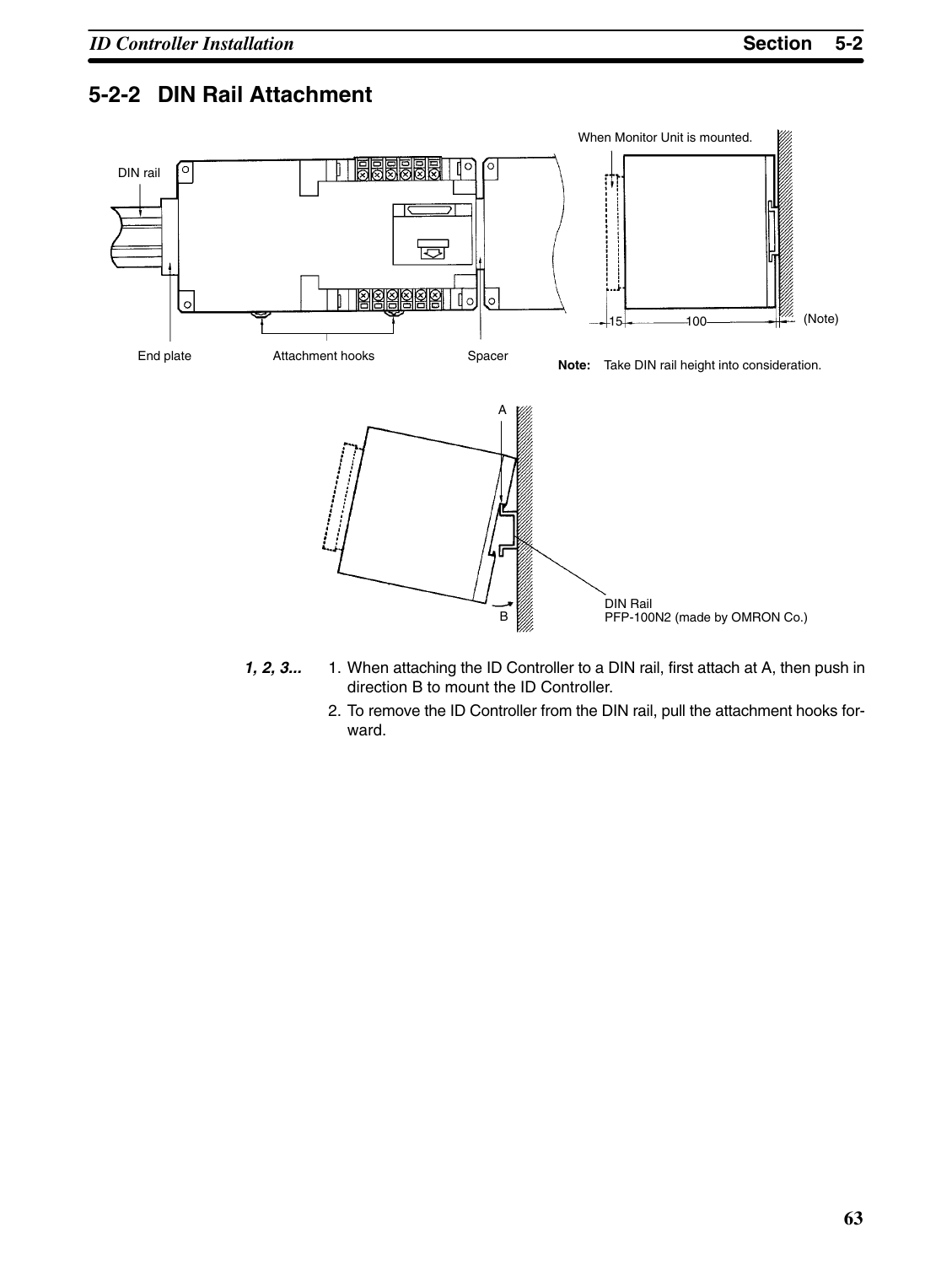## 5-2-2 DIN Rail Attachment

DIN rail

End plate

Attachment hooks

Spacer

When Monitor Unit is mounted.

15

100

(Note)

**Note:** Take DIN rail height into consideration.

A

B

DIN Rail
PFP-100N2 (made by OMRON Co.)

***1, 2, 3...***

1. When attaching the ID Controller to a DIN rail, first attach at A, then push in direction B to mount the ID Controller.
2. To remove the ID Controller from the DIN rail, pull the attachment hooks forward.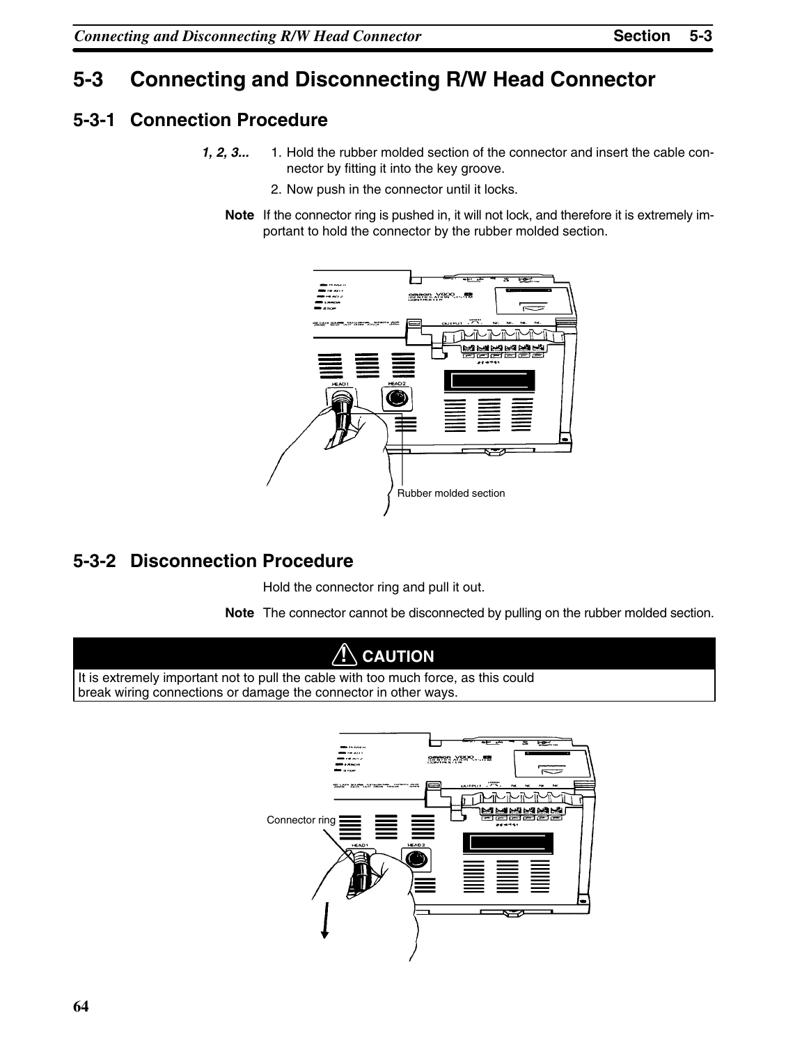# 5-3 Connecting and Disconnecting R/W Head Connector

## 5-3-1 Connection Procedure

*1, 2, 3...*

1. Hold the rubber molded section of the connector and insert the cable connector by fitting it into the key groove.
2. Now push in the connector until it locks.

**Note** If the connector ring is pushed in, it will not lock, and therefore it is extremely important to hold the connector by the rubber molded section.

Rubber molded section

## 5-3-2 Disconnection Procedure

Hold the connector ring and pull it out.

**Note** The connector cannot be disconnected by pulling on the rubber molded section.

> **⚠ CAUTION**
>
> It is extremely important not to pull the cable with too much force, as this could break wiring connections or damage the connector in other ways.

Connector ring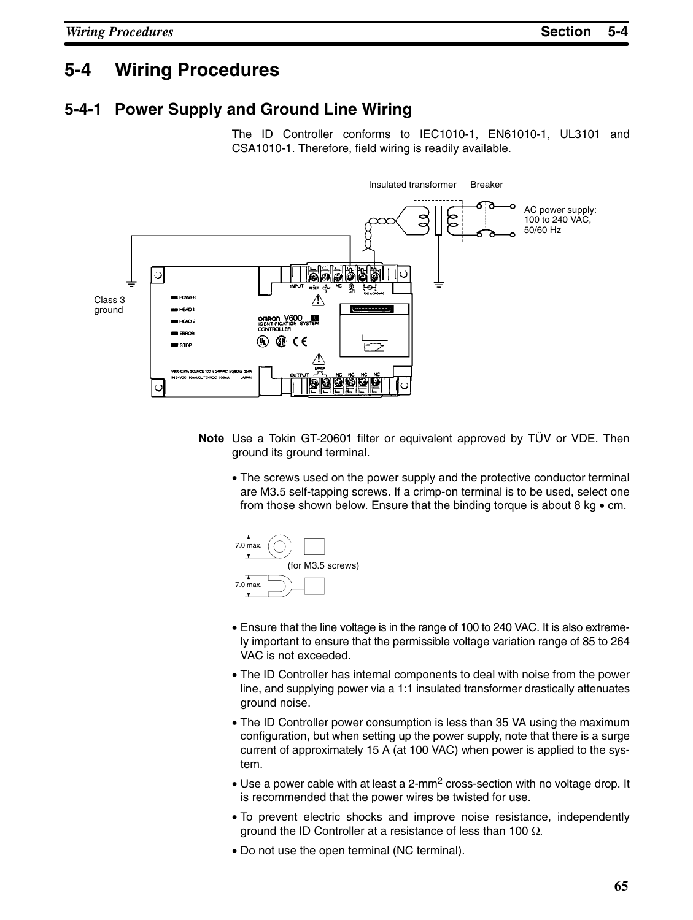# 5-4 Wiring Procedures

## 5-4-1 Power Supply and Ground Line Wiring

The ID Controller conforms to IEC1010-1, EN61010-1, UL3101 and CSA1010-1. Therefore, field wiring is readily available.

**Note** Use a Tokin GT-20601 filter or equivalent approved by TÜV or VDE. Then ground its ground terminal.

- The screws used on the power supply and the protective conductor terminal are M3.5 self-tapping screws. If a crimp-on terminal is to be used, select one from those shown below. Ensure that the binding torque is about 8 kg • cm.

- Ensure that the line voltage is in the range of 100 to 240 VAC. It is also extremely important to ensure that the permissible voltage variation range of 85 to 264 VAC is not exceeded.
- The ID Controller has internal components to deal with noise from the power line, and supplying power via a 1:1 insulated transformer drastically attenuates ground noise.
- The ID Controller power consumption is less than 35 VA using the maximum configuration, but when setting up the power supply, note that there is a surge current of approximately 15 A (at 100 VAC) when power is applied to the system.
- Use a power cable with at least a 2-mm$^2$ cross-section with no voltage drop. It is recommended that the power wires be twisted for use.
- To prevent electric shocks and improve noise resistance, independently ground the ID Controller at a resistance of less than 100 Ω.
- Do not use the open terminal (NC terminal).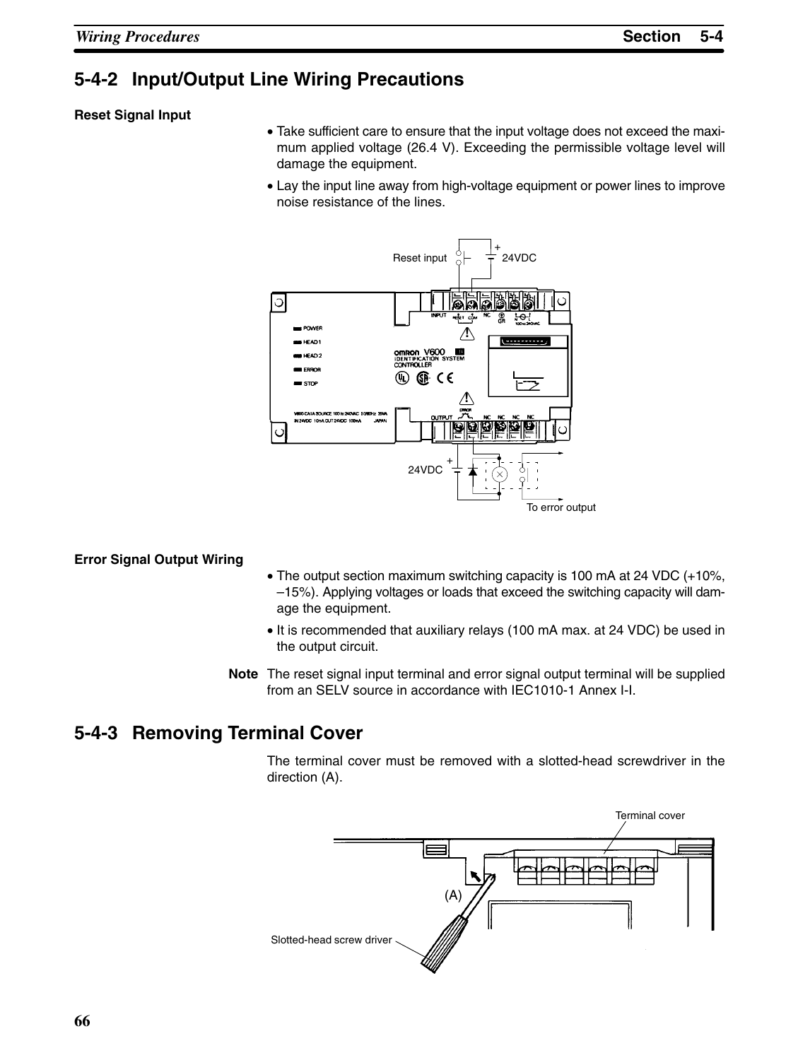## 5-4-2 Input/Output Line Wiring Precautions

**Reset Signal Input**

- Take sufficient care to ensure that the input voltage does not exceed the maximum applied voltage (26.4 V). Exceeding the permissible voltage level will damage the equipment.
- Lay the input line away from high-voltage equipment or power lines to improve noise resistance of the lines.

**Error Signal Output Wiring**

- The output section maximum switching capacity is 100 mA at 24 VDC (+10%, –15%). Applying voltages or loads that exceed the switching capacity will damage the equipment.
- It is recommended that auxiliary relays (100 mA max. at 24 VDC) be used in the output circuit.

**Note** The reset signal input terminal and error signal output terminal will be supplied from an SELV source in accordance with IEC1010-1 Annex I-I.

## 5-4-3 Removing Terminal Cover

The terminal cover must be removed with a slotted-head screwdriver in the direction (A).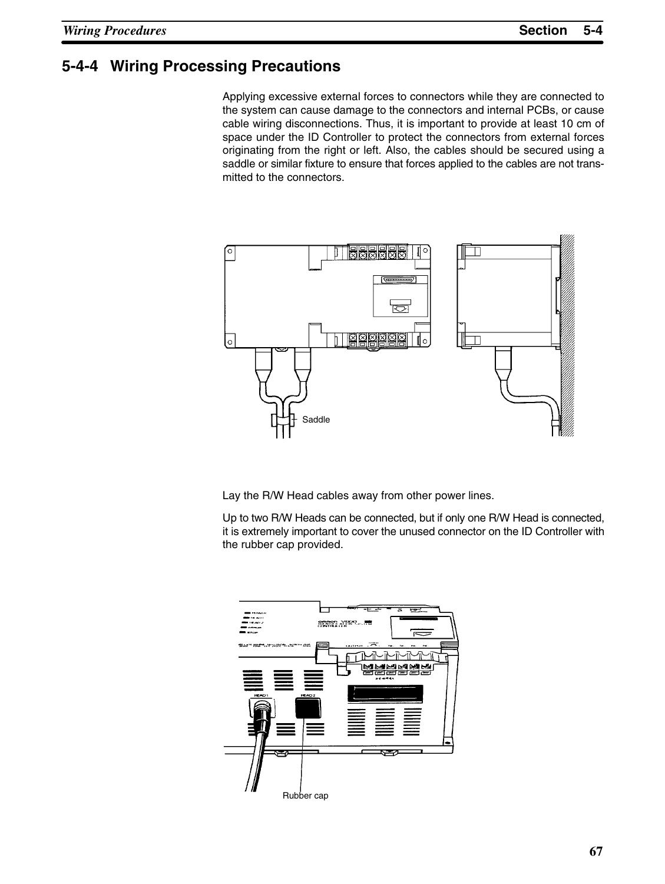## 5-4-4 Wiring Processing Precautions

Applying excessive external forces to connectors while they are connected to the system can cause damage to the connectors and internal PCBs, or cause cable wiring disconnections. Thus, it is important to provide at least 10 cm of space under the ID Controller to protect the connectors from external forces originating from the right or left. Also, the cables should be secured using a saddle or similar fixture to ensure that forces applied to the cables are not transmitted to the connectors.

Saddle

Lay the R/W Head cables away from other power lines.

Up to two R/W Heads can be connected, but if only one R/W Head is connected, it is extremely important to cover the unused connector on the ID Controller with the rubber cap provided.

Rubber cap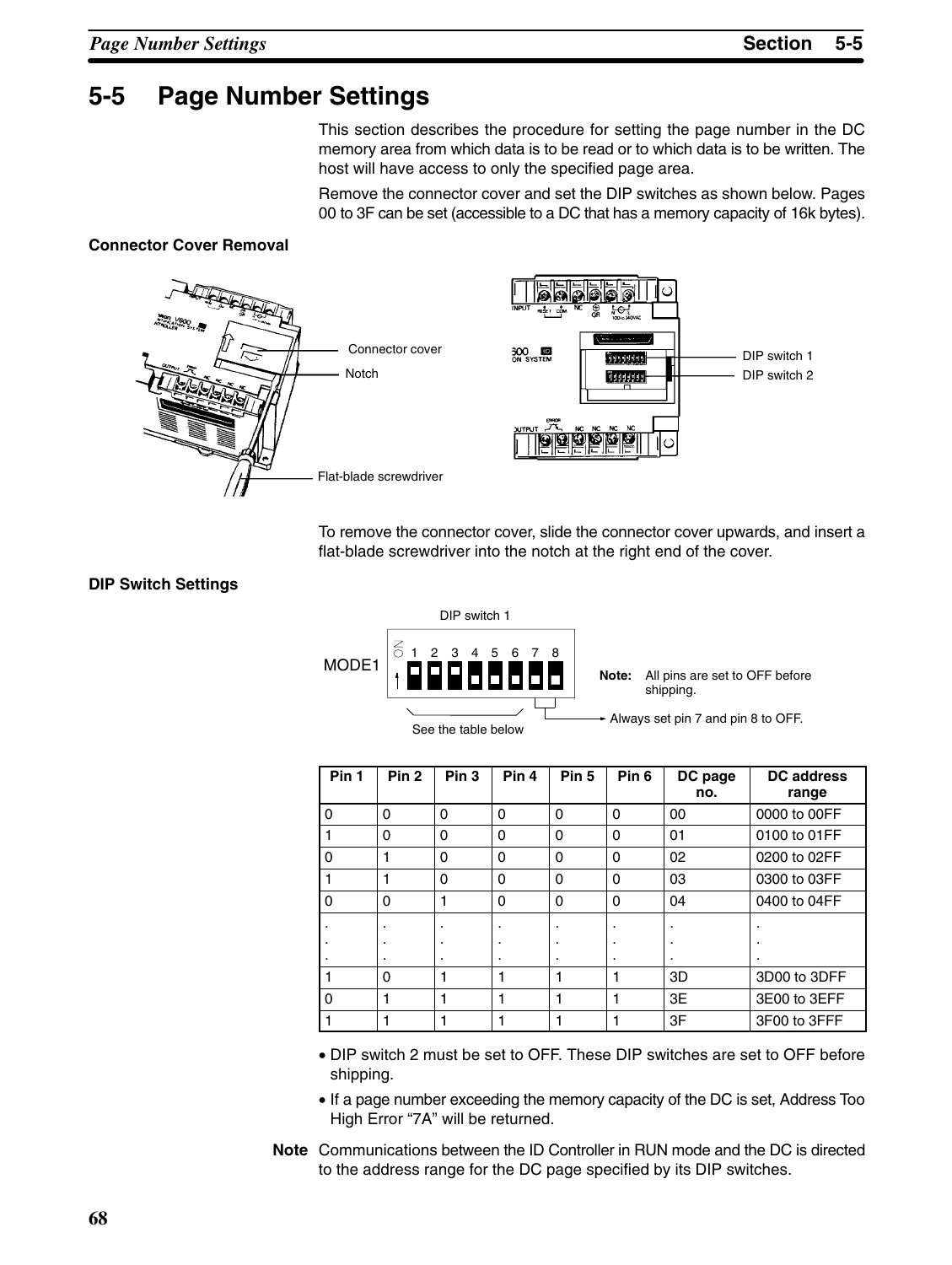# 5-5 Page Number Settings

This section describes the procedure for setting the page number in the DC memory area from which data is to be read or to which data is to be written. The host will have access to only the specified page area.

Remove the connector cover and set the DIP switches as shown below. Pages 00 to 3F can be set (accessible to a DC that has a memory capacity of 16k bytes).

**Connector Cover Removal**

Connector cover

Notch

Flat-blade screwdriver

DIP switch 1

DIP switch 2

To remove the connector cover, slide the connector cover upwards, and insert a flat-blade screwdriver into the notch at the right end of the cover.

**DIP Switch Settings**

DIP switch 1

MODE1

See the table below

**Note:** All pins are set to OFF before shipping.

Always set pin 7 and pin 8 to OFF.

| Pin 1 | Pin 2 | Pin 3 | Pin 4 | Pin 5 | Pin 6 | DC page no. | DC address range |
|---|---|---|---|---|---|---|---|
| 0 | 0 | 0 | 0 | 0 | 0 | 00 | 0000 to 00FF |
| 1 | 0 | 0 | 0 | 0 | 0 | 01 | 0100 to 01FF |
| 0 | 1 | 0 | 0 | 0 | 0 | 02 | 0200 to 02FF |
| 1 | 1 | 0 | 0 | 0 | 0 | 03 | 0300 to 03FF |
| 0 | 0 | 1 | 0 | 0 | 0 | 04 | 0400 to 04FF |
| . . . | . . . | . . . | . . . | . . . | . . . | . . . | . . . |
| 1 | 0 | 1 | 1 | 1 | 1 | 3D | 3D00 to 3DFF |
| 0 | 1 | 1 | 1 | 1 | 1 | 3E | 3E00 to 3EFF |
| 1 | 1 | 1 | 1 | 1 | 1 | 3F | 3F00 to 3FFF |

- DIP switch 2 must be set to OFF. These DIP switches are set to OFF before shipping.
- If a page number exceeding the memory capacity of the DC is set, Address Too High Error "7A" will be returned.

**Note** Communications between the ID Controller in RUN mode and the DC is directed to the address range for the DC page specified by its DIP switches.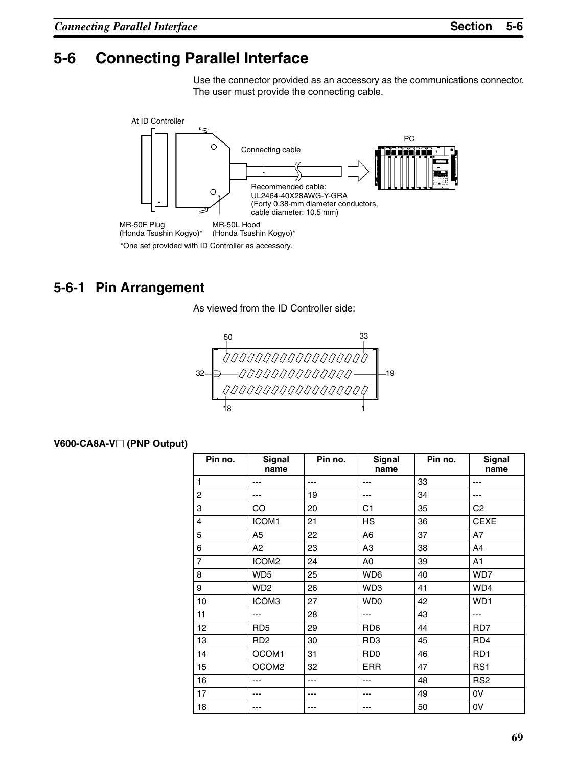# 5-6 Connecting Parallel Interface

Use the connector provided as an accessory as the communications connector. The user must provide the connecting cable.

At ID Controller

Connecting cable

PC

Recommended cable:
UL2464-40X28AWG-Y-GRA
(Forty 0.38-mm diameter conductors, cable diameter: 10.5 mm)

MR-50F Plug
(Honda Tsushin Kogyo)*

MR-50L Hood
(Honda Tsushin Kogyo)*

*One set provided with ID Controller as accessory.

## 5-6-1 Pin Arrangement

As viewed from the ID Controller side:

50 33

32 19

18 1

**V600-CA8A-V□ (PNP Output)**

| Pin no. | Signal name | Pin no. | Signal name | Pin no. | Signal name |
|---|---|---|---|---|---|
| 1 | --- | --- | --- | 33 | --- |
| 2 | --- | 19 | --- | 34 | --- |
| 3 | CO | 20 | C1 | 35 | C2 |
| 4 | ICOM1 | 21 | HS | 36 | CEXE |
| 5 | A5 | 22 | A6 | 37 | A7 |
| 6 | A2 | 23 | A3 | 38 | A4 |
| 7 | ICOM2 | 24 | A0 | 39 | A1 |
| 8 | WD5 | 25 | WD6 | 40 | WD7 |
| 9 | WD2 | 26 | WD3 | 41 | WD4 |
| 10 | ICOM3 | 27 | WD0 | 42 | WD1 |
| 11 | --- | 28 | --- | 43 | --- |
| 12 | RD5 | 29 | RD6 | 44 | RD7 |
| 13 | RD2 | 30 | RD3 | 45 | RD4 |
| 14 | OCOM1 | 31 | RD0 | 46 | RD1 |
| 15 | OCOM2 | 32 | ERR | 47 | RS1 |
| 16 | --- | --- | --- | 48 | RS2 |
| 17 | --- | --- | --- | 49 | 0V |
| 18 | --- | --- | --- | 50 | 0V |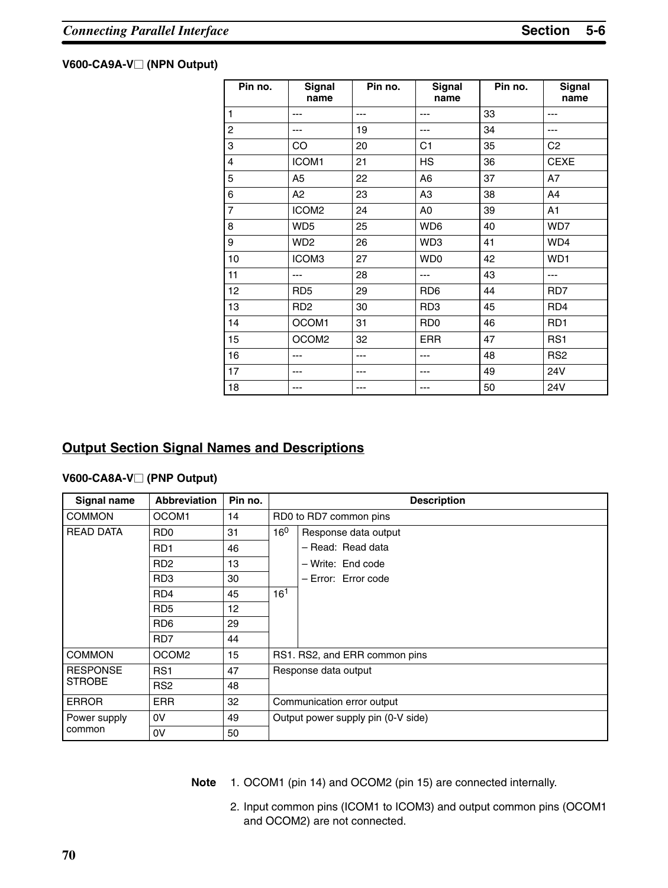**V600-CA9A-V□ (NPN Output)**

| Pin no. | Signal name | Pin no. | Signal name | Pin no. | Signal name |
|---|---|---|---|---|---|
| 1 | --- | --- | --- | 33 | --- |
| 2 | --- | 19 | --- | 34 | --- |
| 3 | CO | 20 | C1 | 35 | C2 |
| 4 | ICOM1 | 21 | HS | 36 | CEXE |
| 5 | A5 | 22 | A6 | 37 | A7 |
| 6 | A2 | 23 | A3 | 38 | A4 |
| 7 | ICOM2 | 24 | A0 | 39 | A1 |
| 8 | WD5 | 25 | WD6 | 40 | WD7 |
| 9 | WD2 | 26 | WD3 | 41 | WD4 |
| 10 | ICOM3 | 27 | WD0 | 42 | WD1 |
| 11 | --- | 28 | --- | 43 | --- |
| 12 | RD5 | 29 | RD6 | 44 | RD7 |
| 13 | RD2 | 30 | RD3 | 45 | RD4 |
| 14 | OCOM1 | 31 | RD0 | 46 | RD1 |
| 15 | OCOM2 | 32 | ERR | 47 | RS1 |
| 16 | --- | --- | --- | 48 | RS2 |
| 17 | --- | --- | --- | 49 | 24V |
| 18 | --- | --- | --- | 50 | 24V |

## Output Section Signal Names and Descriptions

**V600-CA8A-V□ (PNP Output)**

| Signal name | Abbreviation | Pin no. | Description | |
|---|---|---|---|---|
| COMMON | OCOM1 | 14 | RD0 to RD7 common pins | |
| READ DATA | RD0 | 31 | $16^0$ | Response data output<br>– Read: Read data<br>– Write: End code<br>– Error: Error code |
| | RD1 | 46 | | |
| | RD2 | 13 | | |
| | RD3 | 30 | | |
| | RD4 | 45 | $16^1$ | |
| | RD5 | 12 | | |
| | RD6 | 29 | | |
| | RD7 | 44 | | |
| COMMON | OCOM2 | 15 | RS1. RS2, and ERR common pins | |
| RESPONSE STROBE | RS1 | 47 | Response data output | |
| | RS2 | 48 | | |
| ERROR | ERR | 32 | Communication error output | |
| Power supply common | 0V | 49 | Output power supply pin (0-V side) | |
| | 0V | 50 | | |

**Note**
1. OCOM1 (pin 14) and OCOM2 (pin 15) are connected internally.
2. Input common pins (ICOM1 to ICOM3) and output common pins (OCOM1 and OCOM2) are not connected.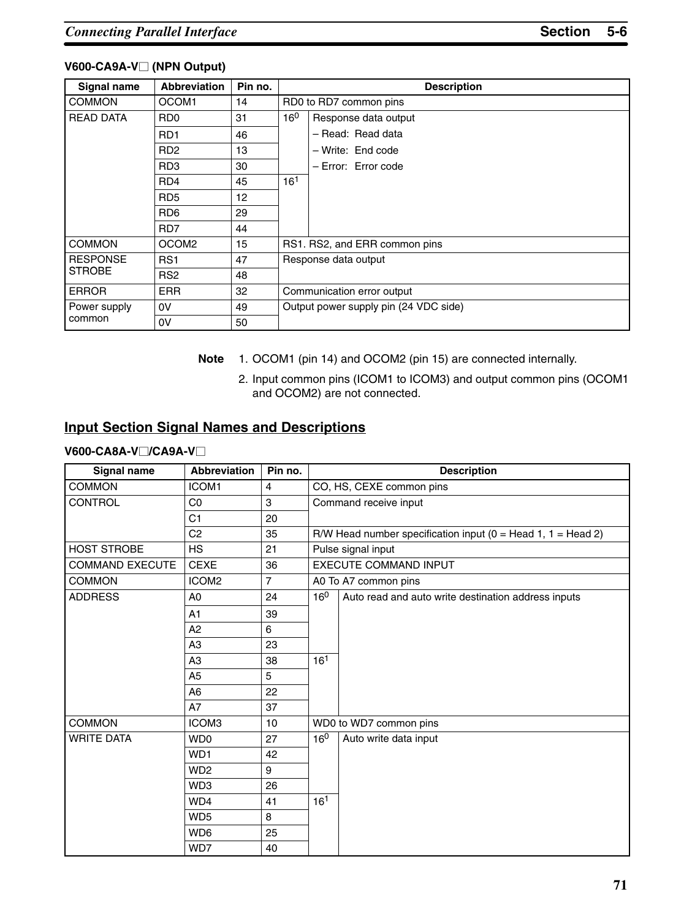**V600-CA9A-V□ (NPN Output)**

| Signal name | Abbreviation | Pin no. | Description | |
|---|---|---|---|---|
| COMMON | OCOM1 | 14 | RD0 to RD7 common pins | |
| READ DATA | RD0 | 31 | $16^0$ | Response data output<br>– Read: Read data<br>– Write: End code<br>– Error: Error code |
| | RD1 | 46 | | |
| | RD2 | 13 | | |
| | RD3 | 30 | | |
| | RD4 | 45 | $16^1$ | |
| | RD5 | 12 | | |
| | RD6 | 29 | | |
| | RD7 | 44 | | |
| COMMON | OCOM2 | 15 | RS1. RS2, and ERR common pins | |
| RESPONSE STROBE | RS1 | 47 | Response data output | |
| | RS2 | 48 | | |
| ERROR | ERR | 32 | Communication error output | |
| Power supply common | 0V | 49 | Output power supply pin (24 VDC side) | |
| | 0V | 50 | | |

**Note** 1. OCOM1 (pin 14) and OCOM2 (pin 15) are connected internally.

2. Input common pins (ICOM1 to ICOM3) and output common pins (OCOM1 and OCOM2) are not connected.

## Input Section Signal Names and Descriptions

**V600-CA8A-V□/CA9A-V□**

| Signal name | Abbreviation | Pin no. | Description | |
|---|---|---|---|---|
| COMMON | ICOM1 | 4 | CO, HS, CEXE common pins | |
| CONTROL | C0 | 3 | Command receive input | |
| | C1 | 20 | | |
| | C2 | 35 | R/W Head number specification input (0 = Head 1, 1 = Head 2) | |
| HOST STROBE | HS | 21 | Pulse signal input | |
| COMMAND EXECUTE | CEXE | 36 | EXECUTE COMMAND INPUT | |
| COMMON | ICOM2 | 7 | A0 To A7 common pins | |
| ADDRESS | A0 | 24 | $16^0$ | Auto read and auto write destination address inputs |
| | A1 | 39 | | |
| | A2 | 6 | | |
| | A3 | 23 | | |
| | A3 | 38 | $16^1$ | |
| | A5 | 5 | | |
| | A6 | 22 | | |
| | A7 | 37 | | |
| COMMON | ICOM3 | 10 | WD0 to WD7 common pins | |
| WRITE DATA | WD0 | 27 | $16^0$ | Auto write data input |
| | WD1 | 42 | | |
| | WD2 | 9 | | |
| | WD3 | 26 | | |
| | WD4 | 41 | $16^1$ | |
| | WD5 | 8 | | |
| | WD6 | 25 | | |
| | WD7 | 40 | | |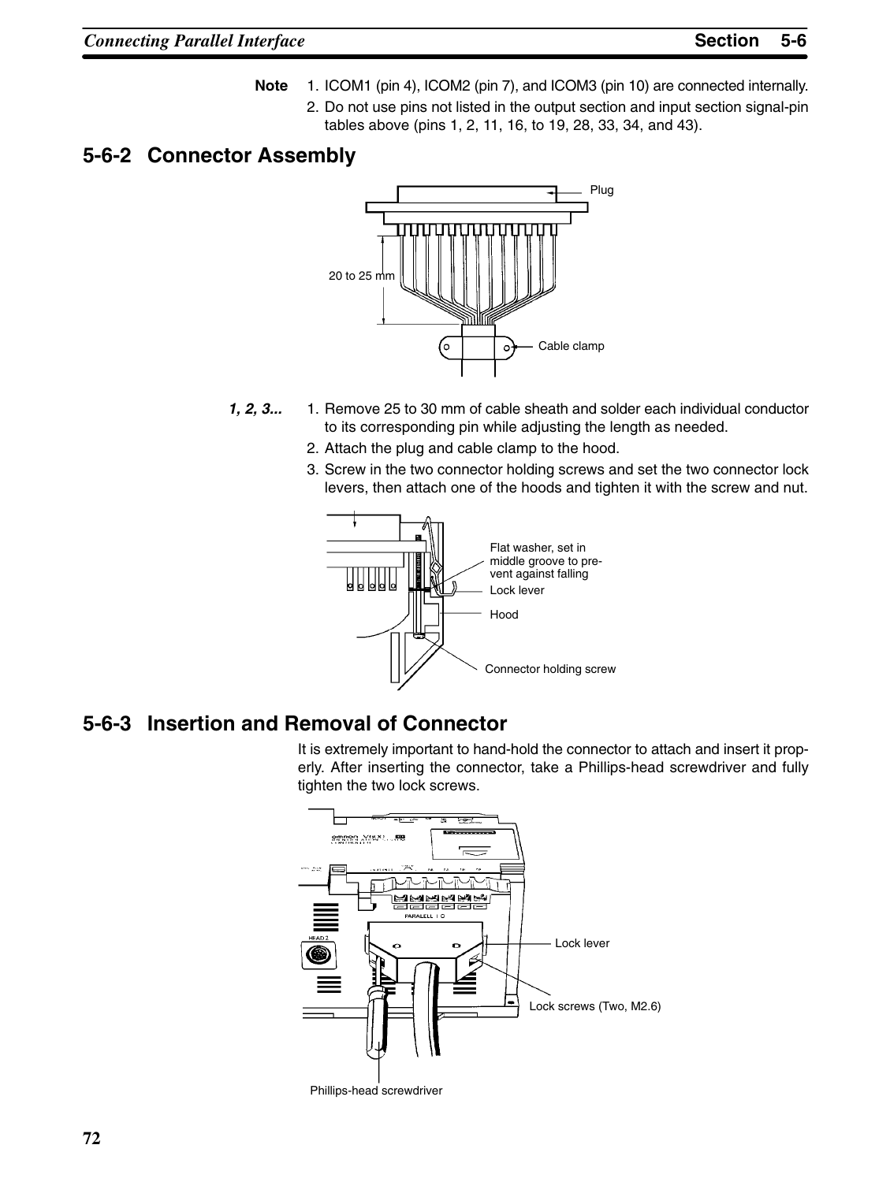**Note**

1. ICOM1 (pin 4), ICOM2 (pin 7), and ICOM3 (pin 10) are connected internally.
2. Do not use pins not listed in the output section and input section signal-pin tables above (pins 1, 2, 11, 16, to 19, 28, 33, 34, and 43).

## 5-6-2 Connector Assembly

Plug

20 to 25 mm

Cable clamp

***1, 2, 3...***

1. Remove 25 to 30 mm of cable sheath and solder each individual conductor to its corresponding pin while adjusting the length as needed.
2. Attach the plug and cable clamp to the hood.
3. Screw in the two connector holding screws and set the two connector lock levers, then attach one of the hoods and tighten it with the screw and nut.

Flat washer, set in middle groove to prevent against falling

Lock lever

Hood

Connector holding screw

## 5-6-3 Insertion and Removal of Connector

It is extremely important to hand-hold the connector to attach and insert it properly. After inserting the connector, take a Phillips-head screwdriver and fully tighten the two lock screws.

Lock lever

Lock screws (Two, M2.6)

Phillips-head screwdriver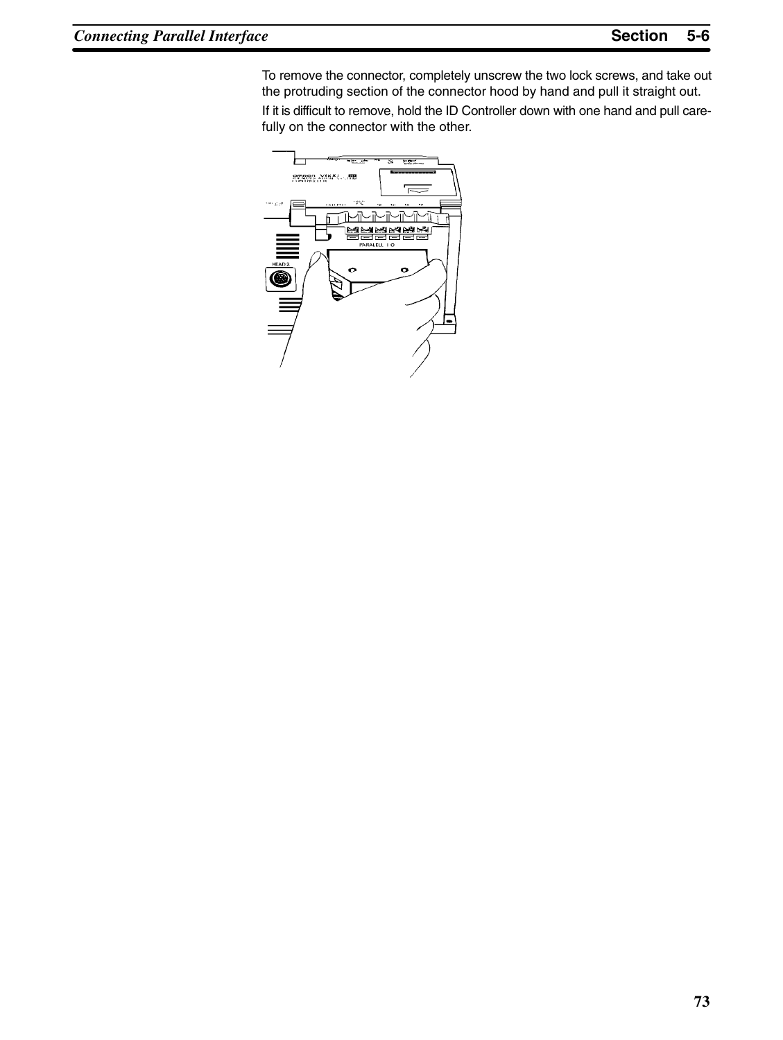To remove the connector, completely unscrew the two lock screws, and take out the protruding section of the connector hood by hand and pull it straight out.

If it is difficult to remove, hold the ID Controller down with one hand and pull carefully on the connector with the other.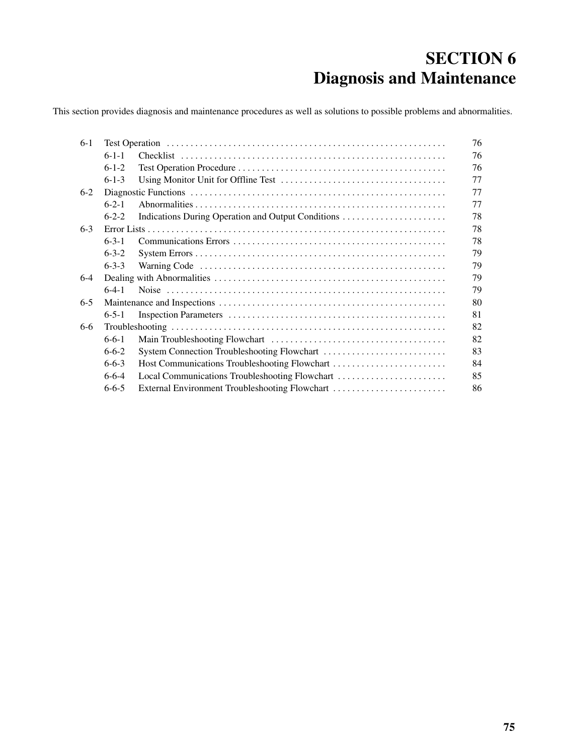# SECTION 6
# Diagnosis and Maintenance

This section provides diagnosis and maintenance procedures as well as solutions to possible problems and abnormalities.

| | | | |
|---|---|---|---|
| 6-1 | Test Operation | | 76 |
| | 6-1-1 | Checklist | 76 |
| | 6-1-2 | Test Operation Procedure | 76 |
| | 6-1-3 | Using Monitor Unit for Offline Test | 77 |
| 6-2 | Diagnostic Functions | | 77 |
| | 6-2-1 | Abnormalities | 77 |
| | 6-2-2 | Indications During Operation and Output Conditions | 78 |
| 6-3 | Error Lists | | 78 |
| | 6-3-1 | Communications Errors | 78 |
| | 6-3-2 | System Errors | 79 |
| | 6-3-3 | Warning Code | 79 |
| 6-4 | Dealing with Abnormalities | | 79 |
| | 6-4-1 | Noise | 79 |
| 6-5 | Maintenance and Inspections | | 80 |
| | 6-5-1 | Inspection Parameters | 81 |
| 6-6 | Troubleshooting | | 82 |
| | 6-6-1 | Main Troubleshooting Flowchart | 82 |
| | 6-6-2 | System Connection Troubleshooting Flowchart | 83 |
| | 6-6-3 | Host Communications Troubleshooting Flowchart | 84 |
| | 6-6-4 | Local Communications Troubleshooting Flowchart | 85 |
| | 6-6-5 | External Environment Troubleshooting Flowchart | 86 |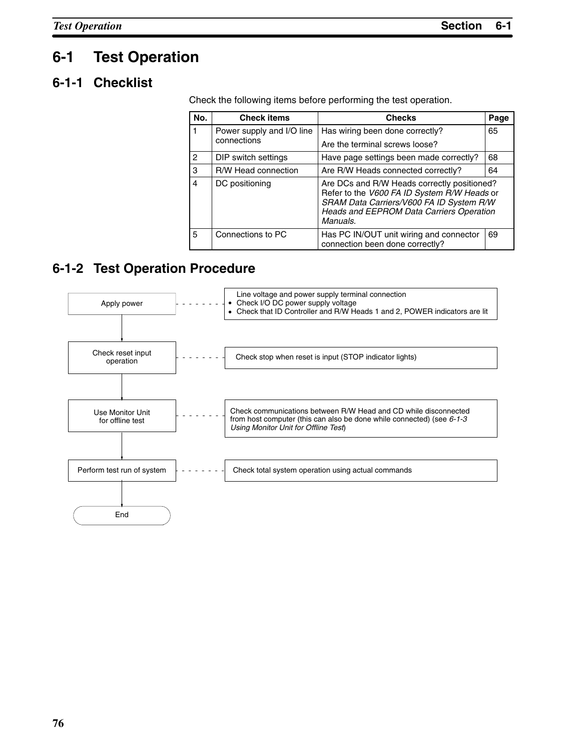# 6-1 Test Operation

## 6-1-1 Checklist

Check the following items before performing the test operation.

| No. | Check items | Checks | Page |
|---|---|---|---|
| 1 | Power supply and I/O line connections | Has wiring been done correctly?<br>Are the terminal screws loose? | 65 |
| 2 | DIP switch settings | Have page settings been made correctly? | 68 |
| 3 | R/W Head connection | Are R/W Heads connected correctly? | 64 |
| 4 | DC positioning | Are DCs and R/W Heads correctly positioned? Refer to the *V600 FA ID System R/W Heads* or *SRAM Data Carriers/V600 FA ID System R/W Heads and EEPROM Data Carriers Operation Manuals*. | |
| 5 | Connections to PC | Has PC IN/OUT unit wiring and connector connection been done correctly? | 69 |

## 6-1-2 Test Operation Procedure

| Step | Details |
|---|---|
| Apply power | Line voltage and power supply terminal connection<br>• Check I/O DC power supply voltage<br>• Check that ID Controller and R/W Heads 1 and 2, POWER indicators are lit |
| Check reset input operation | Check stop when reset is input (STOP indicator lights) |
| Use Monitor Unit for offline test | Check communications between R/W Head and CD while disconnected from host computer (this can also be done while connected) (see *6-1-3 Using Monitor Unit for Offline Test*) |
| Perform test run of system | Check total system operation using actual commands |
| End | |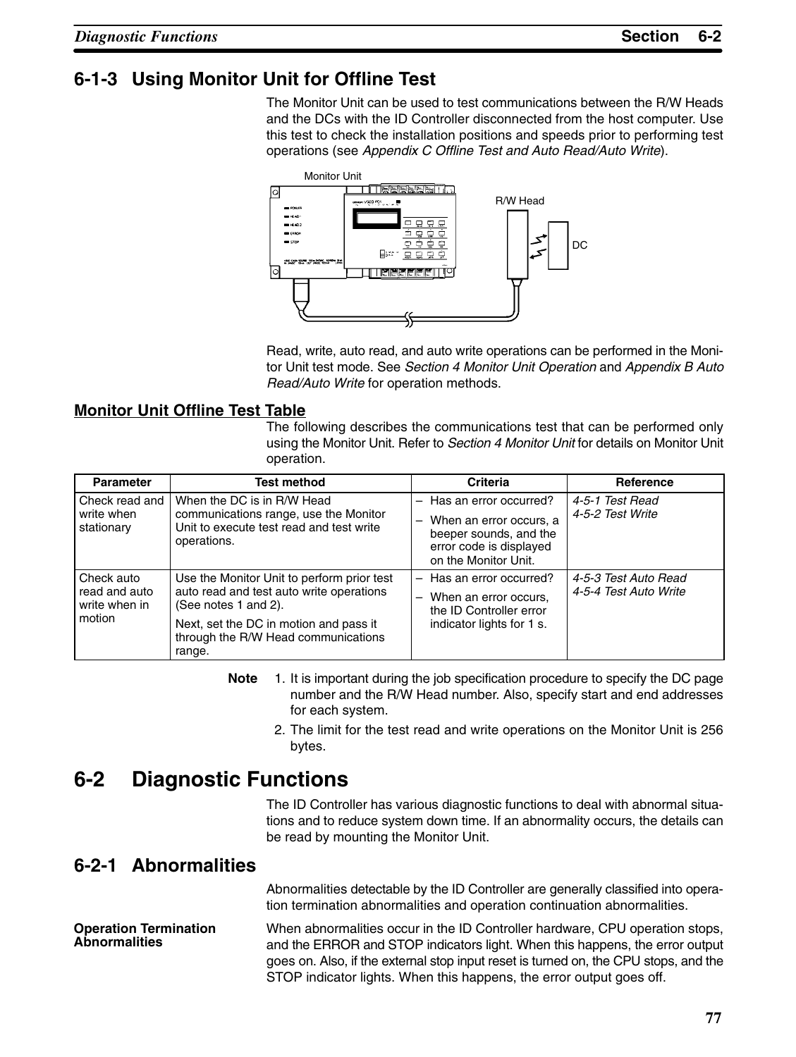## 6-1-3 Using Monitor Unit for Offline Test

The Monitor Unit can be used to test communications between the R/W Heads and the DCs with the ID Controller disconnected from the host computer. Use this test to check the installation positions and speeds prior to performing test operations (see *Appendix C Offline Test and Auto Read/Auto Write*).

Read, write, auto read, and auto write operations can be performed in the Monitor Unit test mode. See *Section 4 Monitor Unit Operation* and *Appendix B Auto Read/Auto Write* for operation methods.

### Monitor Unit Offline Test Table

The following describes the communications test that can be performed only using the Monitor Unit. Refer to *Section 4 Monitor Unit* for details on Monitor Unit operation.

| Parameter | Test method | Criteria | Reference |
|---|---|---|---|
| Check read and write when stationary | When the DC is in R/W Head communications range, use the Monitor Unit to execute test read and test write operations. | – Has an error occurred?<br>– When an error occurs, a beeper sounds, and the error code is displayed on the Monitor Unit. | *4-5-1 Test Read*<br>*4-5-2 Test Write* |
| Check auto read and auto write when in motion | Use the Monitor Unit to perform prior test auto read and test auto write operations (See notes 1 and 2).<br>Next, set the DC in motion and pass it through the R/W Head communications range. | – Has an error occurred?<br>– When an error occurs, the ID Controller error indicator lights for 1 s. | *4-5-3 Test Auto Read*<br>*4-5-4 Test Auto Write* |

**Note**

1. It is important during the job specification procedure to specify the DC page number and the R/W Head number. Also, specify start and end addresses for each system.
2. The limit for the test read and write operations on the Monitor Unit is 256 bytes.

# 6-2 Diagnostic Functions

The ID Controller has various diagnostic functions to deal with abnormal situations and to reduce system down time. If an abnormality occurs, the details can be read by mounting the Monitor Unit.

## 6-2-1 Abnormalities

Abnormalities detectable by the ID Controller are generally classified into operation termination abnormalities and operation continuation abnormalities.

**Operation Termination Abnormalities**

When abnormalities occur in the ID Controller hardware, CPU operation stops, and the ERROR and STOP indicators light. When this happens, the error output goes on. Also, if the external stop input reset is turned on, the CPU stops, and the STOP indicator lights. When this happens, the error output goes off.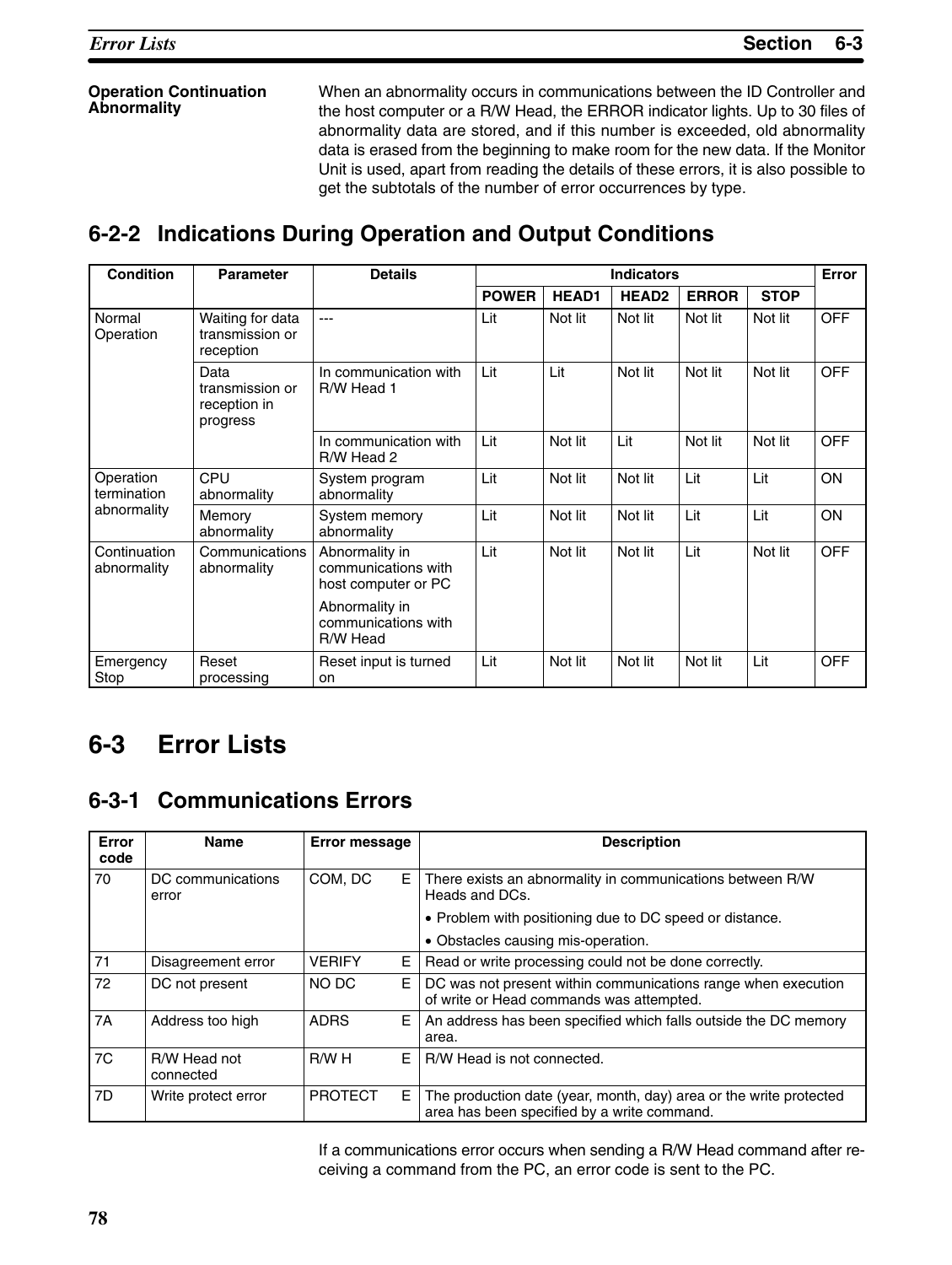**Operation Continuation Abnormality**

When an abnormality occurs in communications between the ID Controller and the host computer or a R/W Head, the ERROR indicator lights. Up to 30 files of abnormality data are stored, and if this number is exceeded, old abnormality data is erased from the beginning to make room for the new data. If the Monitor Unit is used, apart from reading the details of these errors, it is also possible to get the subtotals of the number of error occurrences by type.

### 6-2-2 Indications During Operation and Output Conditions

| Condition | Parameter | Details | Indicators | | | | | Error |
|---|---|---|---|---|---|---|---|---|
| | | | POWER | HEAD1 | HEAD2 | ERROR | STOP | |
| Normal Operation | Waiting for data transmission or reception | --- | Lit | Not lit | Not lit | Not lit | Not lit | OFF |
| | Data transmission or reception in progress | In communication with R/W Head 1 | Lit | Lit | Not lit | Not lit | Not lit | OFF |
| | | In communication with R/W Head 2 | Lit | Not lit | Lit | Not lit | Not lit | OFF |
| Operation termination abnormality | CPU abnormality | System program abnormality | Lit | Not lit | Not lit | Lit | Lit | ON |
| | Memory abnormality | System memory abnormality | Lit | Not lit | Not lit | Lit | Lit | ON |
| Continuation abnormality | Communications abnormality | Abnormality in communications with host computer or PC<br>Abnormality in communications with R/W Head | Lit | Not lit | Not lit | Lit | Not lit | OFF |
| Emergency Stop | Reset processing | Reset input is turned on | Lit | Not lit | Not lit | Not lit | Lit | OFF |

## 6-3 Error Lists

### 6-3-1 Communications Errors

| Error code | Name | Error message | Description |
|---|---|---|---|
| 70 | DC communications error | COM, DC E | There exists an abnormality in communications between R/W Heads and DCs.<br>• Problem with positioning due to DC speed or distance.<br>• Obstacles causing mis-operation. |
| 71 | Disagreement error | VERIFY E | Read or write processing could not be done correctly. |
| 72 | DC not present | NO DC E | DC was not present within communications range when execution of write or Head commands was attempted. |
| 7A | Address too high | ADRS E | An address has been specified which falls outside the DC memory area. |
| 7C | R/W Head not connected | R/W H E | R/W Head is not connected. |
| 7D | Write protect error | PROTECT E | The production date (year, month, day) area or the write protected area has been specified by a write command. |

If a communications error occurs when sending a R/W Head command after receiving a command from the PC, an error code is sent to the PC.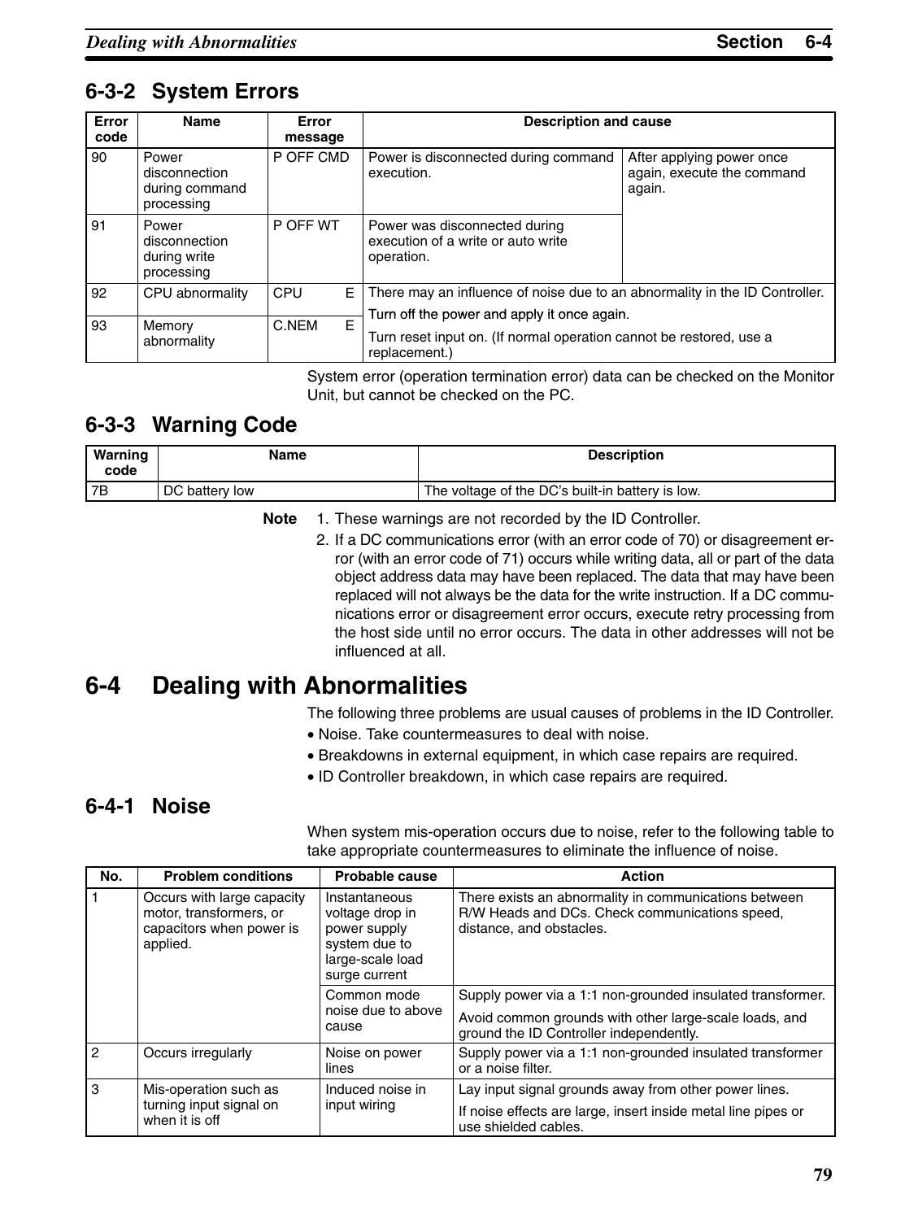## 6-3-2 System Errors

| Error code | Name | Error message | Description and cause | |
|---|---|---|---|---|
| 90 | Power disconnection during command processing | P OFF CMD | Power is disconnected during command execution. | After applying power once again, execute the command again. |
| 91 | Power disconnection during write processing | P OFF WT | Power was disconnected during execution of a write or auto write operation. | |
| 92 | CPU abnormality | CPU E | There may an influence of noise due to an abnormality in the ID Controller. Turn off the power and apply it once again. Turn reset input on. (If normal operation cannot be restored, use a replacement.) | |
| 93 | Memory abnormality | C.NEM E | | |

System error (operation termination error) data can be checked on the Monitor Unit, but cannot be checked on the PC.

## 6-3-3 Warning Code

| Warning code | Name | Description |
|---|---|---|
| 7B | DC battery low | The voltage of the DC's built-in battery is low. |

**Note**

1. These warnings are not recorded by the ID Controller.
2. If a DC communications error (with an error code of 70) or disagreement error (with an error code of 71) occurs while writing data, all or part of the data object address data may have been replaced. The data that may have been replaced will not always be the data for the write instruction. If a DC communications error or disagreement error occurs, execute retry processing from the host side until no error occurs. The data in other addresses will not be influenced at all.

# 6-4 Dealing with Abnormalities

The following three problems are usual causes of problems in the ID Controller.

- Noise. Take countermeasures to deal with noise.
- Breakdowns in external equipment, in which case repairs are required.
- ID Controller breakdown, in which case repairs are required.

## 6-4-1 Noise

When system mis-operation occurs due to noise, refer to the following table to take appropriate countermeasures to eliminate the influence of noise.

| No. | Problem conditions | Probable cause | Action |
|---|---|---|---|
| 1 | Occurs with large capacity motor, transformers, or capacitors when power is applied. | Instantaneous voltage drop in power supply system due to large-scale load surge current | There exists an abnormality in communications between R/W Heads and DCs. Check communications speed, distance, and obstacles. |
| | | Common mode noise due to above cause | Supply power via a 1:1 non-grounded insulated transformer. Avoid common grounds with other large-scale loads, and ground the ID Controller independently. |
| 2 | Occurs irregularly | Noise on power lines | Supply power via a 1:1 non-grounded insulated transformer or a noise filter. |
| 3 | Mis-operation such as turning input signal on when it is off | Induced noise in input wiring | Lay input signal grounds away from other power lines. If noise effects are large, insert inside metal line pipes or use shielded cables. |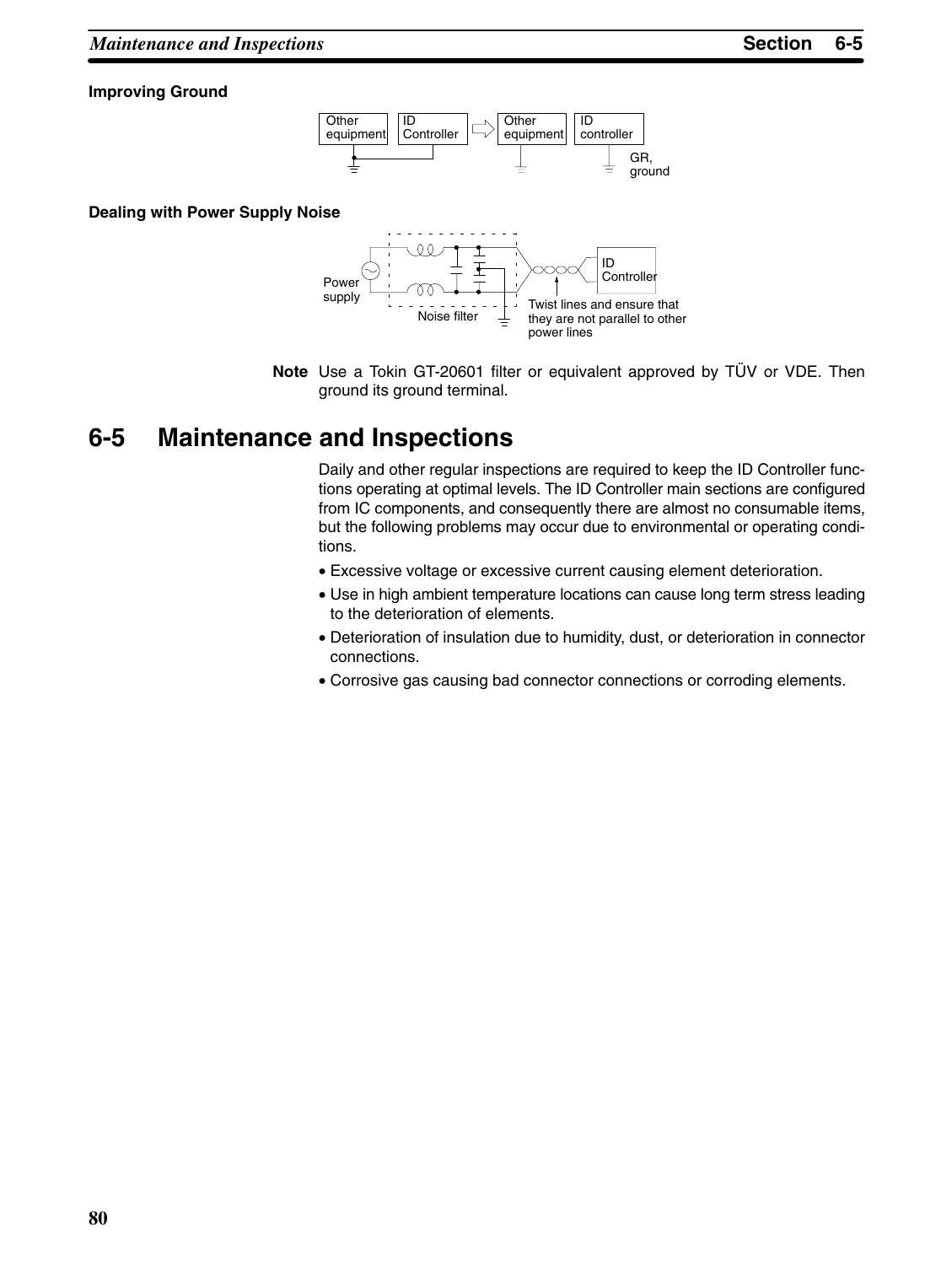**Improving Ground**

Other equipment | ID Controller ⇨ Other equipment | ID controller

GR, ground

**Dealing with Power Supply Noise**

Power supply

Noise filter

ID Controller

Twist lines and ensure that they are not parallel to other power lines

**Note** Use a Tokin GT-20601 filter or equivalent approved by TÜV or VDE. Then ground its ground terminal.

## 6-5 Maintenance and Inspections

Daily and other regular inspections are required to keep the ID Controller functions operating at optimal levels. The ID Controller main sections are configured from IC components, and consequently there are almost no consumable items, but the following problems may occur due to environmental or operating conditions.

- Excessive voltage or excessive current causing element deterioration.
- Use in high ambient temperature locations can cause long term stress leading to the deterioration of elements.
- Deterioration of insulation due to humidity, dust, or deterioration in connector connections.
- Corrosive gas causing bad connector connections or corroding elements.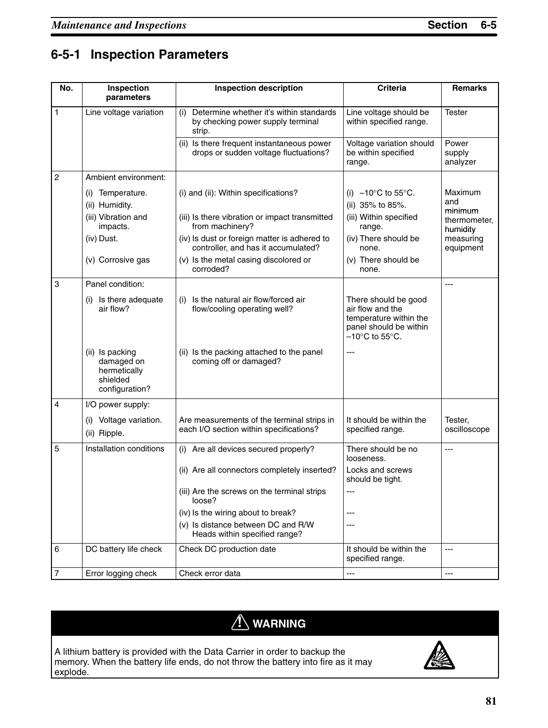## 6-5-1 Inspection Parameters

| No. | Inspection parameters | Inspection description | Criteria | Remarks |
|---|---|---|---|---|
| 1 | Line voltage variation | (i) Determine whether it's within standards by checking power supply terminal strip. | Line voltage should be within specified range. | Tester |
| | | (ii) Is there frequent instantaneous power drops or sudden voltage fluctuations? | Voltage variation should be within specified range. | Power supply analyzer |
| 2 | Ambient environment:<br>(i) Temperature.<br>(ii) Humidity.<br>(iii) Vibration and impacts.<br>(iv) Dust.<br>(v) Corrosive gas | (i) and (ii): Within specifications?<br>(iii) Is there vibration or impact transmitted from machinery?<br>(iv) Is dust or foreign matter is adhered to controller, and has it accumulated?<br>(v) Is the metal casing discolored or corroded? | (i) –10°C to 55°C.<br>(ii) 35% to 85%.<br>(iii) Within specified range.<br>(iv) There should be none.<br>(v) There should be none. | Maximum and minimum thermometer, humidity measuring equipment |
| 3 | Panel condition:<br>(i) Is there adequate air flow? | (i) Is the natural air flow/forced air flow/cooling operating well? | There should be good air flow and the temperature within the panel should be within –10°C to 55°C. | --- |
| | (ii) Is packing damaged on hermetically shielded configuration? | (ii) Is the packing attached to the panel coming off or damaged? | --- | |
| 4 | I/O power supply:<br>(i) Voltage variation.<br>(ii) Ripple. | Are measurements of the terminal strips in each I/O section within specifications? | It should be within the specified range. | Tester, oscilloscope |
| 5 | Installation conditions | (i) Are all devices secured properly? | There should be no looseness. | --- |
| | | (ii) Are all connectors completely inserted? | Locks and screws should be tight. | |
| | | (iii) Are the screws on the terminal strips loose? | --- | |
| | | (iv) Is the wiring about to break? | --- | |
| | | (v) Is distance between DC and R/W Heads within specified range? | --- | |
| 6 | DC battery life check | Check DC production date | It should be within the specified range. | --- |
| 7 | Error logging check | Check error data | --- | --- |

**⚠ WARNING**

A lithium battery is provided with the Data Carrier in order to backup the memory. When the battery life ends, do not throw the battery into fire as it may explode.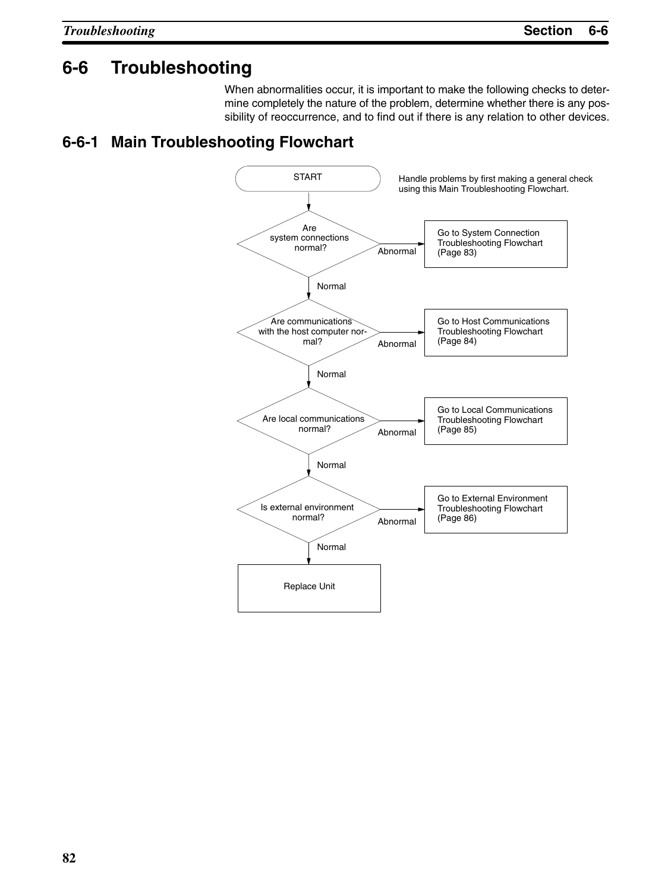# 6-6 Troubleshooting

When abnormalities occur, it is important to make the following checks to determine completely the nature of the problem, determine whether there is any possibility of reoccurrence, and to find out if there is any relation to other devices.

## 6-6-1 Main Troubleshooting Flowchart

START

Handle problems by first making a general check using this Main Troubleshooting Flowchart.

- Are system connections normal?
  - Abnormal → Go to System Connection Troubleshooting Flowchart (Page 83)
  - Normal ↓
- Are communications with the host computer normal?
  - Abnormal → Go to Host Communications Troubleshooting Flowchart (Page 84)
  - Normal ↓
- Are local communications normal?
  - Abnormal → Go to Local Communications Troubleshooting Flowchart (Page 85)
  - Normal ↓
- Is external environment normal?
  - Abnormal → Go to External Environment Troubleshooting Flowchart (Page 86)
  - Normal ↓
- Replace Unit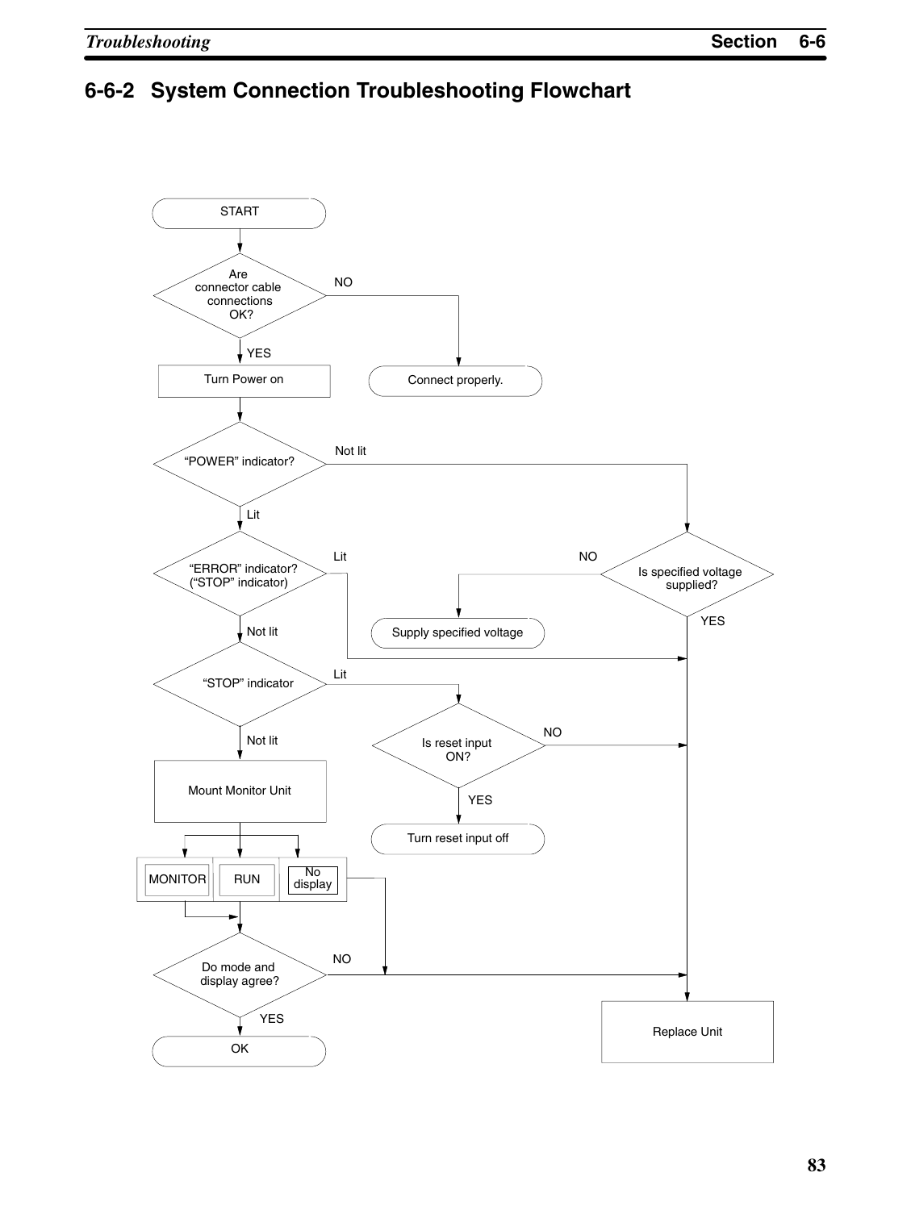## 6-6-2 System Connection Troubleshooting Flowchart

START

Are connector cable connections OK?
- NO → Connect properly.
- YES → Turn Power on

"POWER" indicator?
- Not lit → Is specified voltage supplied?
  - NO → Supply specified voltage
  - YES → Replace Unit
- Lit → "ERROR" indicator? ("STOP" indicator)
  - Lit → Replace Unit
  - Not lit → "STOP" indicator
    - Lit → Is reset input ON?
      - NO → Replace Unit
      - YES → Turn reset input off
    - Not lit → Mount Monitor Unit
      - MONITOR → Do mode and display agree?
      - RUN → Do mode and display agree?
      - No display → Replace Unit

Do mode and display agree?
- NO → Replace Unit
- YES → OK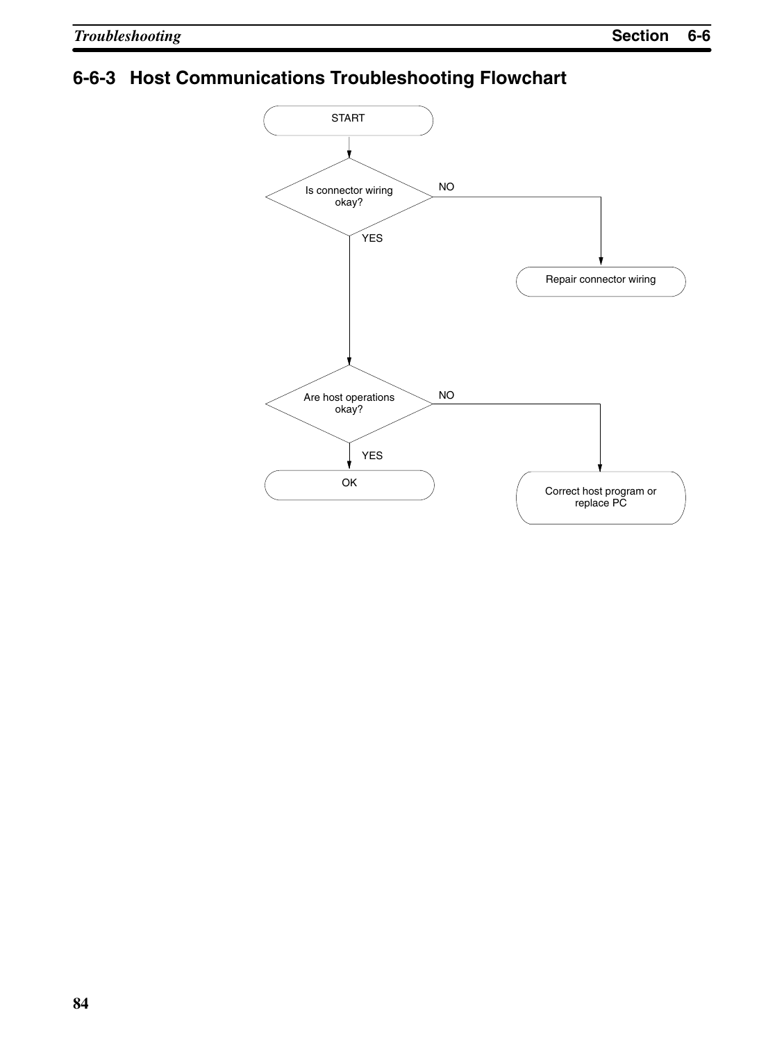## 6-6-3 Host Communications Troubleshooting Flowchart

START

Is connector wiring okay?

- NO → Repair connector wiring
- YES → Are host operations okay?
  - NO → Correct host program or replace PC
  - YES → OK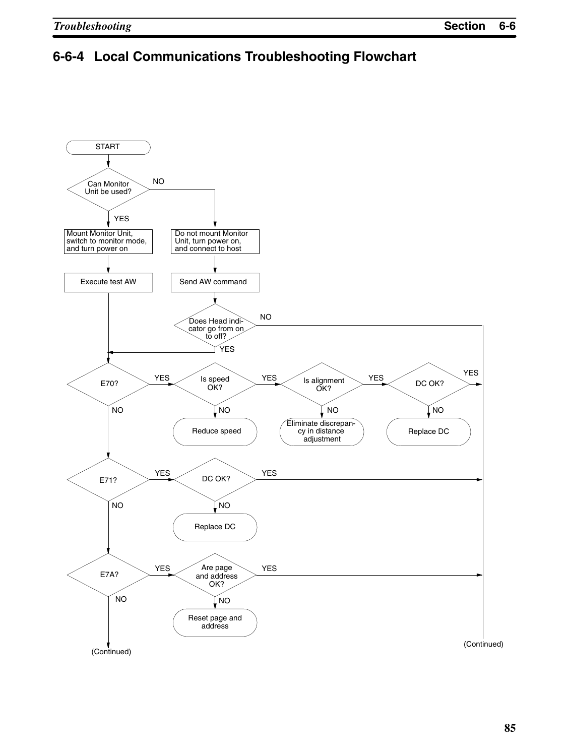## 6-6-4 Local Communications Troubleshooting Flowchart

START

Can Monitor Unit be used?

- YES → Mount Monitor Unit, switch to monitor mode, and turn power on → Execute test AW → E70?
- NO → Do not mount Monitor Unit, turn power on, and connect to host → Send AW command → Does Head indicator go from on to off?
  - YES → E70?
  - NO → (Continued)

E70?

- YES → Is speed OK?
  - NO → Reduce speed
  - YES → Is alignment OK?
    - NO → Eliminate discrepancy in distance adjustment
    - YES → DC OK?
      - NO → Replace DC
      - YES → (Continued)
- NO → E71?

E71?

- YES → DC OK?
  - NO → Replace DC
  - YES → (Continued)
- NO → E7A?

E7A?

- YES → Are page and address OK?
  - NO → Reset page and address
  - YES → (Continued)
- NO → (Continued)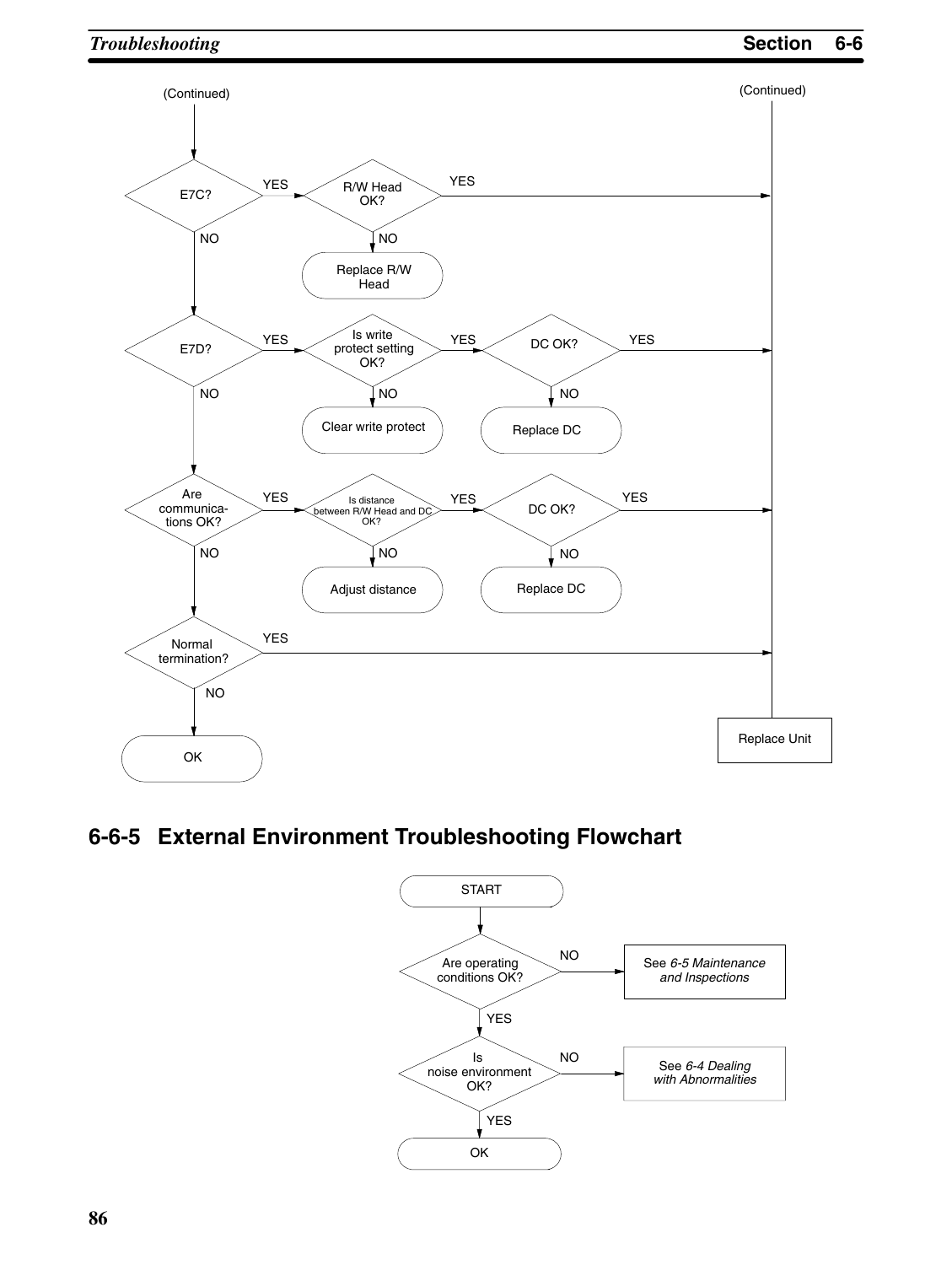(Continued)

(Continued)

E7C? — YES → R/W Head OK? — YES → Replace Unit
R/W Head OK? — NO → Replace R/W Head
E7C? — NO ↓

E7D? — YES → Is write protect setting OK? — YES → DC OK? — YES → Replace Unit
Is write protect setting OK? — NO → Clear write protect
DC OK? — NO → Replace DC
E7D? — NO ↓

Are communica-tions OK? — YES → Is distance between R/W Head and DC OK? — YES → DC OK? — YES → Replace Unit
Is distance between R/W Head and DC OK? — NO → Adjust distance
DC OK? — NO → Replace DC
Are communica-tions OK? — NO ↓

Normal termination? — YES → Replace Unit
Normal termination? — NO → OK

## 6-6-5 External Environment Troubleshooting Flowchart

START

Are operating conditions OK? — NO → See *6-5 Maintenance and Inspections*
Are operating conditions OK? — YES ↓

Is noise environment OK? — NO → See *6-4 Dealing with Abnormalities*
Is noise environment OK? — YES ↓

OK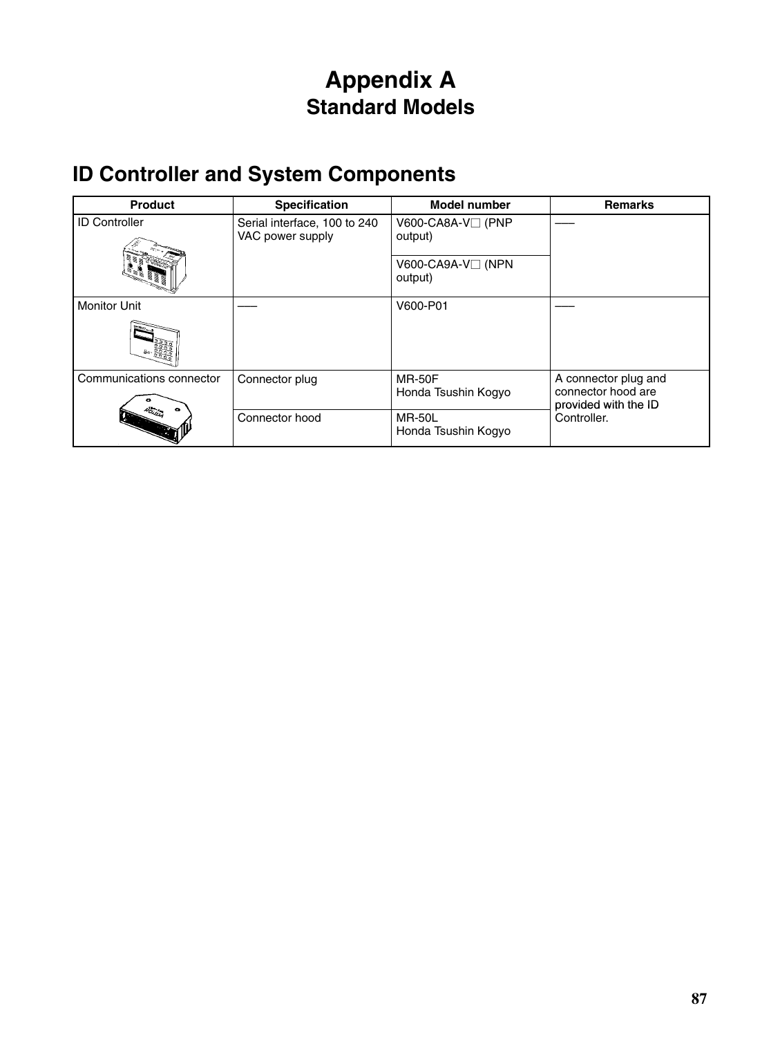# Appendix A
## Standard Models

## ID Controller and System Components

| Product | Specification | Model number | Remarks |
|---|---|---|---|
| ID Controller | Serial interface, 100 to 240 VAC power supply | V600-CA8A-V□ (PNP output) | —— |
| | | V600-CA9A-V□ (NPN output) | |
| Monitor Unit | —— | V600-P01 | —— |
| Communications connector | Connector plug | MR-50F<br>Honda Tsushin Kogyo | A connector plug and connector hood are provided with the ID Controller. |
| | Connector hood | MR-50L<br>Honda Tsushin Kogyo | |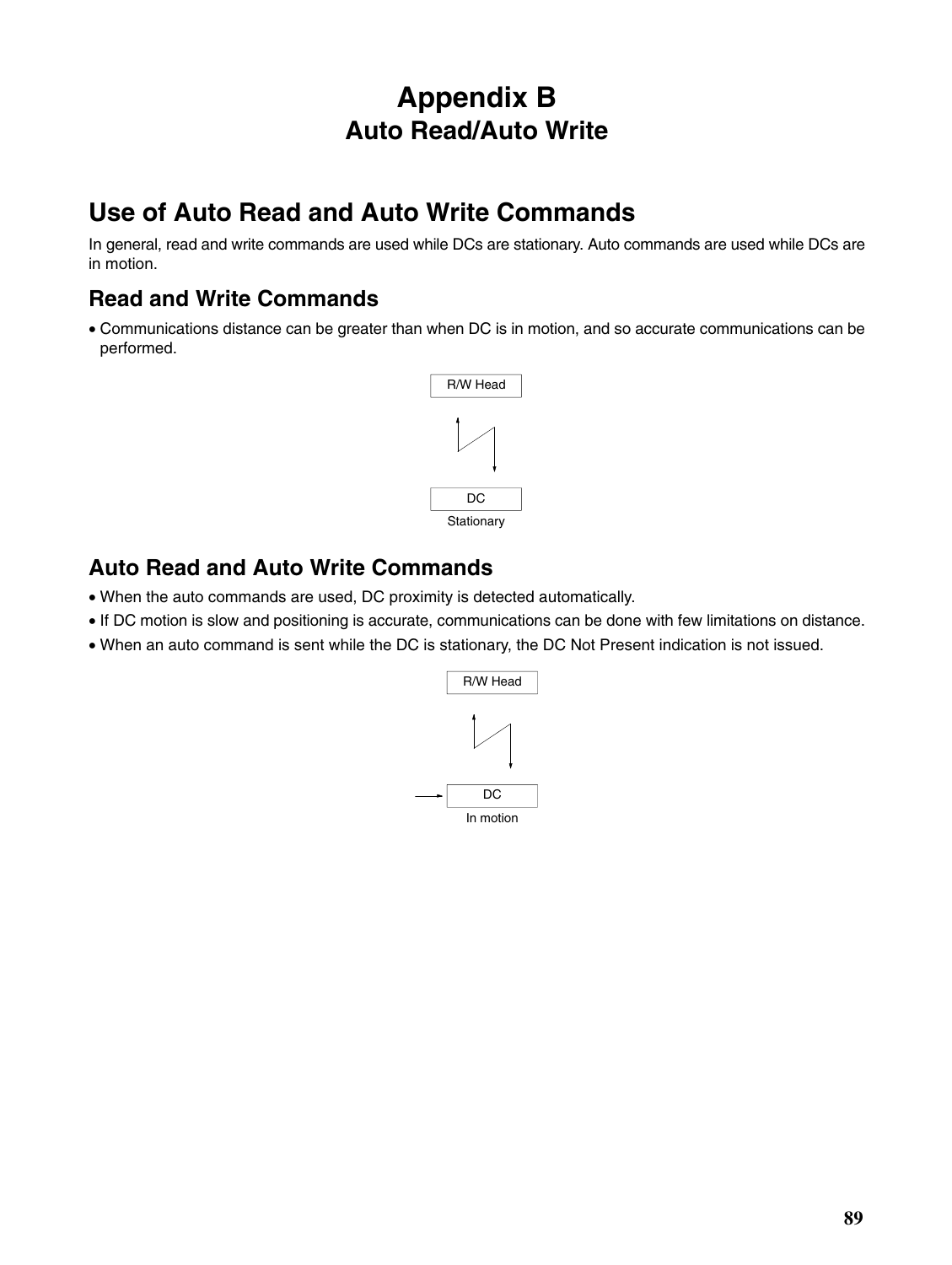# Appendix B
## Auto Read/Auto Write

## Use of Auto Read and Auto Write Commands

In general, read and write commands are used while DCs are stationary. Auto commands are used while DCs are in motion.

### Read and Write Commands

- Communications distance can be greater than when DC is in motion, and so accurate communications can be performed.

R/W Head

DC

Stationary

### Auto Read and Auto Write Commands

- When the auto commands are used, DC proximity is detected automatically.
- If DC motion is slow and positioning is accurate, communications can be done with few limitations on distance.
- When an auto command is sent while the DC is stationary, the DC Not Present indication is not issued.

R/W Head

DC

In motion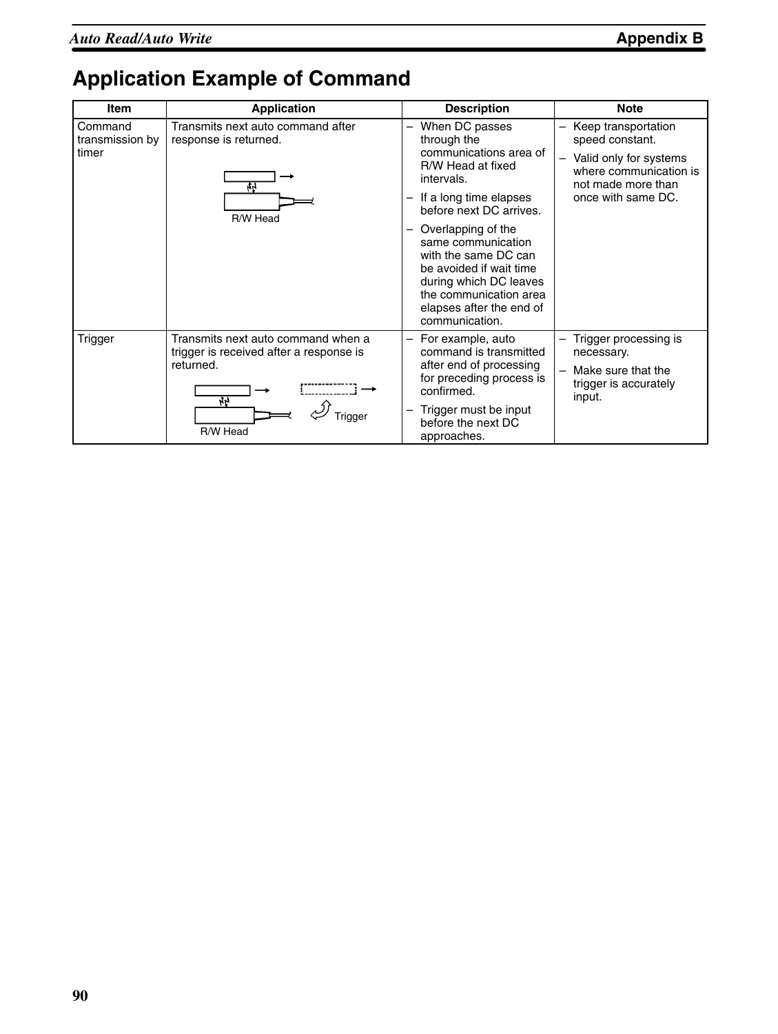# Application Example of Command

| Item | Application | Description | Note |
|---|---|---|---|
| Command transmission by timer | Transmits next auto command after response is returned.<br><br>R/W Head | – When DC passes through the communications area of R/W Head at fixed intervals.<br>– If a long time elapses before next DC arrives.<br>– Overlapping of the same communication with the same DC can be avoided if wait time during which DC leaves the communication area elapses after the end of communication. | – Keep transportation speed constant.<br>– Valid only for systems where communication is not made more than once with same DC. |
| Trigger | Transmits next auto command when a trigger is received after a response is returned.<br><br>Trigger<br>R/W Head | – For example, auto command is transmitted after end of processing for preceding process is confirmed.<br>– Trigger must be input before the next DC approaches. | – Trigger processing is necessary.<br>– Make sure that the trigger is accurately input. |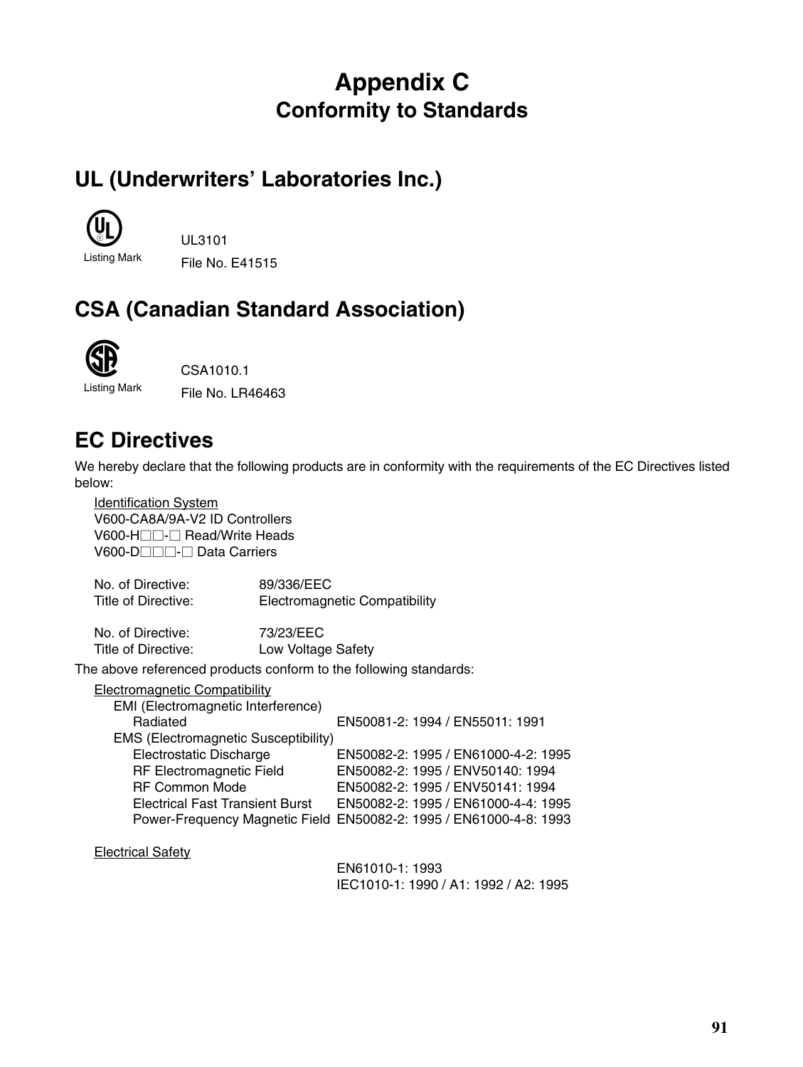# Appendix C
## Conformity to Standards

## UL (Underwriters' Laboratories Inc.)

Listing Mark

UL3101

File No. E41515

## CSA (Canadian Standard Association)

Listing Mark

CSA1010.1

File No. LR46463

## EC Directives

We hereby declare that the following products are in conformity with the requirements of the EC Directives listed below:

Identification System
V600-CA8A/9A-V2 ID Controllers
V600-H□□-□ Read/Write Heads
V600-D□□□-□ Data Carriers

| | |
|---|---|
| No. of Directive: | 89/336/EEC |
| Title of Directive: | Electromagnetic Compatibility |

| | |
|---|---|
| No. of Directive: | 73/23/EEC |
| Title of Directive: | Low Voltage Safety |

The above referenced products conform to the following standards:

Electromagnetic Compatibility

| | |
|---|---|
| EMI (Electromagnetic Interference) | |
| Radiated | EN50081-2: 1994 / EN55011: 1991 |
| EMS (Electromagnetic Susceptibility) | |
| Electrostatic Discharge | EN50082-2: 1995 / EN61000-4-2: 1995 |
| RF Electromagnetic Field | EN50082-2: 1995 / ENV50140: 1994 |
| RF Common Mode | EN50082-2: 1995 / ENV50141: 1994 |
| Electrical Fast Transient Burst | EN50082-2: 1995 / EN61000-4-4: 1995 |
| Power-Frequency Magnetic Field | EN50082-2: 1995 / EN61000-4-8: 1993 |

Electrical Safety

EN61010-1: 1993
IEC1010-1: 1990 / A1: 1992 / A2: 1995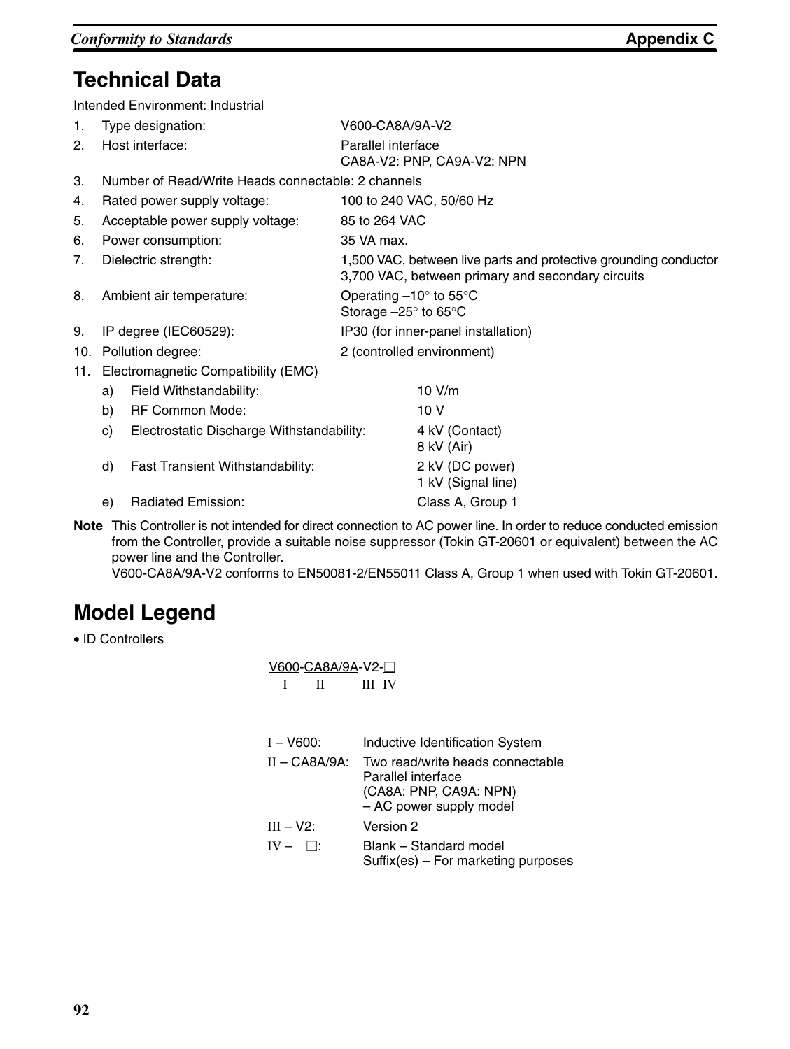## Technical Data

Intended Environment: Industrial

1. Type designation: V600-CA8A/9A-V2
2. Host interface: Parallel interface
   CA8A-V2: PNP, CA9A-V2: NPN
3. Number of Read/Write Heads connectable: 2 channels
4. Rated power supply voltage: 100 to 240 VAC, 50/60 Hz
5. Acceptable power supply voltage: 85 to 264 VAC
6. Power consumption: 35 VA max.
7. Dielectric strength: 1,500 VAC, between live parts and protective grounding conductor
   3,700 VAC, between primary and secondary circuits
8. Ambient air temperature: Operating –10° to 55°C
   Storage –25° to 65°C
9. IP degree (IEC60529): IP30 (for inner-panel installation)
10. Pollution degree: 2 (controlled environment)
11. Electromagnetic Compatibility (EMC)
    a) Field Withstandability: 10 V/m
    b) RF Common Mode: 10 V
    c) Electrostatic Discharge Withstandability: 4 kV (Contact)
       8 kV (Air)
    d) Fast Transient Withstandability: 2 kV (DC power)
       1 kV (Signal line)
    e) Radiated Emission: Class A, Group 1

**Note** This Controller is not intended for direct connection to AC power line. In order to reduce conducted emission from the Controller, provide a suitable noise suppressor (Tokin GT-20601 or equivalent) between the AC power line and the Controller.
V600-CA8A/9A-V2 conforms to EN50081-2/EN55011 Class A, Group 1 when used with Tokin GT-20601.

## Model Legend

- ID Controllers

V600-CA8A/9A-V2-□
(I: V600, II: CA8A/9A, III: V2, IV: □)

| | |
|---|---|
| I – V600: | Inductive Identification System |
| II – CA8A/9A: | Two read/write heads connectable<br>Parallel interface<br>(CA8A: PNP, CA9A: NPN)<br>– AC power supply model |
| III – V2: | Version 2 |
| IV – □: | Blank – Standard model<br>Suffix(es) – For marketing purposes |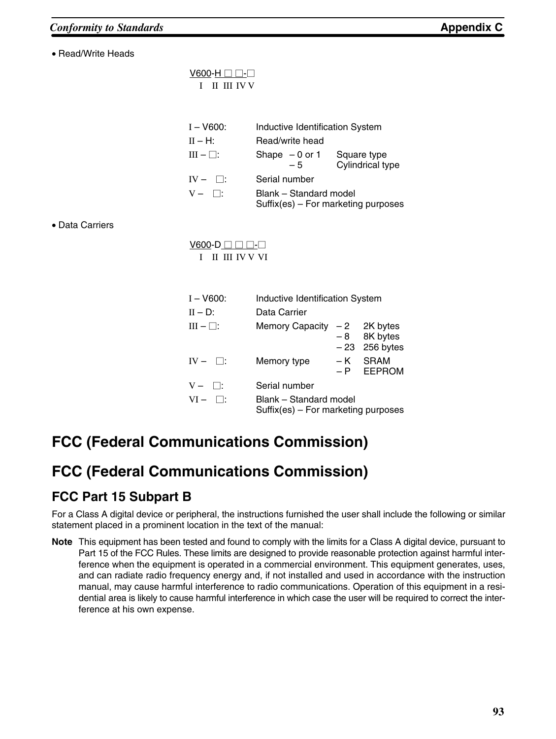- Read/Write Heads

V600-H □ □-□
I II III IV V

| | |
|---|---|
| I – V600: | Inductive Identification System |
| II – H: | Read/write head |
| III – □: | Shape – 0 or 1 Square type<br>– 5 Cylindrical type |
| IV – □: | Serial number |
| V – □: | Blank – Standard model<br>Suffix(es) – For marketing purposes |

- Data Carriers

V600-D □ □ □-□
I II III IV V VI

| | |
|---|---|
| I – V600: | Inductive Identification System |
| II – D: | Data Carrier |
| III – □: | Memory Capacity – 2 2K bytes<br>– 8 8K bytes<br>– 23 256 bytes |
| IV – □: | Memory type – K SRAM<br>– P EEPROM |
| V – □: | Serial number |
| VI – □: | Blank – Standard model<br>Suffix(es) – For marketing purposes |

## FCC (Federal Communications Commission)

## FCC (Federal Communications Commission)

### FCC Part 15 Subpart B

For a Class A digital device or peripheral, the instructions furnished the user shall include the following or similar statement placed in a prominent location in the text of the manual:

**Note** This equipment has been tested and found to comply with the limits for a Class A digital device, pursuant to Part 15 of the FCC Rules. These limits are designed to provide reasonable protection against harmful interference when the equipment is operated in a commercial environment. This equipment generates, uses, and can radiate radio frequency energy and, if not installed and used in accordance with the instruction manual, may cause harmful interference to radio communications. Operation of this equipment in a residential area is likely to cause harmful interference in which case the user will be required to correct the interference at his own expense.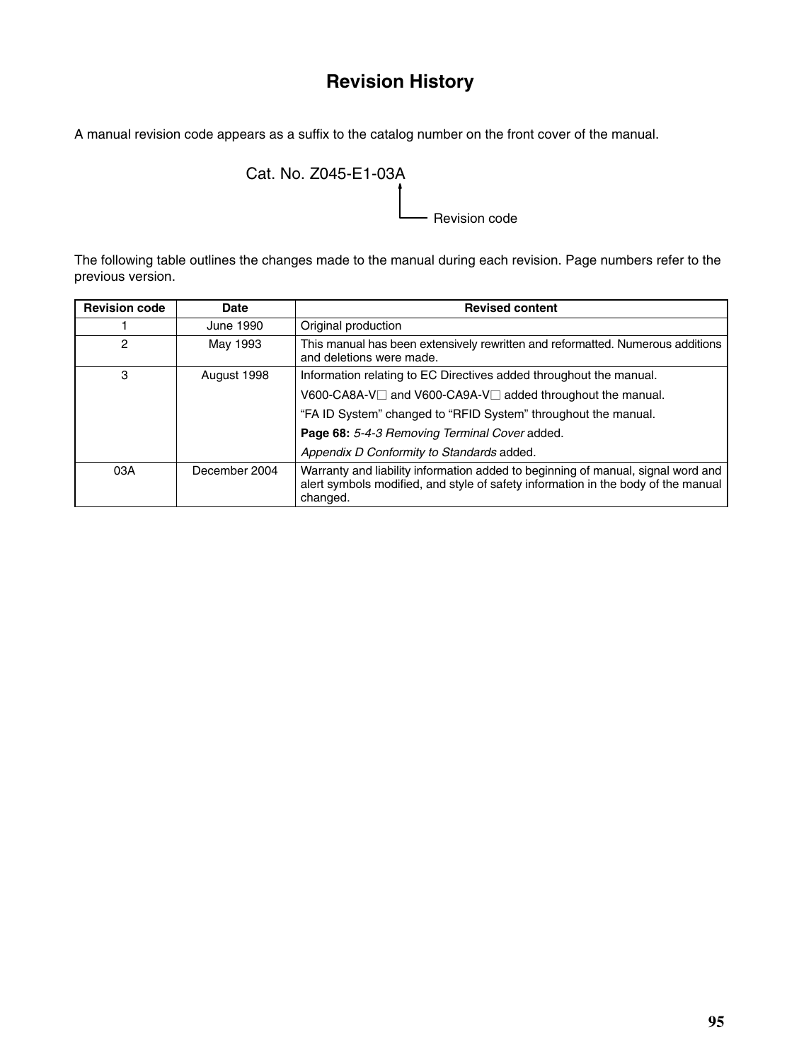# Revision History

A manual revision code appears as a suffix to the catalog number on the front cover of the manual.

Cat. No. Z045-E1-03A

Revision code

The following table outlines the changes made to the manual during each revision. Page numbers refer to the previous version.

| Revision code | Date | Revised content |
|---|---|---|
| 1 | June 1990 | Original production |
| 2 | May 1993 | This manual has been extensively rewritten and reformatted. Numerous additions and deletions were made. |
| 3 | August 1998 | Information relating to EC Directives added throughout the manual.<br>V600-CA8A-V☐ and V600-CA9A-V☐ added throughout the manual.<br>“FA ID System” changed to “RFID System” throughout the manual.<br>**Page 68:** *5-4-3 Removing Terminal Cover* added.<br>*Appendix D Conformity to Standards* added. |
| 03A | December 2004 | Warranty and liability information added to beginning of manual, signal word and alert symbols modified, and style of safety information in the body of the manual changed. |